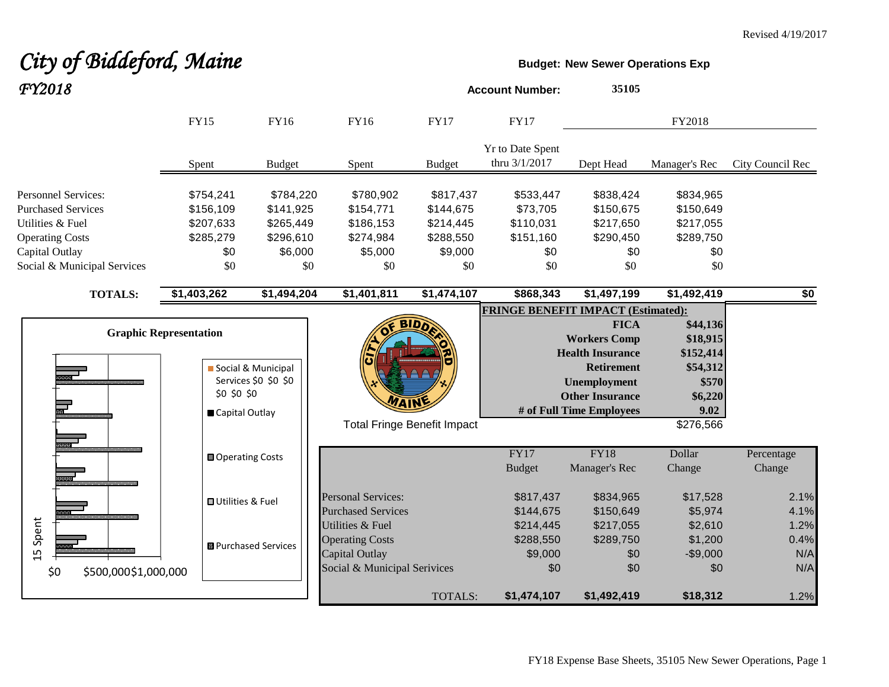Revised 4/19/2017

# City of Biddeford, Maine

## FY2018

**Budget: New Sewer Operations Exp**

**Account Number: 35105**

| | FY15 Spent | FY16 Budget | FY16 Spent | FY17 Budget | FY17 Yr to Date Spent thru 3/1/2017 | FY2018 Dept Head | FY2018 Manager's Rec | FY2018 City Council Rec |
|---|---|---|---|---|---|---|---|---|
| Personnel Services: | $754,241 | $784,220 | $780,902 | $817,437 | $533,447 | $838,424 | $834,965 | |
| Purchased Services | $156,109 | $141,925 | $154,771 | $144,675 | $73,705 | $150,675 | $150,649 | |
| Utilities & Fuel | $207,633 | $265,449 | $186,153 | $214,445 | $110,031 | $217,650 | $217,055 | |
| Operating Costs | $285,279 | $296,610 | $274,984 | $288,550 | $151,160 | $290,450 | $289,750 | |
| Capital Outlay | $0 | $6,000 | $5,000 | $9,000 | $0 | $0 | $0 | |
| Social & Municipal Services | $0 | $0 | $0 | $0 | $0 | $0 | $0 | |
| **TOTALS:** | **$1,403,262** | **$1,494,204** | **$1,401,811** | **$1,474,107** | **$868,343** | **$1,497,199** | **$1,492,419** | **$0** |

**FRINGE BENEFIT IMPACT (Estimated):**

| | |
|---|---|
| **FICA** | **$44,136** |
| **Workers Comp** | **$18,915** |
| **Health Insurance** | **$152,414** |
| **Retirement** | **$54,312** |
| **Unemployment** | **$570** |
| **Other Insurance** | **$6,220** |
| **# of Full Time Employees** | **9.02** |

Total Fringe Benefit Impact $276,566

**Graphic Representation**

| | FY17 Budget | FY18 Manager's Rec | Dollar Change | Percentage Change |
|---|---|---|---|---|
| Personal Services: | $817,437 | $834,965 | $17,528 | 2.1% |
| Purchased Services | $144,675 | $150,649 | $5,974 | 4.1% |
| Utilities & Fuel | $214,445 | $217,055 | $2,610 | 1.2% |
| Operating Costs | $288,550 | $289,750 | $1,200 | 0.4% |
| Capital Outlay | $9,000 | $0 | -$9,000 | N/A |
| Social & Municipal Services | $0 | $0 | $0 | N/A |
| TOTALS: | **$1,474,107** | **$1,492,419** | **$18,312** | 1.2% |

FY18 Expense Base Sheets, 35105 New Sewer Operations, Page 1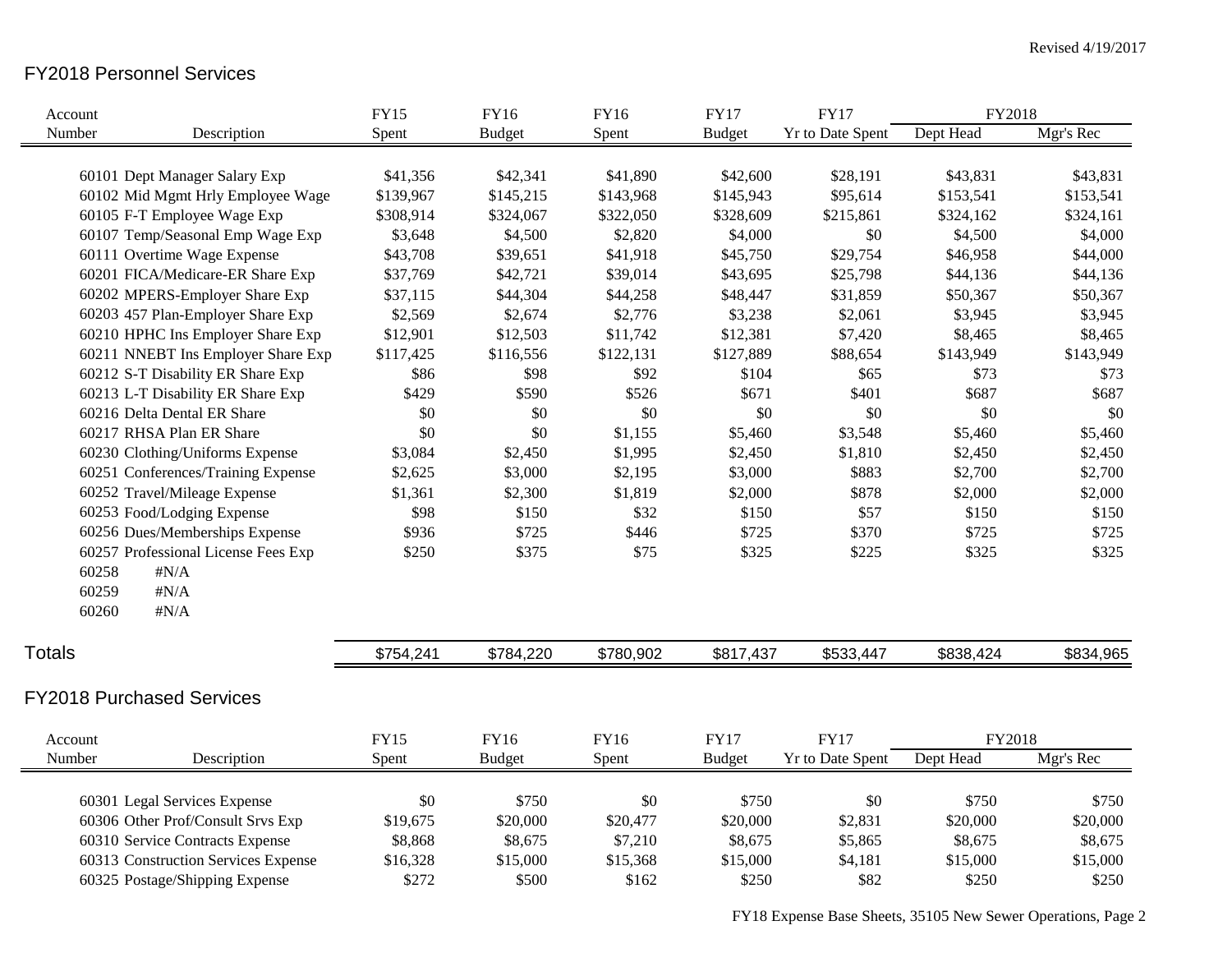Revised 4/19/2017

## FY2018 Personnel Services

| Account Number | Description | FY15 Spent | FY16 Budget | FY16 Spent | FY17 Budget | FY17 Yr to Date Spent | FY2018 Dept Head | FY2018 Mgr's Rec |
|---|---|---|---|---|---|---|---|---|
| 60101 | Dept Manager Salary Exp | $41,356 | $42,341 | $41,890 | $42,600 | $28,191 | $43,831 | $43,831 |
| 60102 | Mid Mgmt Hrly Employee Wage | $139,967 | $145,215 | $143,968 | $145,943 | $95,614 | $153,541 | $153,541 |
| 60105 | F-T Employee Wage Exp | $308,914 | $324,067 | $322,050 | $328,609 | $215,861 | $324,162 | $324,161 |
| 60107 | Temp/Seasonal Emp Wage Exp | $3,648 | $4,500 | $2,820 | $4,000 | $0 | $4,500 | $4,000 |
| 60111 | Overtime Wage Expense | $43,708 | $39,651 | $41,918 | $45,750 | $29,754 | $46,958 | $44,000 |
| 60201 | FICA/Medicare-ER Share Exp | $37,769 | $42,721 | $39,014 | $43,695 | $25,798 | $44,136 | $44,136 |
| 60202 | MPERS-Employer Share Exp | $37,115 | $44,304 | $44,258 | $48,447 | $31,859 | $50,367 | $50,367 |
| 60203 | 457 Plan-Employer Share Exp | $2,569 | $2,674 | $2,776 | $3,238 | $2,061 | $3,945 | $3,945 |
| 60210 | HPHC Ins Employer Share Exp | $12,901 | $12,503 | $11,742 | $12,381 | $7,420 | $8,465 | $8,465 |
| 60211 | NNEBT Ins Employer Share Exp | $117,425 | $116,556 | $122,131 | $127,889 | $88,654 | $143,949 | $143,949 |
| 60212 | S-T Disability ER Share Exp | $86 | $98 | $92 | $104 | $65 | $73 | $73 |
| 60213 | L-T Disability ER Share Exp | $429 | $590 | $526 | $671 | $401 | $687 | $687 |
| 60216 | Delta Dental ER Share | $0 | $0 | $0 | $0 | $0 | $0 | $0 |
| 60217 | RHSA Plan ER Share | $0 | $0 | $1,155 | $5,460 | $3,548 | $5,460 | $5,460 |
| 60230 | Clothing/Uniforms Expense | $3,084 | $2,450 | $1,995 | $2,450 | $1,810 | $2,450 | $2,450 |
| 60251 | Conferences/Training Expense | $2,625 | $3,000 | $2,195 | $3,000 | $883 | $2,700 | $2,700 |
| 60252 | Travel/Mileage Expense | $1,361 | $2,300 | $1,819 | $2,000 | $878 | $2,000 | $2,000 |
| 60253 | Food/Lodging Expense | $98 | $150 | $32 | $150 | $57 | $150 | $150 |
| 60256 | Dues/Memberships Expense | $936 | $725 | $446 | $725 | $370 | $725 | $725 |
| 60257 | Professional License Fees Exp | $250 | $375 | $75 | $325 | $225 | $325 | $325 |
| 60258 | #N/A | | | | | | | |
| 60259 | #N/A | | | | | | | |
| 60260 | #N/A | | | | | | | |
| **Totals** | | $754,241 | $784,220 | $780,902 | $817,437 | $533,447 | $838,424 | $834,965 |

## FY2018 Purchased Services

| Account Number | Description | FY15 Spent | FY16 Budget | FY16 Spent | FY17 Budget | FY17 Yr to Date Spent | FY2018 Dept Head | FY2018 Mgr's Rec |
|---|---|---|---|---|---|---|---|---|
| 60301 | Legal Services Expense | $0 | $750 | $0 | $750 | $0 | $750 | $750 |
| 60306 | Other Prof/Consult Srvs Exp | $19,675 | $20,000 | $20,477 | $20,000 | $2,831 | $20,000 | $20,000 |
| 60310 | Service Contracts Expense | $8,868 | $8,675 | $7,210 | $8,675 | $5,865 | $8,675 | $8,675 |
| 60313 | Construction Services Expense | $16,328 | $15,000 | $15,368 | $15,000 | $4,181 | $15,000 | $15,000 |
| 60325 | Postage/Shipping Expense | $272 | $500 | $162 | $250 | $82 | $250 | $250 |

FY18 Expense Base Sheets, 35105 New Sewer Operations, Page 2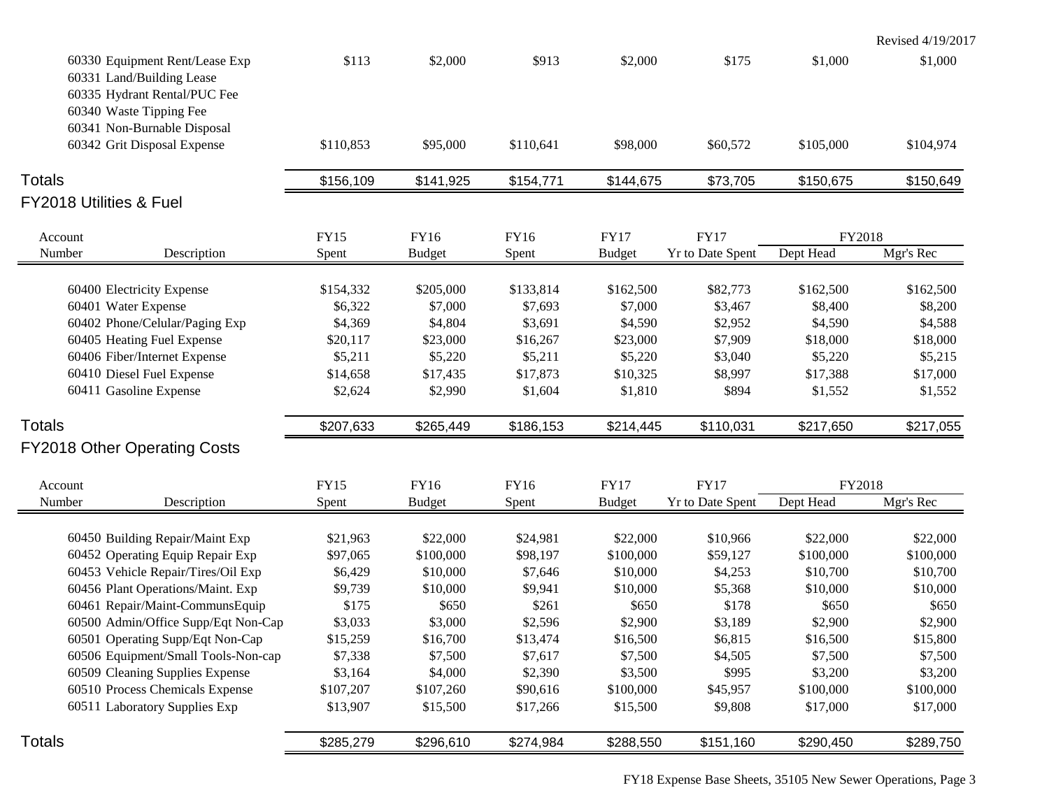Revised 4/19/2017

| Account Number | Description | FY15 Spent | FY16 Budget | FY16 Spent | FY17 Budget | FY17 Yr to Date Spent | FY2018 Dept Head | FY2018 Mgr's Rec |
|---|---|---|---|---|---|---|---|---|
| 60330 | Equipment Rent/Lease Exp | $113 | $2,000 | $913 | $2,000 | $175 | $1,000 | $1,000 |
| 60331 | Land/Building Lease | | | | | | | |
| 60335 | Hydrant Rental/PUC Fee | | | | | | | |
| 60340 | Waste Tipping Fee | | | | | | | |
| 60341 | Non-Burnable Disposal | | | | | | | |
| 60342 | Grit Disposal Expense | $110,853 | $95,000 | $110,641 | $98,000 | $60,572 | $105,000 | $104,974 |
| **Totals** | | $156,109 | $141,925 | $154,771 | $144,675 | $73,705 | $150,675 | $150,649 |

## FY2018 Utilities & Fuel

| Account Number | Description | FY15 Spent | FY16 Budget | FY16 Spent | FY17 Budget | FY17 Yr to Date Spent | FY2018 Dept Head | FY2018 Mgr's Rec |
|---|---|---|---|---|---|---|---|---|
| 60400 | Electricity Expense | $154,332 | $205,000 | $133,814 | $162,500 | $82,773 | $162,500 | $162,500 |
| 60401 | Water Expense | $6,322 | $7,000 | $7,693 | $7,000 | $3,467 | $8,400 | $8,200 |
| 60402 | Phone/Celular/Paging Exp | $4,369 | $4,804 | $3,691 | $4,590 | $2,952 | $4,590 | $4,588 |
| 60405 | Heating Fuel Expense | $20,117 | $23,000 | $16,267 | $23,000 | $7,909 | $18,000 | $18,000 |
| 60406 | Fiber/Internet Expense | $5,211 | $5,220 | $5,211 | $5,220 | $3,040 | $5,220 | $5,215 |
| 60410 | Diesel Fuel Expense | $14,658 | $17,435 | $17,873 | $10,325 | $8,997 | $17,388 | $17,000 |
| 60411 | Gasoline Expense | $2,624 | $2,990 | $1,604 | $1,810 | $894 | $1,552 | $1,552 |
| **Totals** | | $207,633 | $265,449 | $186,153 | $214,445 | $110,031 | $217,650 | $217,055 |

## FY2018 Other Operating Costs

| Account Number | Description | FY15 Spent | FY16 Budget | FY16 Spent | FY17 Budget | FY17 Yr to Date Spent | FY2018 Dept Head | FY2018 Mgr's Rec |
|---|---|---|---|---|---|---|---|---|
| 60450 | Building Repair/Maint Exp | $21,963 | $22,000 | $24,981 | $22,000 | $10,966 | $22,000 | $22,000 |
| 60452 | Operating Equip Repair Exp | $97,065 | $100,000 | $98,197 | $100,000 | $59,127 | $100,000 | $100,000 |
| 60453 | Vehicle Repair/Tires/Oil Exp | $6,429 | $10,000 | $7,646 | $10,000 | $4,253 | $10,700 | $10,700 |
| 60456 | Plant Operations/Maint. Exp | $9,739 | $10,000 | $9,941 | $10,000 | $5,368 | $10,000 | $10,000 |
| 60461 | Repair/Maint-CommunsEquip | $175 | $650 | $261 | $650 | $178 | $650 | $650 |
| 60500 | Admin/Office Supp/Eqt Non-Cap | $3,033 | $3,000 | $2,596 | $2,900 | $3,189 | $2,900 | $2,900 |
| 60501 | Operating Supp/Eqt Non-Cap | $15,259 | $16,700 | $13,474 | $16,500 | $6,815 | $16,500 | $15,800 |
| 60506 | Equipment/Small Tools-Non-cap | $7,338 | $7,500 | $7,617 | $7,500 | $4,505 | $7,500 | $7,500 |
| 60509 | Cleaning Supplies Expense | $3,164 | $4,000 | $2,390 | $3,500 | $995 | $3,200 | $3,200 |
| 60510 | Process Chemicals Expense | $107,207 | $107,260 | $90,616 | $100,000 | $45,957 | $100,000 | $100,000 |
| 60511 | Laboratory Supplies Exp | $13,907 | $15,500 | $17,266 | $15,500 | $9,808 | $17,000 | $17,000 |
| **Totals** | | $285,279 | $296,610 | $274,984 | $288,550 | $151,160 | $290,450 | $289,750 |

FY18 Expense Base Sheets, 35105 New Sewer Operations, Page 3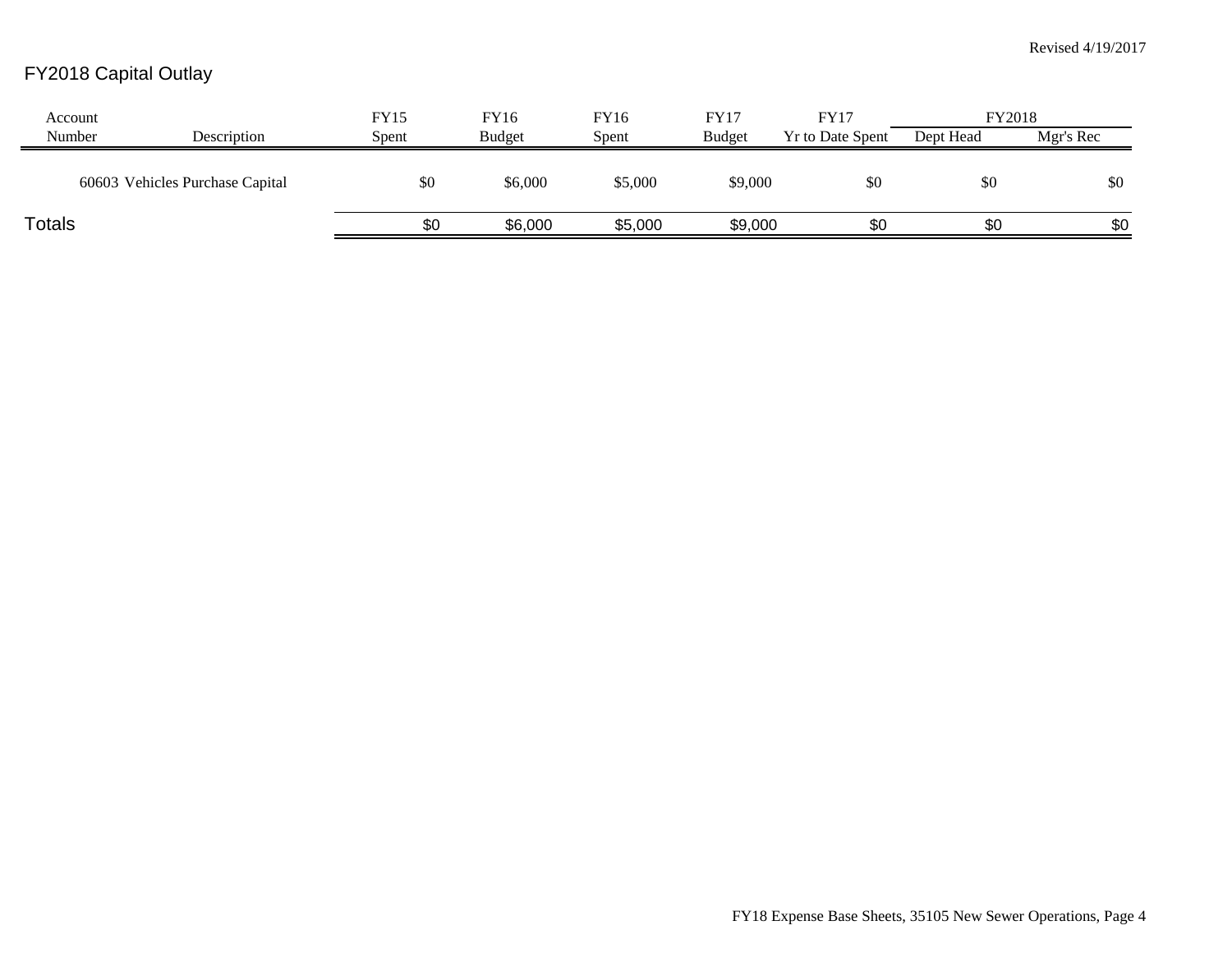Revised 4/19/2017

# FY2018 Capital Outlay

| Account Number | Description | FY15 Spent | FY16 Budget | FY16 Spent | FY17 Budget | FY17 Yr to Date Spent | FY2018 Dept Head | FY2018 Mgr's Rec |
|---|---|---|---|---|---|---|---|---|
| 60603 | Vehicles Purchase Capital | $0 | $6,000 | $5,000 | $9,000 | $0 | $0 | $0 |
| Totals | | $0 | $6,000 | $5,000 | $9,000 | $0 | $0 | $0 |

FY18 Expense Base Sheets, 35105 New Sewer Operations, Page 4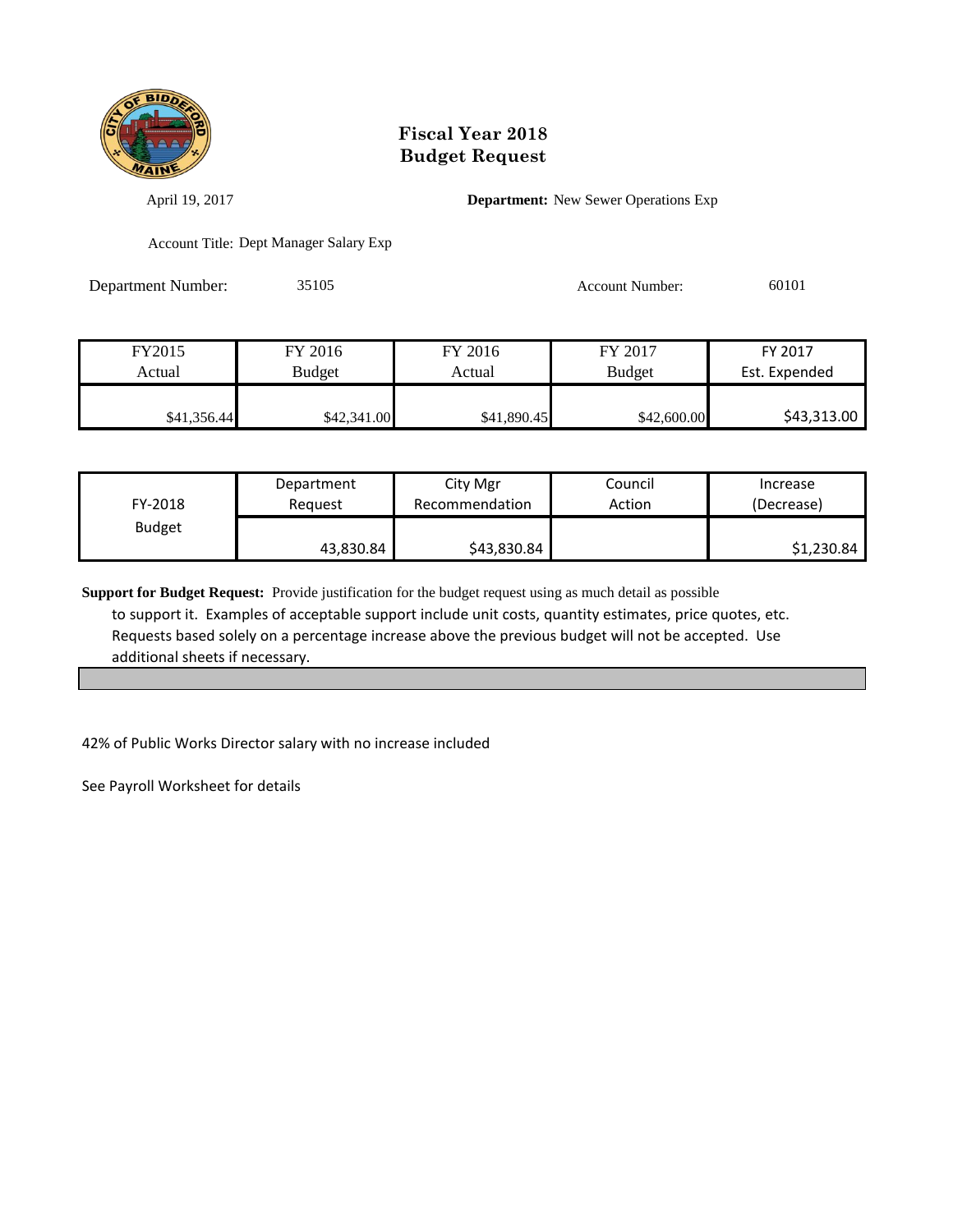# Fiscal Year 2018
# Budget Request

April 19, 2017

**Department:** New Sewer Operations Exp

Account Title: Dept Manager Salary Exp

Department Number: 35105

Account Number: 60101

| FY2015 Actual | FY 2016 Budget | FY 2016 Actual | FY 2017 Budget | FY 2017 Est. Expended |
|---|---|---|---|---|
| $41,356.44 | $42,341.00 | $41,890.45 | $42,600.00 | $43,313.00 |

| FY-2018 Budget | Department Request | City Mgr Recommendation | Council Action | Increase (Decrease) |
|---|---|---|---|---|
| | 43,830.84 | $43,830.84 | | $1,230.84 |

**Support for Budget Request:** Provide justification for the budget request using as much detail as possible to support it. Examples of acceptable support include unit costs, quantity estimates, price quotes, etc. Requests based solely on a percentage increase above the previous budget will not be accepted. Use additional sheets if necessary.

42% of Public Works Director salary with no increase included

See Payroll Worksheet for details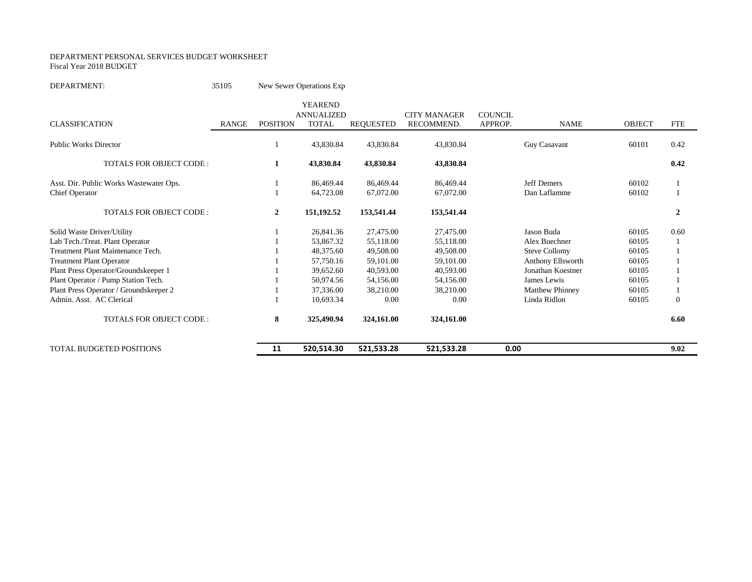DEPARTMENT PERSONAL SERVICES BUDGET WORKSHEET
Fiscal Year 2018 BUDGET

DEPARTMENT: 35105 New Sewer Operations Exp

| CLASSIFICATION | RANGE | POSITION | YEAREND ANNUALIZED TOTAL | REQUESTED | CITY MANAGER RECOMMEND. | COUNCIL APPROP. | NAME | OBJECT | FTE |
|---|---|---|---|---|---|---|---|---|---|
| Public Works Director | | 1 | 43,830.84 | 43,830.84 | 43,830.84 | | Guy Casavant | 60101 | 0.42 |
| **TOTALS FOR OBJECT CODE :** | | **1** | **43,830.84** | **43,830.84** | **43,830.84** | | | | **0.42** |
| Asst. Dir. Public Works Wastewater Ops. | | 1 | 86,469.44 | 86,469.44 | 86,469.44 | | Jeff Demers | 60102 | 1 |
| Chief Operator | | 1 | 64,723.08 | 67,072.00 | 67,072.00 | | Dan Laflamme | 60102 | 1 |
| **TOTALS FOR OBJECT CODE :** | | **2** | **151,192.52** | **153,541.44** | **153,541.44** | | | | **2** |
| Solid Waste Driver/Utility | | 1 | 26,841.36 | 27,475.00 | 27,475.00 | | Jason Buda | 60105 | 0.60 |
| Lab Tech./Treat. Plant Operator | | 1 | 53,867.32 | 55,118.00 | 55,118.00 | | Alex Buechner | 60105 | 1 |
| Treatment Plant Maintenance Tech. | | 1 | 48,375.60 | 49,508.00 | 49,508.00 | | Steve Collomy | 60105 | 1 |
| Treatment Plant Operator | | 1 | 57,750.16 | 59,101.00 | 59,101.00 | | Anthony Ellsworth | 60105 | 1 |
| Plant Press Operator/Groundskeeper 1 | | 1 | 39,652.60 | 40,593.00 | 40,593.00 | | Jonathan Koestner | 60105 | 1 |
| Plant Operator / Pump Station Tech. | | 1 | 50,974.56 | 54,156.00 | 54,156.00 | | James Lewis | 60105 | 1 |
| Plant Press Operator / Groundskeeper 2 | | 1 | 37,336.00 | 38,210.00 | 38,210.00 | | Matthew Phinney | 60105 | 1 |
| Admin. Asst. AC Clerical | | 1 | 10,693.34 | 0.00 | 0.00 | | Linda Ridlon | 60105 | 0 |
| **TOTALS FOR OBJECT CODE :** | | **8** | **325,490.94** | **324,161.00** | **324,161.00** | | | | **6.60** |
| TOTAL BUDGETED POSITIONS | | **11** | **520,514.30** | **521,533.28** | **521,533.28** | **0.00** | | | **9.02** |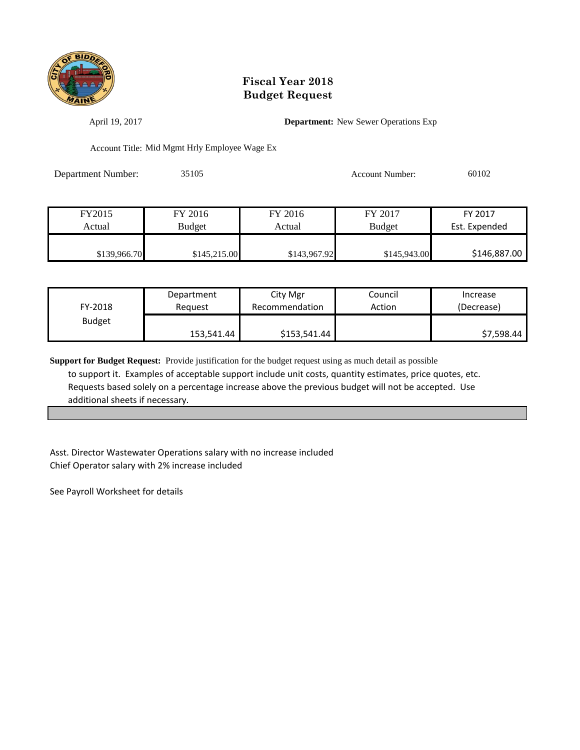# Fiscal Year 2018
# Budget Request

April 19, 2017 **Department:** New Sewer Operations Exp

Account Title: Mid Mgmt Hrly Employee Wage Ex

Department Number: 35105 Account Number: 60102

| FY2015 Actual | FY 2016 Budget | FY 2016 Actual | FY 2017 Budget | FY 2017 Est. Expended |
|---|---|---|---|---|
| $139,966.70 | $145,215.00 | $143,967.92 | $145,943.00 | $146,887.00 |

| FY-2018 Budget | Department Request | City Mgr Recommendation | Council Action | Increase (Decrease) |
|---|---|---|---|---|
| | 153,541.44 | $153,541.44 | | $7,598.44 |

**Support for Budget Request:** Provide justification for the budget request using as much detail as possible to support it. Examples of acceptable support include unit costs, quantity estimates, price quotes, etc. Requests based solely on a percentage increase above the previous budget will not be accepted. Use additional sheets if necessary.

Asst. Director Wastewater Operations salary with no increase included
Chief Operator salary with 2% increase included

See Payroll Worksheet for details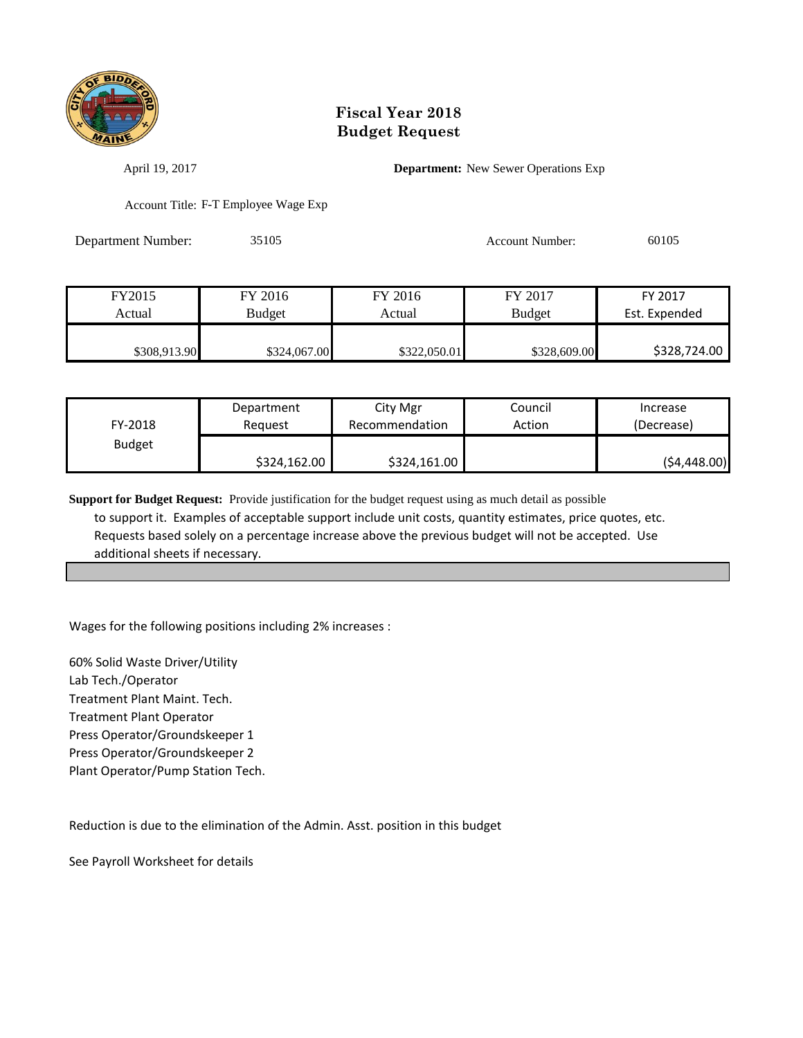# Fiscal Year 2018
# Budget Request

April 19, 2017

**Department:** New Sewer Operations Exp

Account Title: F-T Employee Wage Exp

Department Number: 35105

Account Number: 60105

| FY2015 Actual | FY 2016 Budget | FY 2016 Actual | FY 2017 Budget | FY 2017 Est. Expended |
|---|---|---|---|---|
| $308,913.90 | $324,067.00 | $322,050.01 | $328,609.00 | $328,724.00 |

| FY-2018 Budget | Department Request | City Mgr Recommendation | Council Action | Increase (Decrease) |
|---|---|---|---|---|
| | $324,162.00 | $324,161.00 | | ($4,448.00) |

**Support for Budget Request:** Provide justification for the budget request using as much detail as possible to support it. Examples of acceptable support include unit costs, quantity estimates, price quotes, etc. Requests based solely on a percentage increase above the previous budget will not be accepted. Use additional sheets if necessary.

Wages for the following positions including 2% increases :

60% Solid Waste Driver/Utility
Lab Tech./Operator
Treatment Plant Maint. Tech.
Treatment Plant Operator
Press Operator/Groundskeeper 1
Press Operator/Groundskeeper 2
Plant Operator/Pump Station Tech.

Reduction is due to the elimination of the Admin. Asst. position in this budget

See Payroll Worksheet for details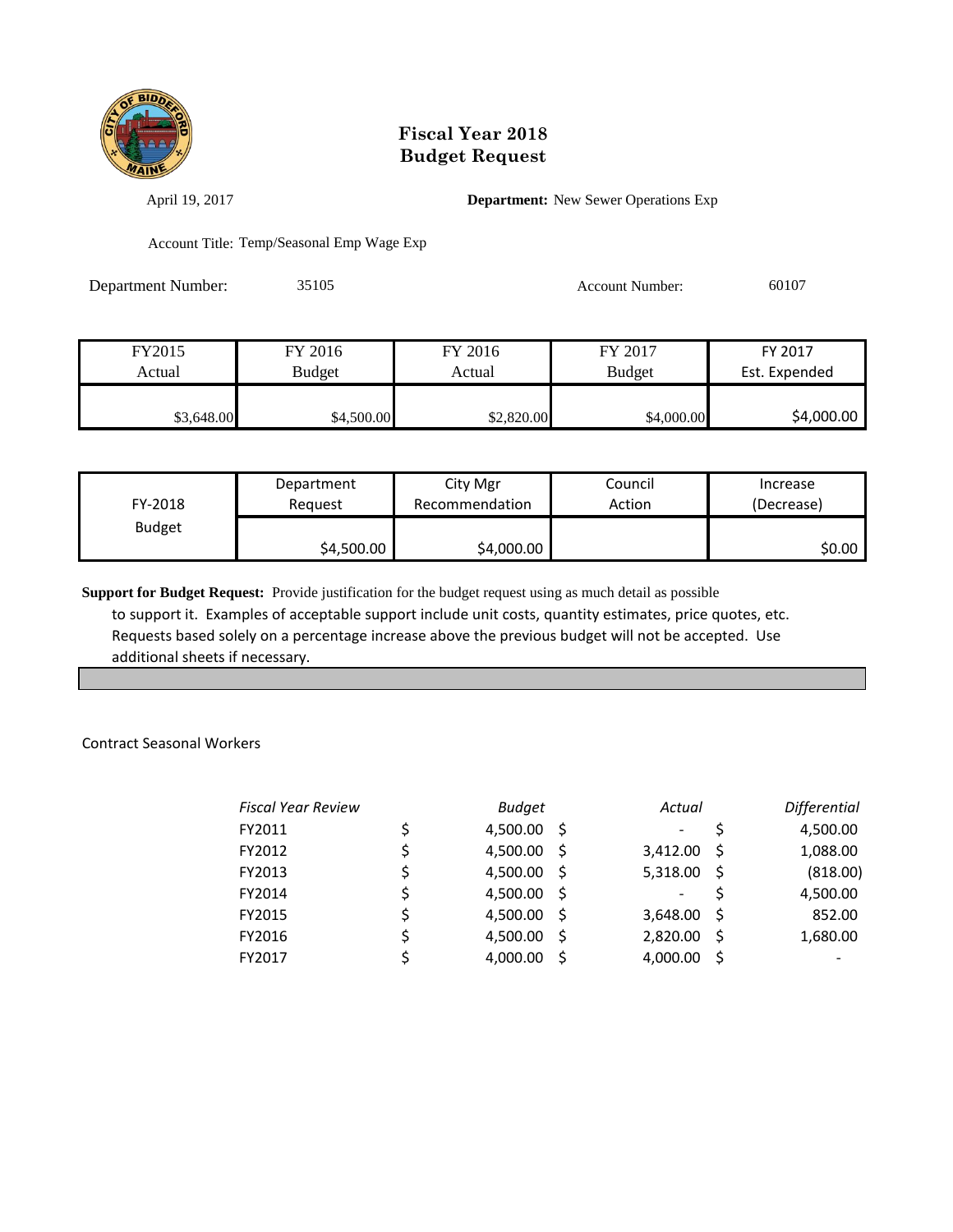# Fiscal Year 2018
# Budget Request

April 19, 2017

**Department:** New Sewer Operations Exp

Account Title: Temp/Seasonal Emp Wage Exp

Department Number: 35105

Account Number: 60107

| FY2015 Actual | FY 2016 Budget | FY 2016 Actual | FY 2017 Budget | FY 2017 Est. Expended |
|---|---|---|---|---|
| $3,648.00 | $4,500.00 | $2,820.00 | $4,000.00 | $4,000.00 |

| FY-2018 Budget | Department Request | City Mgr Recommendation | Council Action | Increase (Decrease) |
|---|---|---|---|---|
| | $4,500.00 | $4,000.00 | | $0.00 |

**Support for Budget Request:** Provide justification for the budget request using as much detail as possible to support it. Examples of acceptable support include unit costs, quantity estimates, price quotes, etc. Requests based solely on a percentage increase above the previous budget will not be accepted. Use additional sheets if necessary.

Contract Seasonal Workers

| *Fiscal Year Review* | *Budget* | *Actual* | *Differential* |
|---|---|---|---|
| FY2011 | $ 4,500.00 | $ - | $ 4,500.00 |
| FY2012 | $ 4,500.00 | $ 3,412.00 | $ 1,088.00 |
| FY2013 | $ 4,500.00 | $ 5,318.00 | $ (818.00) |
| FY2014 | $ 4,500.00 | $ - | $ 4,500.00 |
| FY2015 | $ 4,500.00 | $ 3,648.00 | $ 852.00 |
| FY2016 | $ 4,500.00 | $ 2,820.00 | $ 1,680.00 |
| FY2017 | $ 4,000.00 | $ 4,000.00 | $ - |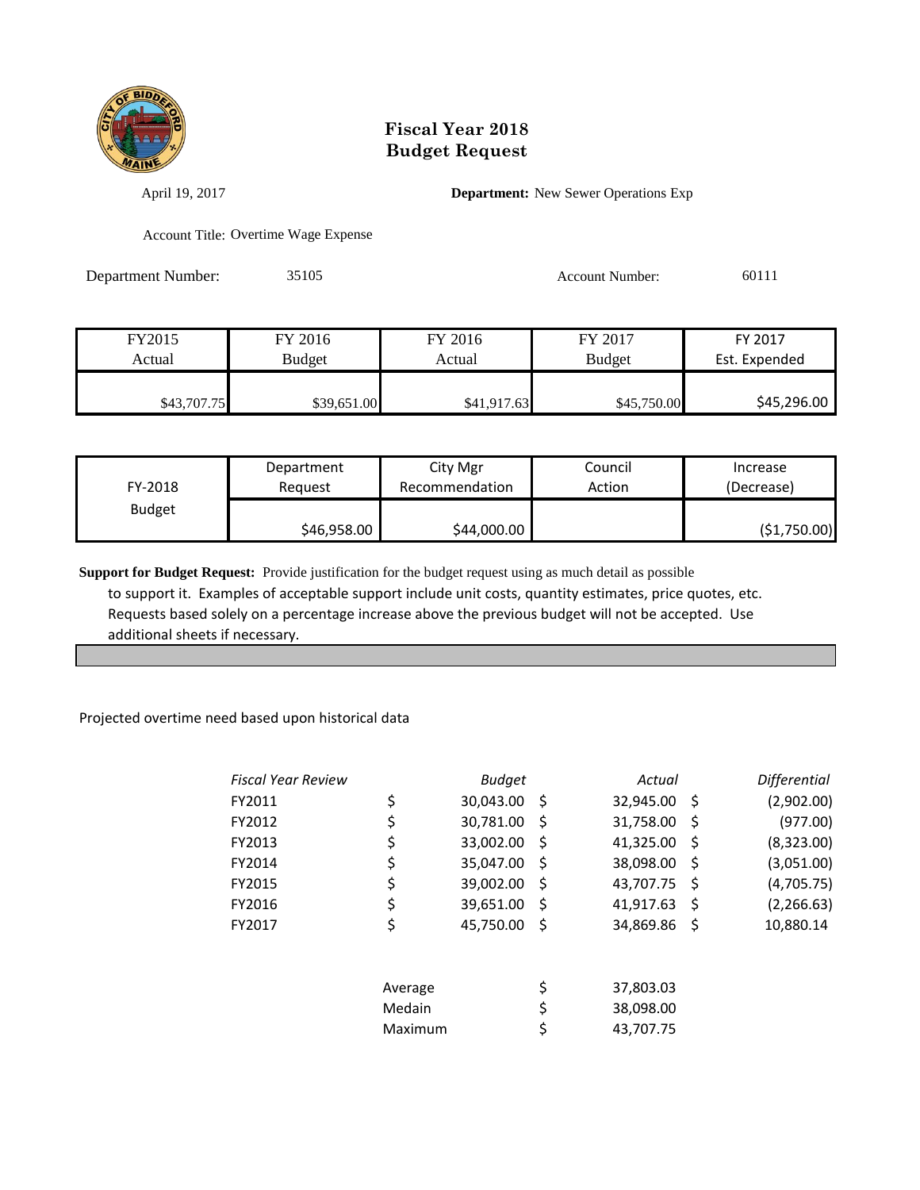# Fiscal Year 2018
# Budget Request

April 19, 2017

**Department:** New Sewer Operations Exp

Account Title: Overtime Wage Expense

Department Number: 35105

Account Number: 60111

| FY2015 Actual | FY 2016 Budget | FY 2016 Actual | FY 2017 Budget | FY 2017 Est. Expended |
|---|---|---|---|---|
| $43,707.75 | $39,651.00 | $41,917.63 | $45,750.00 | $45,296.00 |

| FY-2018 Budget | Department Request | City Mgr Recommendation | Council Action | Increase (Decrease) |
|---|---|---|---|---|
| | $46,958.00 | $44,000.00 | | ($1,750.00) |

**Support for Budget Request:** Provide justification for the budget request using as much detail as possible to support it. Examples of acceptable support include unit costs, quantity estimates, price quotes, etc. Requests based solely on a percentage increase above the previous budget will not be accepted. Use additional sheets if necessary.

Projected overtime need based upon historical data

| *Fiscal Year Review* | *Budget* | *Actual* | *Differential* |
|---|---|---|---|
| FY2011 | $ 30,043.00 | $ 32,945.00 | $ (2,902.00) |
| FY2012 | $ 30,781.00 | $ 31,758.00 | $ (977.00) |
| FY2013 | $ 33,002.00 | $ 41,325.00 | $ (8,323.00) |
| FY2014 | $ 35,047.00 | $ 38,098.00 | $ (3,051.00) |
| FY2015 | $ 39,002.00 | $ 43,707.75 | $ (4,705.75) |
| FY2016 | $ 39,651.00 | $ 41,917.63 | $ (2,266.63) |
| FY2017 | $ 45,750.00 | $ 34,869.86 | $ 10,880.14 |

| | |
|---|---|
| Average | $ 37,803.03 |
| Medain | $ 38,098.00 |
| Maximum | $ 43,707.75 |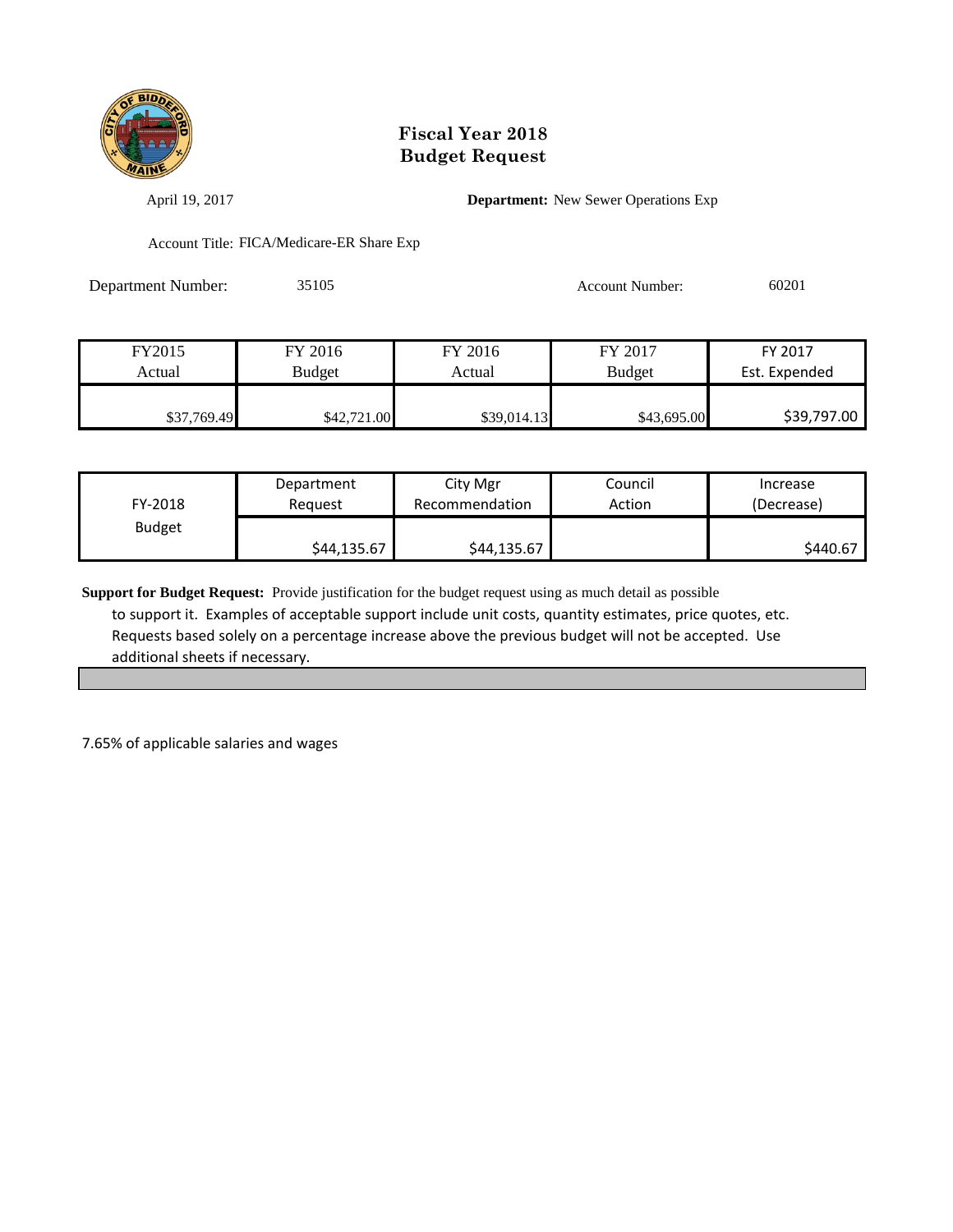# Fiscal Year 2018 Budget Request

April 19, 2017 **Department:** New Sewer Operations Exp

Account Title: FICA/Medicare-ER Share Exp

Department Number: 35105 Account Number: 60201

| FY2015 Actual | FY 2016 Budget | FY 2016 Actual | FY 2017 Budget | FY 2017 Est. Expended |
|---|---|---|---|---|
| $37,769.49 | $42,721.00 | $39,014.13 | $43,695.00 | $39,797.00 |

| FY-2018 Budget | Department Request | City Mgr Recommendation | Council Action | Increase (Decrease) |
|---|---|---|---|---|
| | $44,135.67 | $44,135.67 | | $440.67 |

**Support for Budget Request:** Provide justification for the budget request using as much detail as possible to support it. Examples of acceptable support include unit costs, quantity estimates, price quotes, etc. Requests based solely on a percentage increase above the previous budget will not be accepted. Use additional sheets if necessary.

7.65% of applicable salaries and wages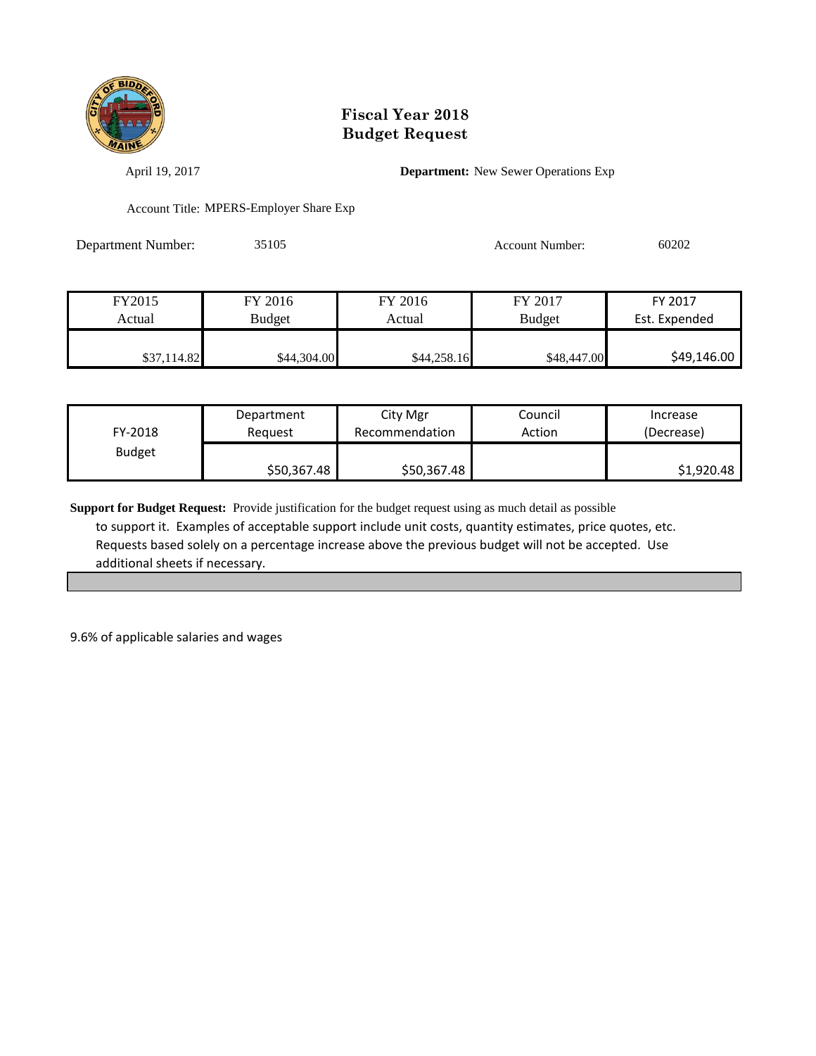# Fiscal Year 2018
# Budget Request

April 19, 2017

**Department:** New Sewer Operations Exp

Account Title: MPERS-Employer Share Exp

Department Number: 35105

Account Number: 60202

| FY2015 Actual | FY 2016 Budget | FY 2016 Actual | FY 2017 Budget | FY 2017 Est. Expended |
|---|---|---|---|---|
| $37,114.82 | $44,304.00 | $44,258.16 | $48,447.00 | $49,146.00 |

| FY-2018 Budget | Department Request | City Mgr Recommendation | Council Action | Increase (Decrease) |
|---|---|---|---|---|
| | $50,367.48 | $50,367.48 | | $1,920.48 |

**Support for Budget Request:** Provide justification for the budget request using as much detail as possible to support it. Examples of acceptable support include unit costs, quantity estimates, price quotes, etc. Requests based solely on a percentage increase above the previous budget will not be accepted. Use additional sheets if necessary.

9.6% of applicable salaries and wages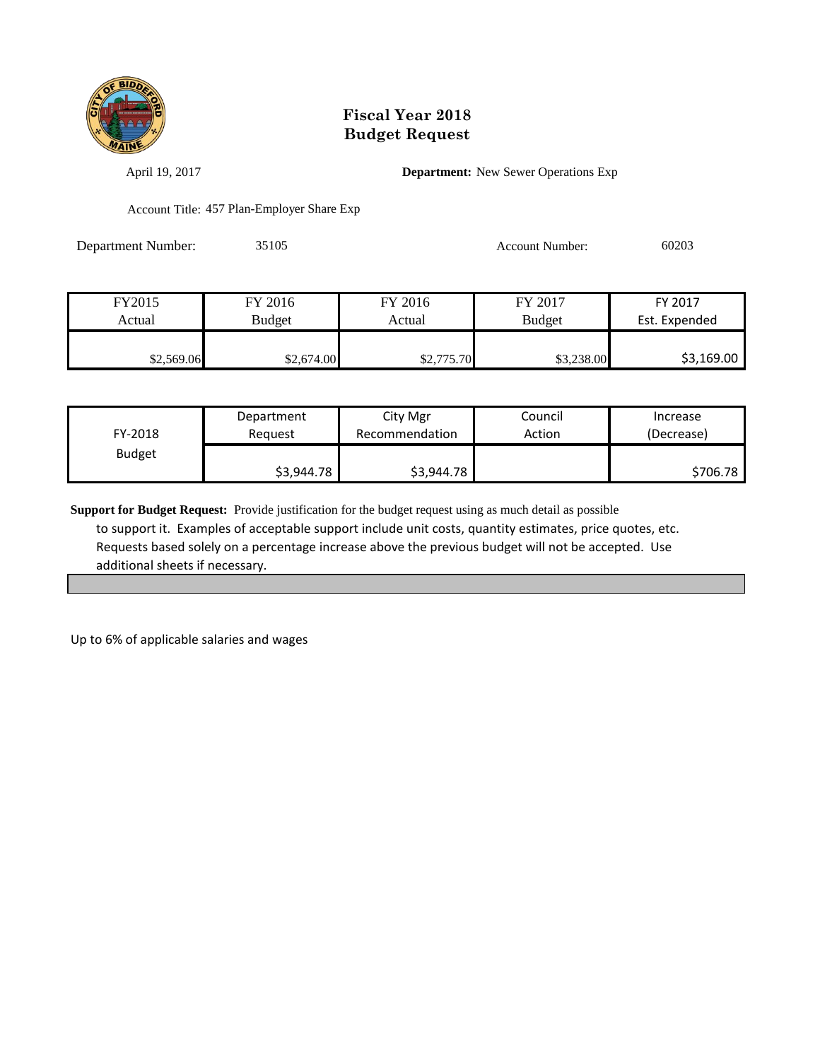# Fiscal Year 2018
# Budget Request

April 19, 2017

**Department:** New Sewer Operations Exp

Account Title: 457 Plan-Employer Share Exp

Department Number: 35105

Account Number: 60203

| FY2015 Actual | FY 2016 Budget | FY 2016 Actual | FY 2017 Budget | FY 2017 Est. Expended |
|---|---|---|---|---|
| $2,569.06 | $2,674.00 | $2,775.70 | $3,238.00 | $3,169.00 |

| FY-2018 Budget | Department Request | City Mgr Recommendation | Council Action | Increase (Decrease) |
|---|---|---|---|---|
| | $3,944.78 | $3,944.78 | | $706.78 |

**Support for Budget Request:** Provide justification for the budget request using as much detail as possible to support it. Examples of acceptable support include unit costs, quantity estimates, price quotes, etc. Requests based solely on a percentage increase above the previous budget will not be accepted. Use additional sheets if necessary.

Up to 6% of applicable salaries and wages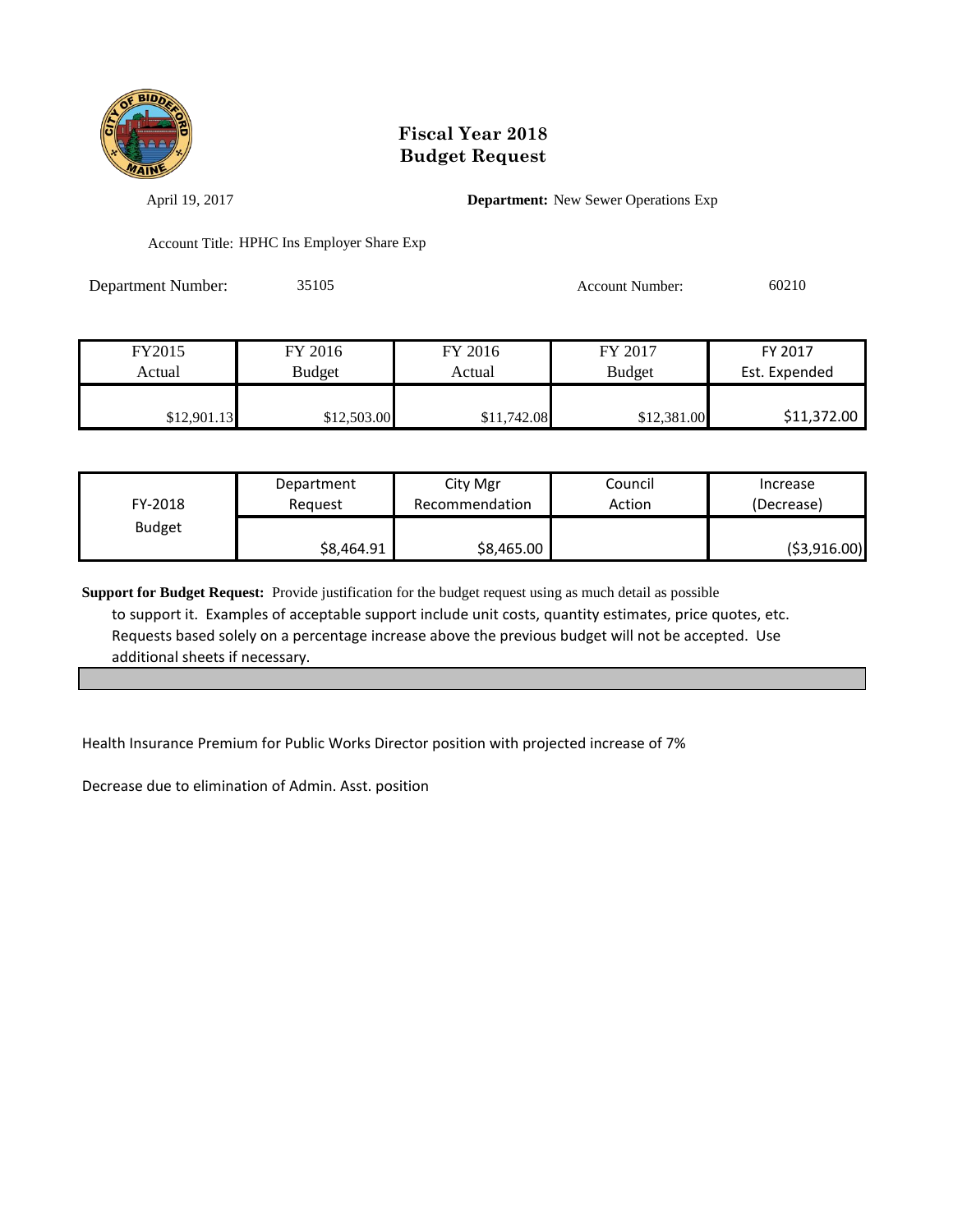# Fiscal Year 2018
# Budget Request

April 19, 2017

**Department:** New Sewer Operations Exp

Account Title: HPHC Ins Employer Share Exp

Department Number: 35105

Account Number: 60210

| FY2015 Actual | FY 2016 Budget | FY 2016 Actual | FY 2017 Budget | FY 2017 Est. Expended |
|---|---|---|---|---|
| $12,901.13 | $12,503.00 | $11,742.08 | $12,381.00 | $11,372.00 |

| FY-2018 Budget | Department Request | City Mgr Recommendation | Council Action | Increase (Decrease) |
|---|---|---|---|---|
| | $8,464.91 | $8,465.00 | | ($3,916.00) |

**Support for Budget Request:** Provide justification for the budget request using as much detail as possible to support it. Examples of acceptable support include unit costs, quantity estimates, price quotes, etc. Requests based solely on a percentage increase above the previous budget will not be accepted. Use additional sheets if necessary.

Health Insurance Premium for Public Works Director position with projected increase of 7%

Decrease due to elimination of Admin. Asst. position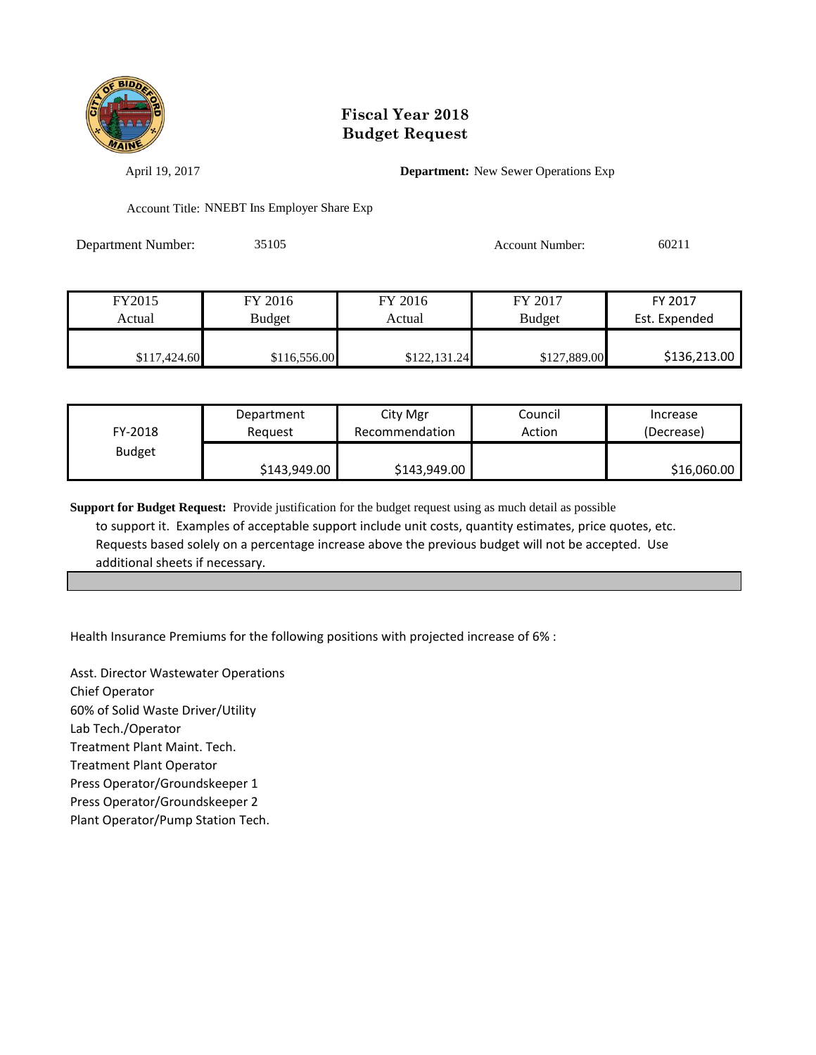# Fiscal Year 2018
# Budget Request

April 19, 2017

**Department:** New Sewer Operations Exp

Account Title: NNEBT Ins Employer Share Exp

Department Number: 35105

Account Number: 60211

| FY2015 Actual | FY 2016 Budget | FY 2016 Actual | FY 2017 Budget | FY 2017 Est. Expended |
|---|---|---|---|---|
| $117,424.60 | $116,556.00 | $122,131.24 | $127,889.00 | $136,213.00 |

| FY-2018 Budget | Department Request | City Mgr Recommendation | Council Action | Increase (Decrease) |
|---|---|---|---|---|
| | $143,949.00 | $143,949.00 | | $16,060.00 |

**Support for Budget Request:** Provide justification for the budget request using as much detail as possible to support it. Examples of acceptable support include unit costs, quantity estimates, price quotes, etc. Requests based solely on a percentage increase above the previous budget will not be accepted. Use additional sheets if necessary.

Health Insurance Premiums for the following positions with projected increase of 6% :

Asst. Director Wastewater Operations
Chief Operator
60% of Solid Waste Driver/Utility
Lab Tech./Operator
Treatment Plant Maint. Tech.
Treatment Plant Operator
Press Operator/Groundskeeper 1
Press Operator/Groundskeeper 2
Plant Operator/Pump Station Tech.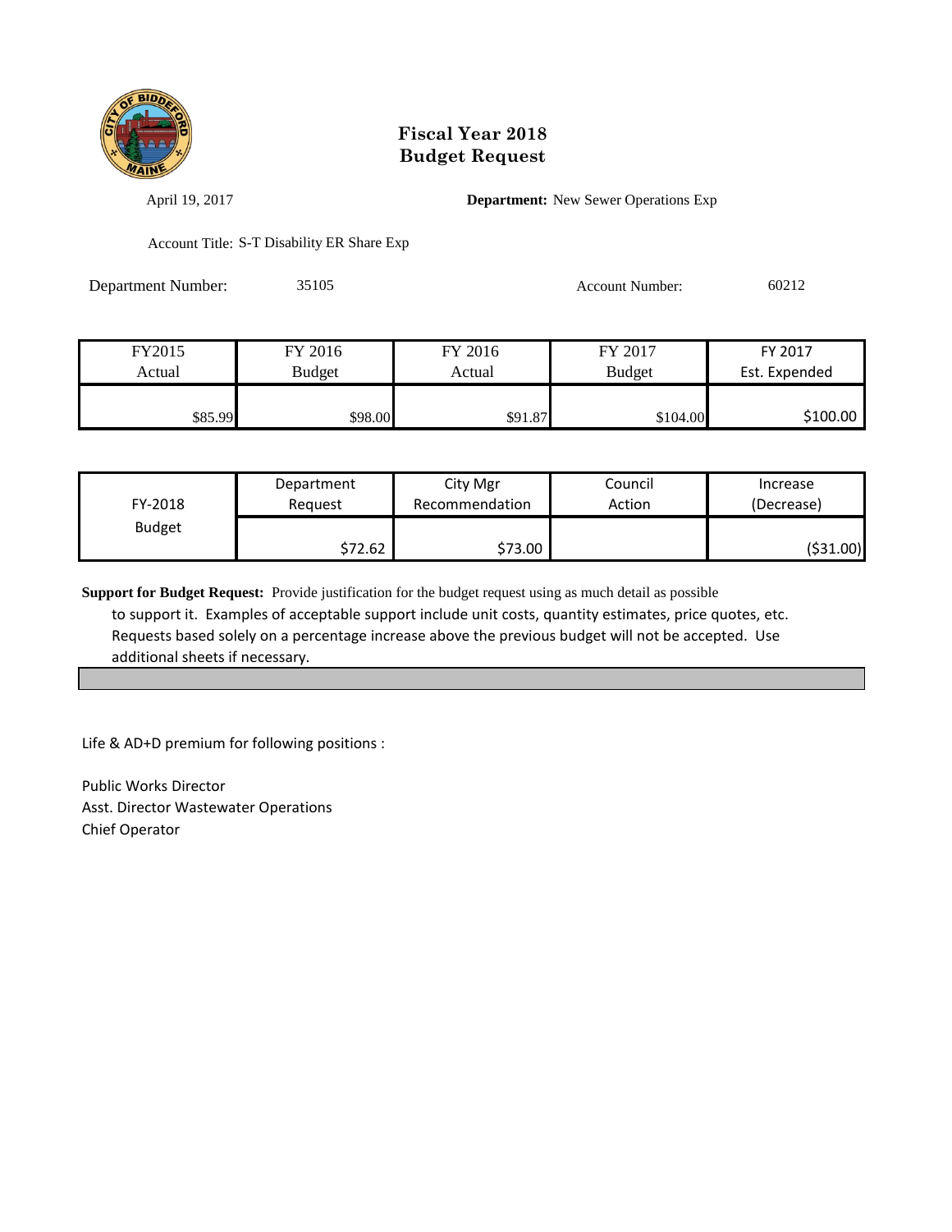# Fiscal Year 2018
# Budget Request

April 19, 2017

**Department:** New Sewer Operations Exp

Account Title: S-T Disability ER Share Exp

Department Number: 35105

Account Number: 60212

| FY2015 Actual | FY 2016 Budget | FY 2016 Actual | FY 2017 Budget | FY 2017 Est. Expended |
|---|---|---|---|---|
| $85.99 | $98.00 | $91.87 | $104.00 | $100.00 |

| FY-2018 Budget | Department Request | City Mgr Recommendation | Council Action | Increase (Decrease) |
|---|---|---|---|---|
| | $72.62 | $73.00 | | ($31.00) |

**Support for Budget Request:** Provide justification for the budget request using as much detail as possible to support it. Examples of acceptable support include unit costs, quantity estimates, price quotes, etc. Requests based solely on a percentage increase above the previous budget will not be accepted. Use additional sheets if necessary.

Life & AD+D premium for following positions :

Public Works Director
Asst. Director Wastewater Operations
Chief Operator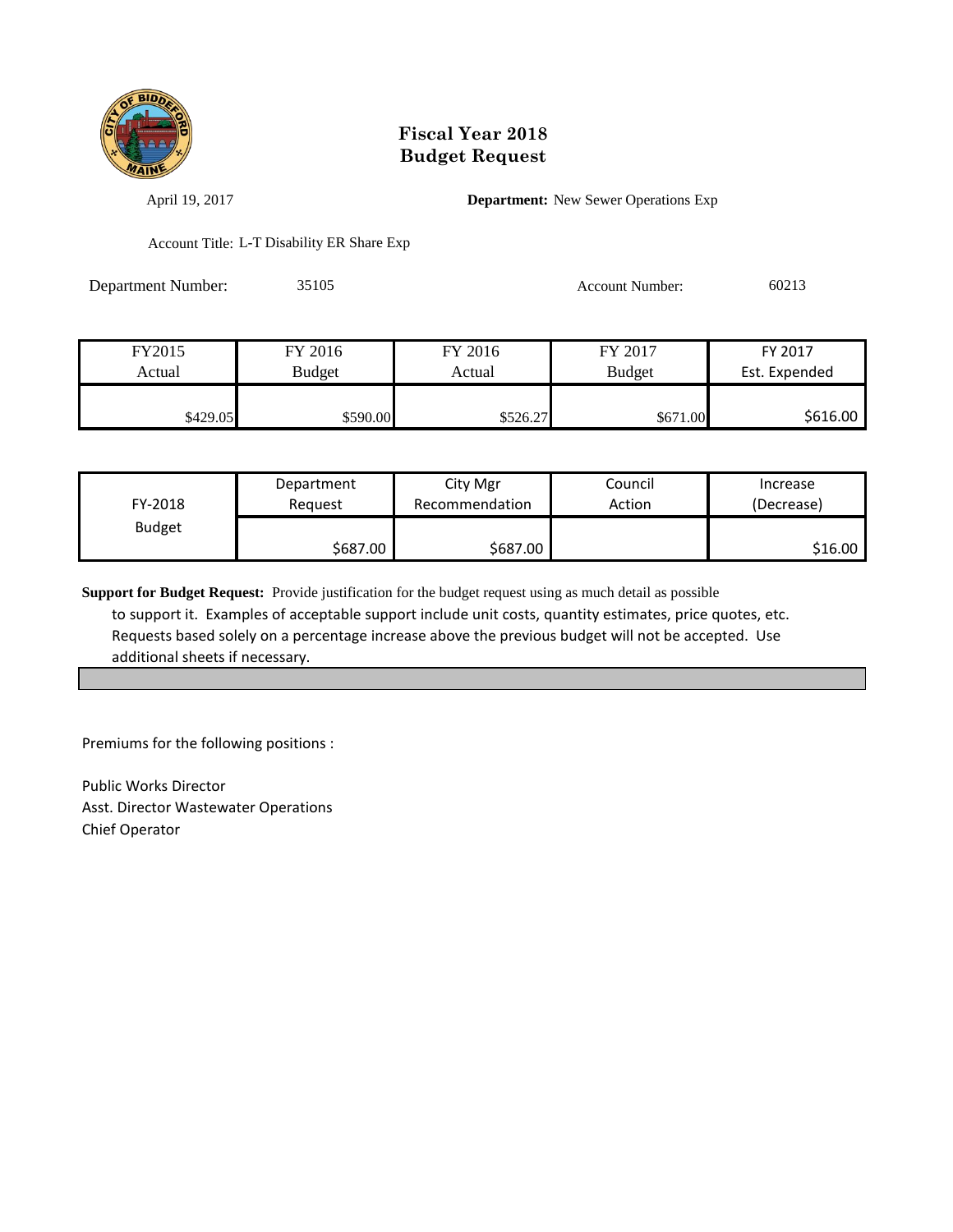# Fiscal Year 2018
# Budget Request

April 19, 2017

**Department:** New Sewer Operations Exp

Account Title: L-T Disability ER Share Exp

Department Number: 35105

Account Number: 60213

| FY2015 Actual | FY 2016 Budget | FY 2016 Actual | FY 2017 Budget | FY 2017 Est. Expended |
|---|---|---|---|---|
| $429.05 | $590.00 | $526.27 | $671.00 | $616.00 |

| FY-2018 Budget | Department Request | City Mgr Recommendation | Council Action | Increase (Decrease) |
|---|---|---|---|---|
| | $687.00 | $687.00 | | $16.00 |

**Support for Budget Request:** Provide justification for the budget request using as much detail as possible to support it. Examples of acceptable support include unit costs, quantity estimates, price quotes, etc. Requests based solely on a percentage increase above the previous budget will not be accepted. Use additional sheets if necessary.

Premiums for the following positions :

Public Works Director
Asst. Director Wastewater Operations
Chief Operator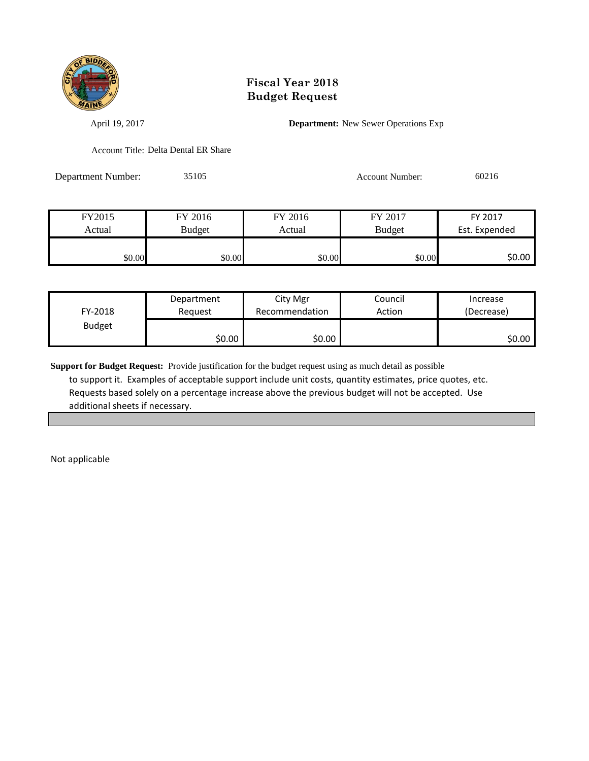# Fiscal Year 2018
# Budget Request

April 19, 2017

**Department:** New Sewer Operations Exp

Account Title: Delta Dental ER Share

Department Number: 35105

Account Number: 60216

| FY2015 Actual | FY 2016 Budget | FY 2016 Actual | FY 2017 Budget | FY 2017 Est. Expended |
|---|---|---|---|---|
| $0.00 | $0.00 | $0.00 | $0.00 | $0.00 |

| FY-2018 Budget | Department Request | City Mgr Recommendation | Council Action | Increase (Decrease) |
|---|---|---|---|---|
| | $0.00 | $0.00 | | $0.00 |

**Support for Budget Request:** Provide justification for the budget request using as much detail as possible to support it. Examples of acceptable support include unit costs, quantity estimates, price quotes, etc. Requests based solely on a percentage increase above the previous budget will not be accepted. Use additional sheets if necessary.

Not applicable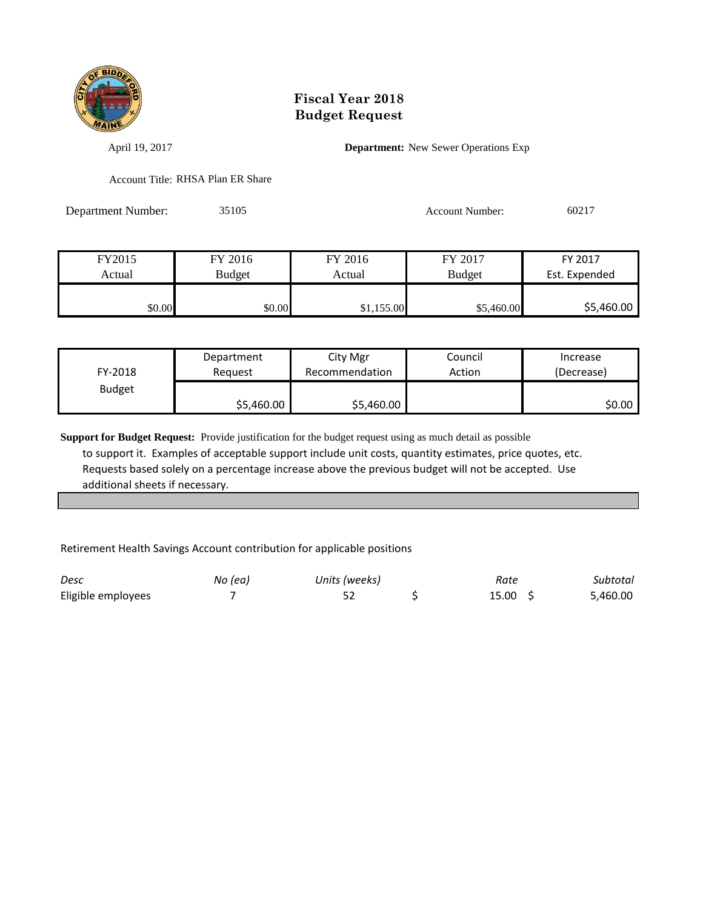# Fiscal Year 2018
# Budget Request

April 19, 2017

**Department:** New Sewer Operations Exp

Account Title: RHSA Plan ER Share

Department Number: 35105

Account Number: 60217

| FY2015 Actual | FY 2016 Budget | FY 2016 Actual | FY 2017 Budget | FY 2017 Est. Expended |
|---|---|---|---|---|
| $0.00 | $0.00 | $1,155.00 | $5,460.00 | $5,460.00 |

| FY-2018 Budget | Department Request | City Mgr Recommendation | Council Action | Increase (Decrease) |
|---|---|---|---|---|
| | $5,460.00 | $5,460.00 | | $0.00 |

**Support for Budget Request:** Provide justification for the budget request using as much detail as possible to support it. Examples of acceptable support include unit costs, quantity estimates, price quotes, etc. Requests based solely on a percentage increase above the previous budget will not be accepted. Use additional sheets if necessary.

Retirement Health Savings Account contribution for applicable positions

| *Desc* | *No (ea)* | *Units (weeks)* | *Rate* | *Subtotal* |
|---|---|---|---|---|
| Eligible employees | 7 | 52 | $ 15.00 | $ 5,460.00 |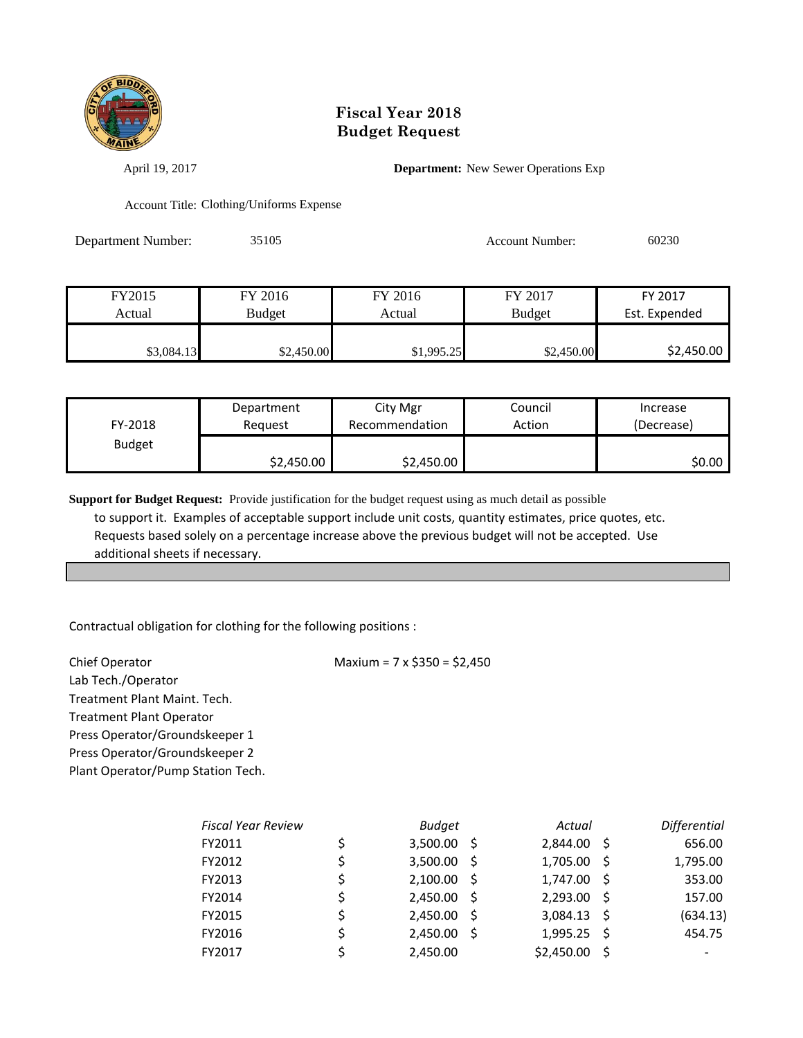# Fiscal Year 2018
# Budget Request

April 19, 2017

**Department:** New Sewer Operations Exp

Account Title: Clothing/Uniforms Expense

Department Number: 35105

Account Number: 60230

| FY2015 Actual | FY 2016 Budget | FY 2016 Actual | FY 2017 Budget | FY 2017 Est. Expended |
|---|---|---|---|---|
| $3,084.13 | $2,450.00 | $1,995.25 | $2,450.00 | $2,450.00 |

| FY-2018 Budget | Department Request | City Mgr Recommendation | Council Action | Increase (Decrease) |
|---|---|---|---|---|
| | $2,450.00 | $2,450.00 | | $0.00 |

**Support for Budget Request:** Provide justification for the budget request using as much detail as possible to support it. Examples of acceptable support include unit costs, quantity estimates, price quotes, etc. Requests based solely on a percentage increase above the previous budget will not be accepted. Use additional sheets if necessary.

Contractual obligation for clothing for the following positions :

Maxium = 7 x $350 = $2,450

- Chief Operator
- Lab Tech./Operator
- Treatment Plant Maint. Tech.
- Treatment Plant Operator
- Press Operator/Groundskeeper 1
- Press Operator/Groundskeeper 2
- Plant Operator/Pump Station Tech.

| *Fiscal Year Review* | *Budget* | *Actual* | *Differential* |
|---|---|---|---|
| FY2011 | $ 3,500.00 | $ 2,844.00 | $ 656.00 |
| FY2012 | $ 3,500.00 | $ 1,705.00 | $ 1,795.00 |
| FY2013 | $ 2,100.00 | $ 1,747.00 | $ 353.00 |
| FY2014 | $ 2,450.00 | $ 2,293.00 | $ 157.00 |
| FY2015 | $ 2,450.00 | $ 3,084.13 | $ (634.13) |
| FY2016 | $ 2,450.00 | $ 1,995.25 | $ 454.75 |
| FY2017 | $ 2,450.00 | $2,450.00 | $ - |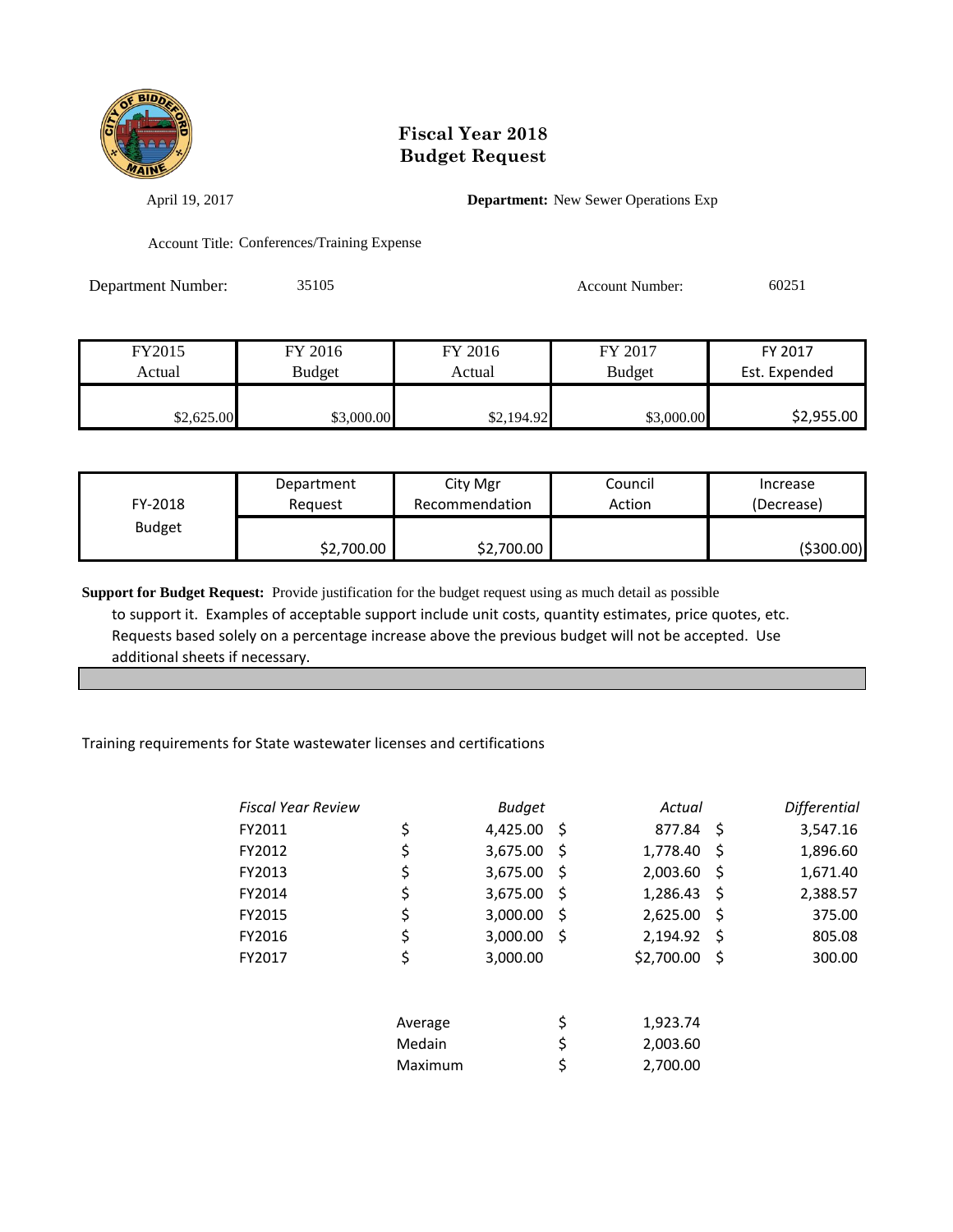# Fiscal Year 2018
# Budget Request

April 19, 2017

**Department:** New Sewer Operations Exp

Account Title: Conferences/Training Expense

Department Number: 35105

Account Number: 60251

| FY2015 Actual | FY 2016 Budget | FY 2016 Actual | FY 2017 Budget | FY 2017 Est. Expended |
|---|---|---|---|---|
| $2,625.00 | $3,000.00 | $2,194.92 | $3,000.00 | $2,955.00 |

| FY-2018 Budget | Department Request | City Mgr Recommendation | Council Action | Increase (Decrease) |
|---|---|---|---|---|
| | $2,700.00 | $2,700.00 | | ($300.00) |

**Support for Budget Request:** Provide justification for the budget request using as much detail as possible to support it. Examples of acceptable support include unit costs, quantity estimates, price quotes, etc. Requests based solely on a percentage increase above the previous budget will not be accepted. Use additional sheets if necessary.

Training requirements for State wastewater licenses and certifications

| *Fiscal Year Review* | *Budget* | *Actual* | *Differential* |
|---|---|---|---|
| FY2011 | $ 4,425.00 | $ 877.84 | $ 3,547.16 |
| FY2012 | $ 3,675.00 | $ 1,778.40 | $ 1,896.60 |
| FY2013 | $ 3,675.00 | $ 2,003.60 | $ 1,671.40 |
| FY2014 | $ 3,675.00 | $ 1,286.43 | $ 2,388.57 |
| FY2015 | $ 3,000.00 | $ 2,625.00 | $ 375.00 |
| FY2016 | $ 3,000.00 | $ 2,194.92 | $ 805.08 |
| FY2017 | $ 3,000.00 | $2,700.00 | $ 300.00 |

| | |
|---|---|
| Average | $ 1,923.74 |
| Medain | $ 2,003.60 |
| Maximum | $ 2,700.00 |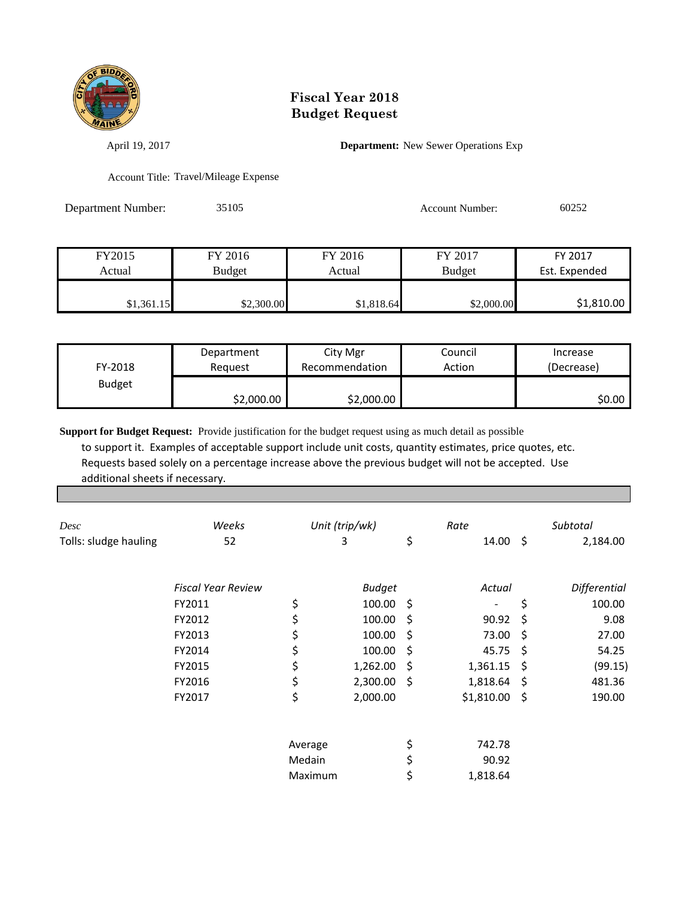# Fiscal Year 2018
# Budget Request

April 19, 2017

**Department:** New Sewer Operations Exp

Account Title: Travel/Mileage Expense

Department Number: 35105

Account Number: 60252

| FY2015 Actual | FY 2016 Budget | FY 2016 Actual | FY 2017 Budget | FY 2017 Est. Expended |
|---|---|---|---|---|
| $1,361.15 | $2,300.00 | $1,818.64 | $2,000.00 | $1,810.00 |

| FY-2018 Budget | Department Request | City Mgr Recommendation | Council Action | Increase (Decrease) |
|---|---|---|---|---|
| | $2,000.00 | $2,000.00 | | $0.00 |

**Support for Budget Request:** Provide justification for the budget request using as much detail as possible to support it. Examples of acceptable support include unit costs, quantity estimates, price quotes, etc. Requests based solely on a percentage increase above the previous budget will not be accepted. Use additional sheets if necessary.

| *Desc* | *Weeks* | *Unit (trip/wk)* | *Rate* | *Subtotal* |
|---|---|---|---|---|
| Tolls: sludge hauling | 52 | 3 | $ 14.00 | $ 2,184.00 |

| *Fiscal Year Review* | *Budget* | *Actual* | *Differential* |
|---|---|---|---|
| FY2011 | $ 100.00 | $ - | $ 100.00 |
| FY2012 | $ 100.00 | $ 90.92 | $ 9.08 |
| FY2013 | $ 100.00 | $ 73.00 | $ 27.00 |
| FY2014 | $ 100.00 | $ 45.75 | $ 54.25 |
| FY2015 | $ 1,262.00 | $ 1,361.15 | $ (99.15) |
| FY2016 | $ 2,300.00 | $ 1,818.64 | $ 481.36 |
| FY2017 | $ 2,000.00 | $1,810.00 | $ 190.00 |

| | |
|---|---|
| Average | $ 742.78 |
| Medain | $ 90.92 |
| Maximum | $ 1,818.64 |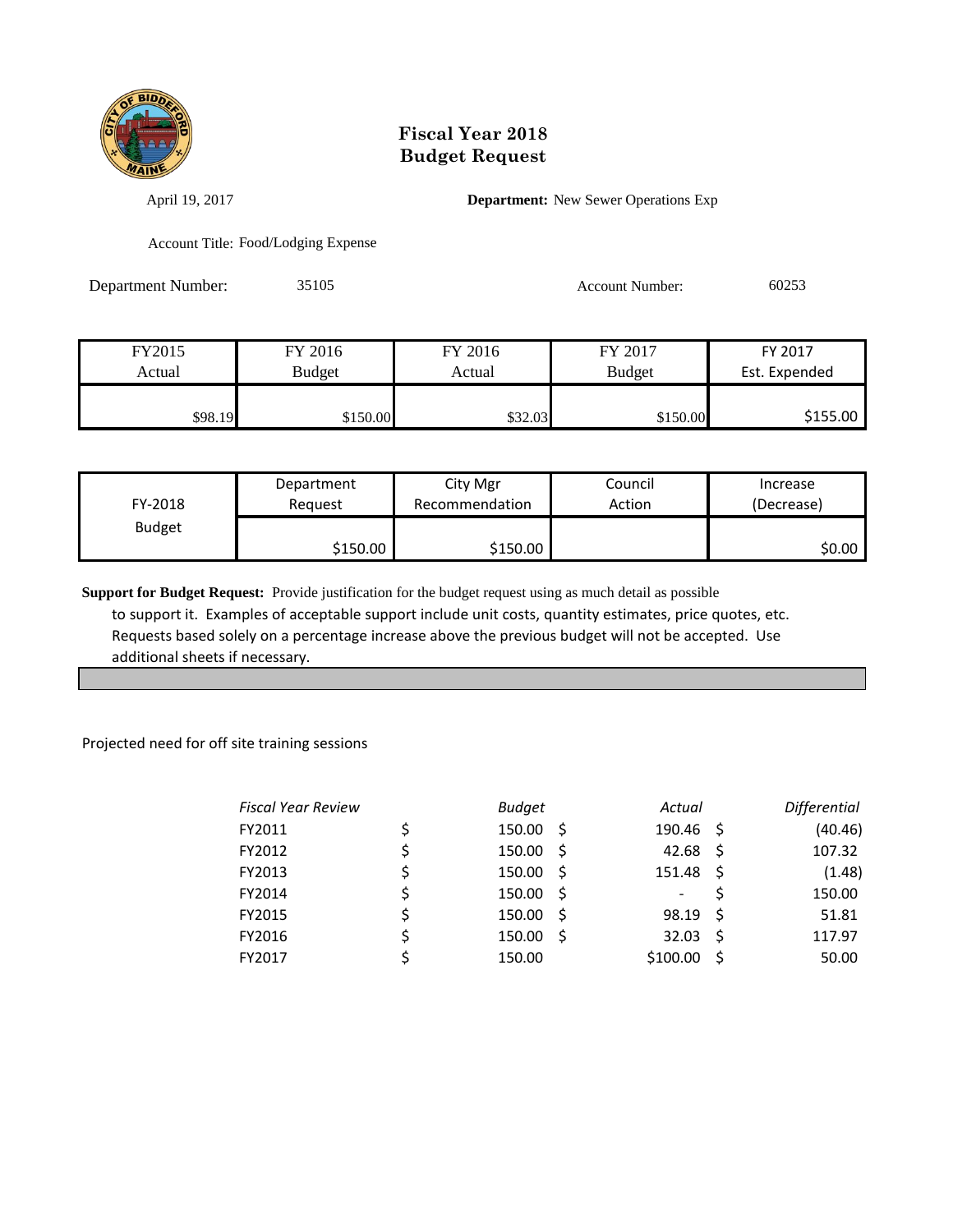# Fiscal Year 2018
# Budget Request

April 19, 2017

**Department:** New Sewer Operations Exp

Account Title: Food/Lodging Expense

Department Number: 35105

Account Number: 60253

| FY2015 Actual | FY 2016 Budget | FY 2016 Actual | FY 2017 Budget | FY 2017 Est. Expended |
|---|---|---|---|---|
| $98.19 | $150.00 | $32.03 | $150.00 | $155.00 |

| FY-2018 Budget | Department Request | City Mgr Recommendation | Council Action | Increase (Decrease) |
|---|---|---|---|---|
| | $150.00 | $150.00 | | $0.00 |

**Support for Budget Request:** Provide justification for the budget request using as much detail as possible to support it. Examples of acceptable support include unit costs, quantity estimates, price quotes, etc. Requests based solely on a percentage increase above the previous budget will not be accepted. Use additional sheets if necessary.

Projected need for off site training sessions

| *Fiscal Year Review* | *Budget* | *Actual* | *Differential* |
|---|---|---|---|
| FY2011 | $ 150.00 | $ 190.46 | $ (40.46) |
| FY2012 | $ 150.00 | $ 42.68 | $ 107.32 |
| FY2013 | $ 150.00 | $ 151.48 | $ (1.48) |
| FY2014 | $ 150.00 | $ - | $ 150.00 |
| FY2015 | $ 150.00 | $ 98.19 | $ 51.81 |
| FY2016 | $ 150.00 | $ 32.03 | $ 117.97 |
| FY2017 | $ 150.00 | $100.00 | $ 50.00 |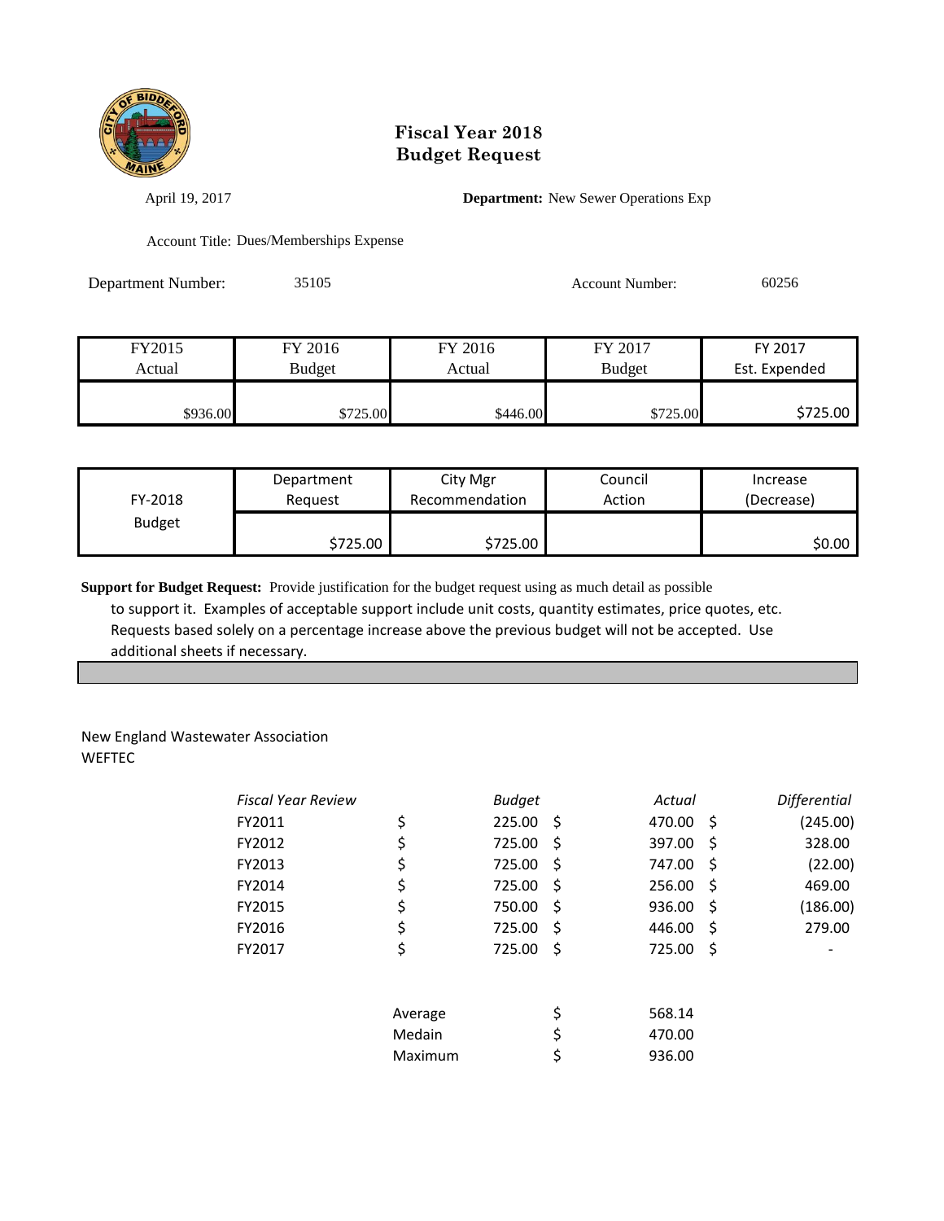# Fiscal Year 2018
# Budget Request

April 19, 2017

**Department:** New Sewer Operations Exp

Account Title: Dues/Memberships Expense

Department Number: 35105

Account Number: 60256

| FY2015 Actual | FY 2016 Budget | FY 2016 Actual | FY 2017 Budget | FY 2017 Est. Expended |
|---|---|---|---|---|
| $936.00 | $725.00 | $446.00 | $725.00 | $725.00 |

| FY-2018 Budget | Department Request | City Mgr Recommendation | Council Action | Increase (Decrease) |
|---|---|---|---|---|
| | $725.00 | $725.00 | | $0.00 |

**Support for Budget Request:** Provide justification for the budget request using as much detail as possible to support it. Examples of acceptable support include unit costs, quantity estimates, price quotes, etc. Requests based solely on a percentage increase above the previous budget will not be accepted. Use additional sheets if necessary.

New England Wastewater Association
WEFTEC

| *Fiscal Year Review* | *Budget* | *Actual* | *Differential* |
|---|---|---|---|
| FY2011 | $ 225.00 | $ 470.00 | $ (245.00) |
| FY2012 | $ 725.00 | $ 397.00 | $ 328.00 |
| FY2013 | $ 725.00 | $ 747.00 | $ (22.00) |
| FY2014 | $ 725.00 | $ 256.00 | $ 469.00 |
| FY2015 | $ 750.00 | $ 936.00 | $ (186.00) |
| FY2016 | $ 725.00 | $ 446.00 | $ 279.00 |
| FY2017 | $ 725.00 | $ 725.00 | $ - |

| | |
|---|---|
| Average | $ 568.14 |
| Medain | $ 470.00 |
| Maximum | $ 936.00 |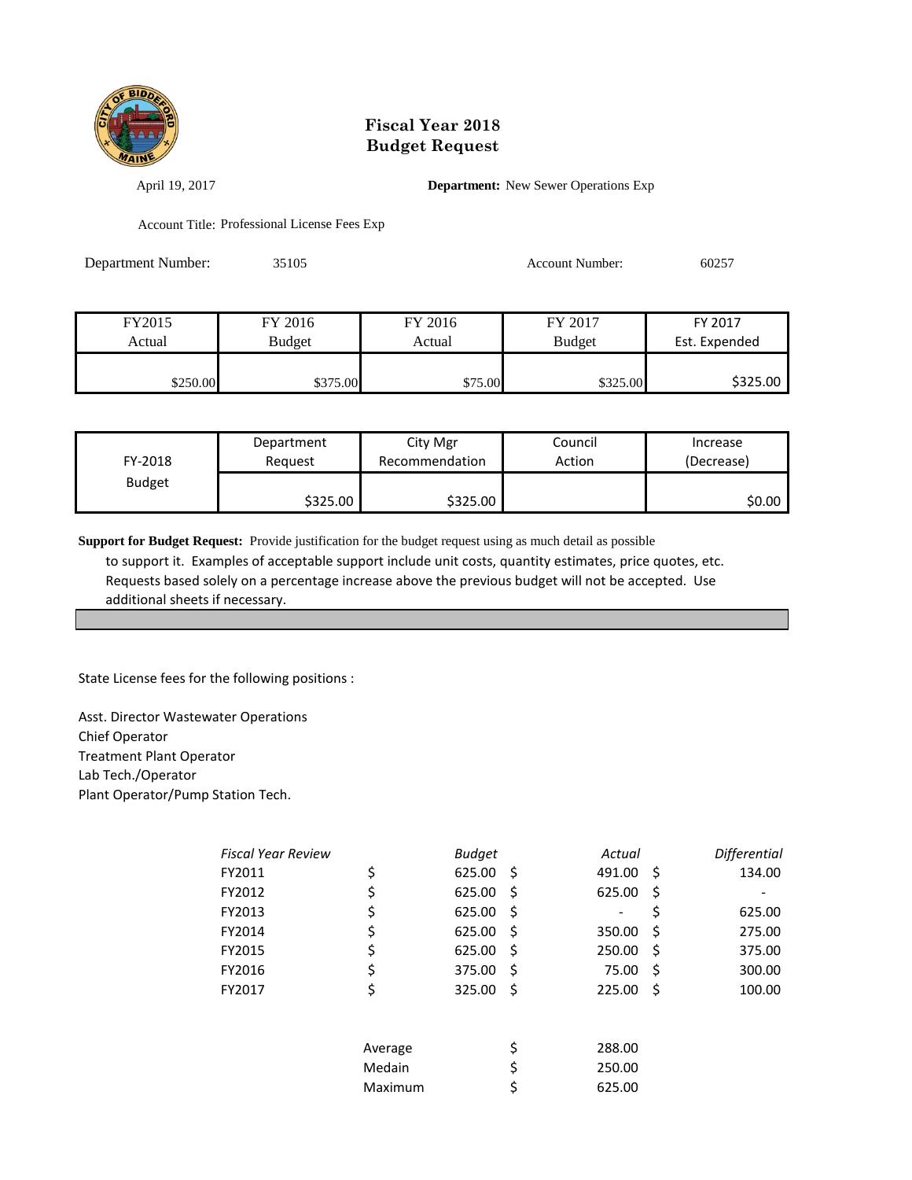# Fiscal Year 2018
# Budget Request

April 19, 2017

**Department:** New Sewer Operations Exp

Account Title: Professional License Fees Exp

Department Number: 35105

Account Number: 60257

| FY2015 Actual | FY 2016 Budget | FY 2016 Actual | FY 2017 Budget | FY 2017 Est. Expended |
|---|---|---|---|---|
| $250.00 | $375.00 | $75.00 | $325.00 | $325.00 |

| FY-2018 Budget | Department Request | City Mgr Recommendation | Council Action | Increase (Decrease) |
|---|---|---|---|---|
| | $325.00 | $325.00 | | $0.00 |

**Support for Budget Request:** Provide justification for the budget request using as much detail as possible to support it. Examples of acceptable support include unit costs, quantity estimates, price quotes, etc. Requests based solely on a percentage increase above the previous budget will not be accepted. Use additional sheets if necessary.

State License fees for the following positions :

Asst. Director Wastewater Operations
Chief Operator
Treatment Plant Operator
Lab Tech./Operator
Plant Operator/Pump Station Tech.

| *Fiscal Year Review* | *Budget* | *Actual* | *Differential* |
|---|---|---|---|
| FY2011 | $ 625.00 | $ 491.00 | $ 134.00 |
| FY2012 | $ 625.00 | $ 625.00 | $ - |
| FY2013 | $ 625.00 | $ - | $ 625.00 |
| FY2014 | $ 625.00 | $ 350.00 | $ 275.00 |
| FY2015 | $ 625.00 | $ 250.00 | $ 375.00 |
| FY2016 | $ 375.00 | $ 75.00 | $ 300.00 |
| FY2017 | $ 325.00 | $ 225.00 | $ 100.00 |

| | |
|---|---|
| Average | $ 288.00 |
| Medain | $ 250.00 |
| Maximum | $ 625.00 |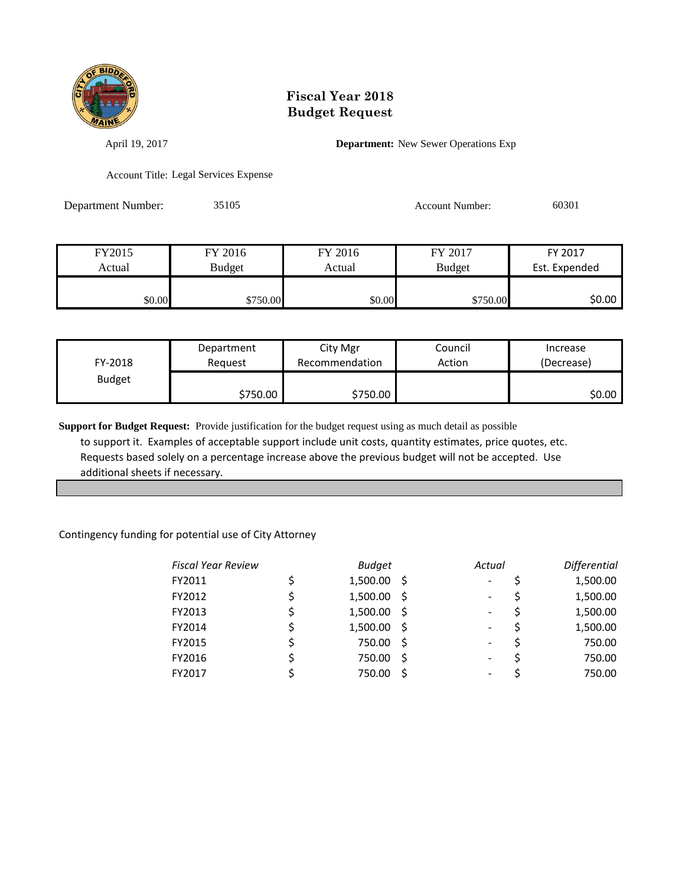# Fiscal Year 2018
# Budget Request

April 19, 2017

**Department:** New Sewer Operations Exp

Account Title: Legal Services Expense

Department Number: 35105

Account Number: 60301

| FY2015 Actual | FY 2016 Budget | FY 2016 Actual | FY 2017 Budget | FY 2017 Est. Expended |
|---|---|---|---|---|
| $0.00 | $750.00 | $0.00 | $750.00 | $0.00 |

| FY-2018 Budget | Department Request | City Mgr Recommendation | Council Action | Increase (Decrease) |
|---|---|---|---|---|
| | $750.00 | $750.00 | | $0.00 |

**Support for Budget Request:** Provide justification for the budget request using as much detail as possible to support it. Examples of acceptable support include unit costs, quantity estimates, price quotes, etc. Requests based solely on a percentage increase above the previous budget will not be accepted. Use additional sheets if necessary.

Contingency funding for potential use of City Attorney

| *Fiscal Year Review* | *Budget* | *Actual* | *Differential* |
|---|---|---|---|
| FY2011 | $ 1,500.00 | $ - | $ 1,500.00 |
| FY2012 | $ 1,500.00 | $ - | $ 1,500.00 |
| FY2013 | $ 1,500.00 | $ - | $ 1,500.00 |
| FY2014 | $ 1,500.00 | $ - | $ 1,500.00 |
| FY2015 | $ 750.00 | $ - | $ 750.00 |
| FY2016 | $ 750.00 | $ - | $ 750.00 |
| FY2017 | $ 750.00 | $ - | $ 750.00 |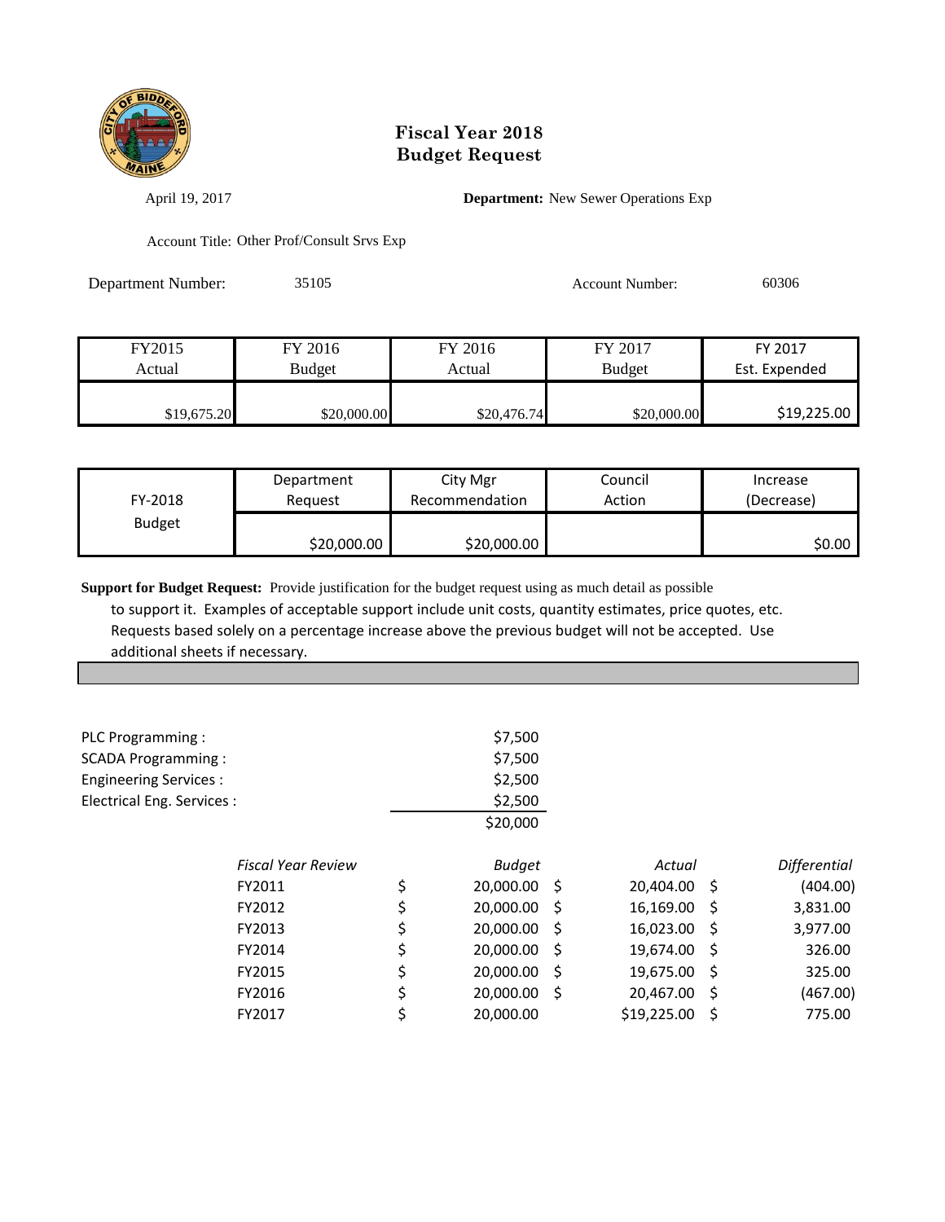# Fiscal Year 2018
# Budget Request

April 19, 2017

**Department:** New Sewer Operations Exp

Account Title: Other Prof/Consult Srvs Exp

Department Number: 35105

Account Number: 60306

| FY2015 Actual | FY 2016 Budget | FY 2016 Actual | FY 2017 Budget | FY 2017 Est. Expended |
|---|---|---|---|---|
| $19,675.20 | $20,000.00 | $20,476.74 | $20,000.00 | $19,225.00 |

| FY-2018 Budget | Department Request | City Mgr Recommendation | Council Action | Increase (Decrease) |
|---|---|---|---|---|
| | $20,000.00 | $20,000.00 | | $0.00 |

**Support for Budget Request:** Provide justification for the budget request using as much detail as possible to support it. Examples of acceptable support include unit costs, quantity estimates, price quotes, etc. Requests based solely on a percentage increase above the previous budget will not be accepted. Use additional sheets if necessary.

| | |
|---|---|
| PLC Programming : | $7,500 |
| SCADA Programming : | $7,500 |
| Engineering Services : | $2,500 |
| Electrical Eng. Services : | $2,500 |
| | $20,000 |

| *Fiscal Year Review* | *Budget* | *Actual* | *Differential* |
|---|---|---|---|
| FY2011 | $ 20,000.00 | $ 20,404.00 | $ (404.00) |
| FY2012 | $ 20,000.00 | $ 16,169.00 | $ 3,831.00 |
| FY2013 | $ 20,000.00 | $ 16,023.00 | $ 3,977.00 |
| FY2014 | $ 20,000.00 | $ 19,674.00 | $ 326.00 |
| FY2015 | $ 20,000.00 | $ 19,675.00 | $ 325.00 |
| FY2016 | $ 20,000.00 | $ 20,467.00 | $ (467.00) |
| FY2017 | $ 20,000.00 | $19,225.00 | $ 775.00 |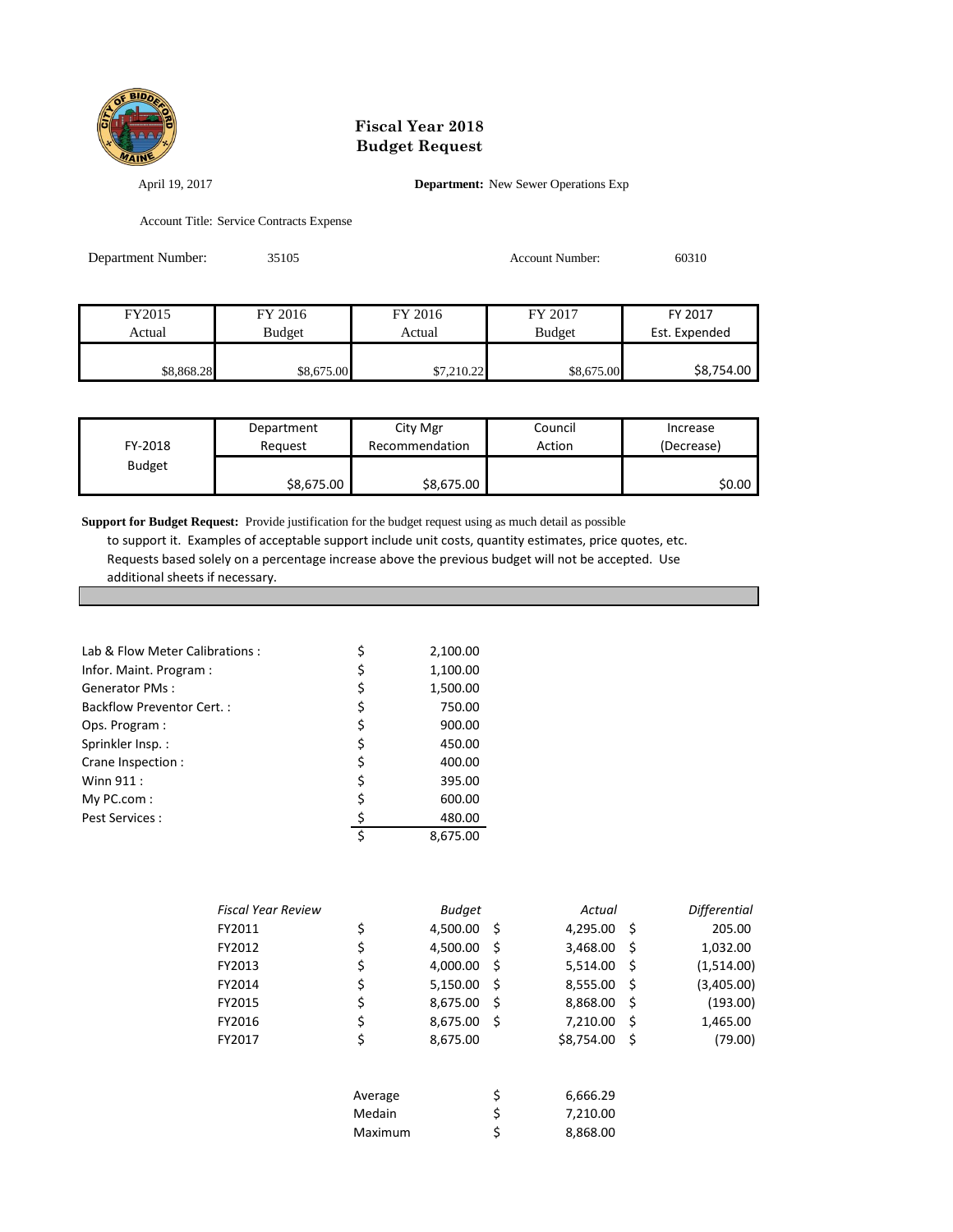# Fiscal Year 2018
# Budget Request

April 19, 2017

**Department:** New Sewer Operations Exp

Account Title: Service Contracts Expense

Department Number: 35105

Account Number: 60310

| FY2015 Actual | FY 2016 Budget | FY 2016 Actual | FY 2017 Budget | FY 2017 Est. Expended |
|---|---|---|---|---|
| $8,868.28 | $8,675.00 | $7,210.22 | $8,675.00 | $8,754.00 |

| FY-2018 Budget | Department Request | City Mgr Recommendation | Council Action | Increase (Decrease) |
|---|---|---|---|---|
| | $8,675.00 | $8,675.00 | | $0.00 |

**Support for Budget Request:** Provide justification for the budget request using as much detail as possible to support it. Examples of acceptable support include unit costs, quantity estimates, price quotes, etc. Requests based solely on a percentage increase above the previous budget will not be accepted. Use additional sheets if necessary.

| Item | Amount |
|---|---|
| Lab & Flow Meter Calibrations : | $ 2,100.00 |
| Infor. Maint. Program : | $ 1,100.00 |
| Generator PMs : | $ 1,500.00 |
| Backflow Preventor Cert. : | $ 750.00 |
| Ops. Program : | $ 900.00 |
| Sprinkler Insp. : | $ 450.00 |
| Crane Inspection : | $ 400.00 |
| Winn 911 : | $ 395.00 |
| My PC.com : | $ 600.00 |
| Pest Services : | $ 480.00 |
| | $ 8,675.00 |

| *Fiscal Year Review* | *Budget* | *Actual* | *Differential* |
|---|---|---|---|
| FY2011 | $ 4,500.00 | $ 4,295.00 | $ 205.00 |
| FY2012 | $ 4,500.00 | $ 3,468.00 | $ 1,032.00 |
| FY2013 | $ 4,000.00 | $ 5,514.00 | $ (1,514.00) |
| FY2014 | $ 5,150.00 | $ 8,555.00 | $ (3,405.00) |
| FY2015 | $ 8,675.00 | $ 8,868.00 | $ (193.00) |
| FY2016 | $ 8,675.00 | $ 7,210.00 | $ 1,465.00 |
| FY2017 | $ 8,675.00 | $8,754.00 | $ (79.00) |

| | |
|---|---|
| Average | $ 6,666.29 |
| Medain | $ 7,210.00 |
| Maximum | $ 8,868.00 |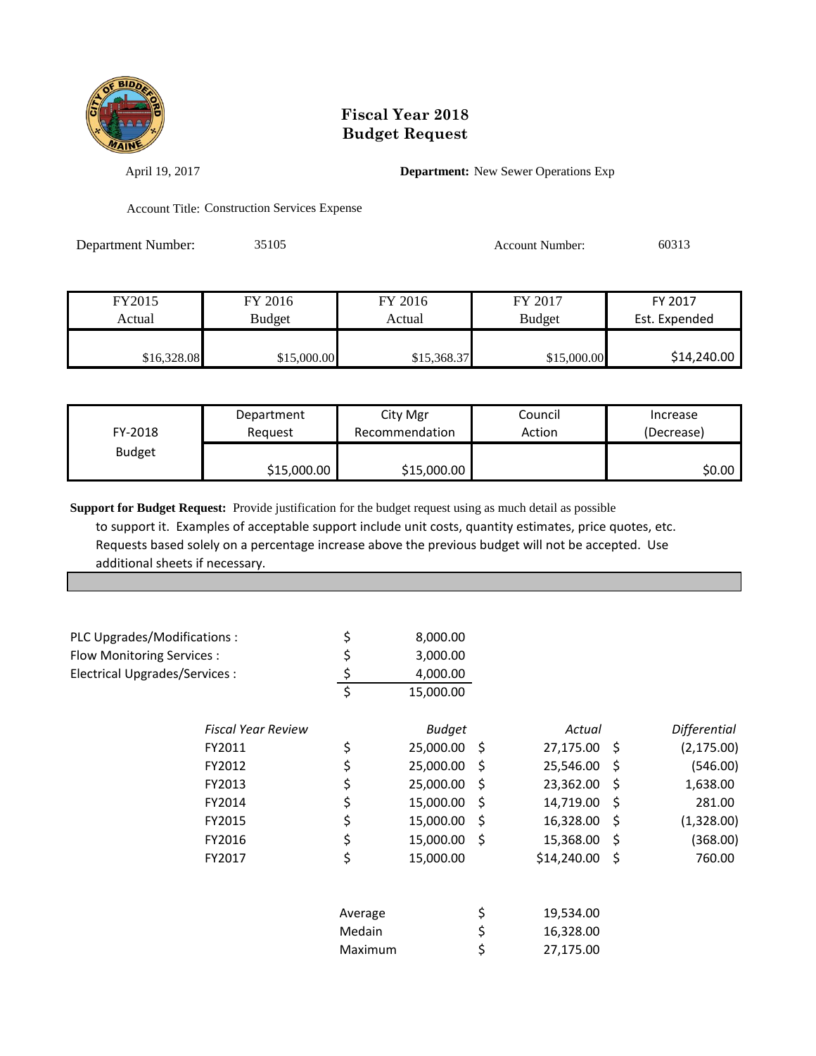# Fiscal Year 2018
# Budget Request

April 19, 2017

**Department:** New Sewer Operations Exp

Account Title: Construction Services Expense

Department Number: 35105

Account Number: 60313

| FY2015 Actual | FY 2016 Budget | FY 2016 Actual | FY 2017 Budget | FY 2017 Est. Expended |
|---|---|---|---|---|
| $16,328.08 | $15,000.00 | $15,368.37 | $15,000.00 | $14,240.00 |

| FY-2018 Budget | Department Request | City Mgr Recommendation | Council Action | Increase (Decrease) |
|---|---|---|---|---|
| | $15,000.00 | $15,000.00 | | $0.00 |

**Support for Budget Request:** Provide justification for the budget request using as much detail as possible to support it. Examples of acceptable support include unit costs, quantity estimates, price quotes, etc. Requests based solely on a percentage increase above the previous budget will not be accepted. Use additional sheets if necessary.

| | | |
|---|---|---|
| PLC Upgrades/Modifications : | $ | 8,000.00 |
| Flow Monitoring Services : | $ | 3,000.00 |
| Electrical Upgrades/Services : | $ | 4,000.00 |
| | $ | 15,000.00 |

| *Fiscal Year Review* | *Budget* | *Actual* | *Differential* |
|---|---|---|---|
| FY2011 | $ 25,000.00 | $ 27,175.00 | $ (2,175.00) |
| FY2012 | $ 25,000.00 | $ 25,546.00 | $ (546.00) |
| FY2013 | $ 25,000.00 | $ 23,362.00 | $ 1,638.00 |
| FY2014 | $ 15,000.00 | $ 14,719.00 | $ 281.00 |
| FY2015 | $ 15,000.00 | $ 16,328.00 | $ (1,328.00) |
| FY2016 | $ 15,000.00 | $ 15,368.00 | $ (368.00) |
| FY2017 | $ 15,000.00 | $14,240.00 | $ 760.00 |

| | |
|---|---|
| Average | $ 19,534.00 |
| Medain | $ 16,328.00 |
| Maximum | $ 27,175.00 |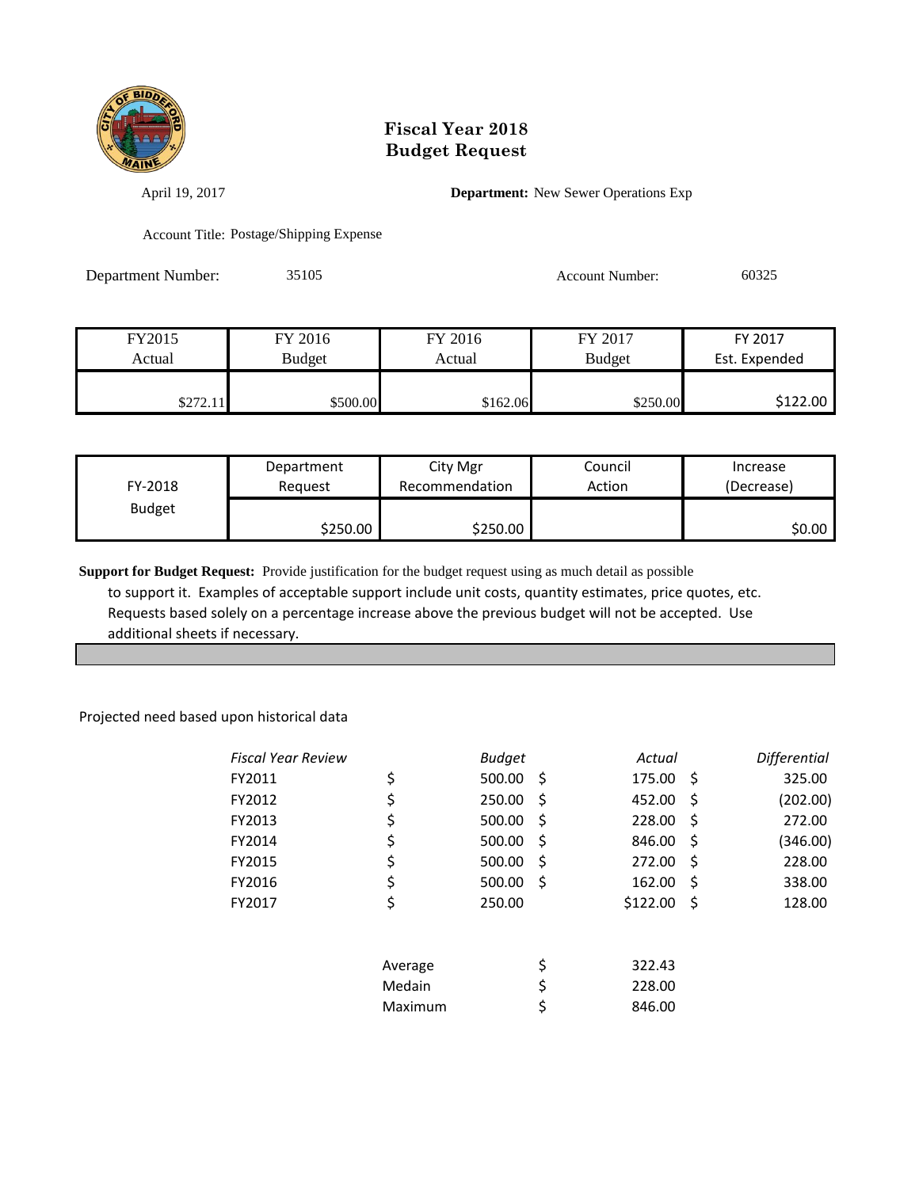# Fiscal Year 2018
# Budget Request

April 19, 2017

**Department:** New Sewer Operations Exp

Account Title: Postage/Shipping Expense

Department Number: 35105

Account Number: 60325

| FY2015 Actual | FY 2016 Budget | FY 2016 Actual | FY 2017 Budget | FY 2017 Est. Expended |
|---|---|---|---|---|
| $272.11 | $500.00 | $162.06 | $250.00 | $122.00 |

| FY-2018 Budget | Department Request | City Mgr Recommendation | Council Action | Increase (Decrease) |
|---|---|---|---|---|
| | $250.00 | $250.00 | | $0.00 |

**Support for Budget Request:** Provide justification for the budget request using as much detail as possible to support it. Examples of acceptable support include unit costs, quantity estimates, price quotes, etc. Requests based solely on a percentage increase above the previous budget will not be accepted. Use additional sheets if necessary.

Projected need based upon historical data

| *Fiscal Year Review* | *Budget* | *Actual* | *Differential* |
|---|---|---|---|
| FY2011 | $ 500.00 | $ 175.00 | $ 325.00 |
| FY2012 | $ 250.00 | $ 452.00 | $ (202.00) |
| FY2013 | $ 500.00 | $ 228.00 | $ 272.00 |
| FY2014 | $ 500.00 | $ 846.00 | $ (346.00) |
| FY2015 | $ 500.00 | $ 272.00 | $ 228.00 |
| FY2016 | $ 500.00 | $ 162.00 | $ 338.00 |
| FY2017 | $ 250.00 | $122.00 | $ 128.00 |

| | |
|---|---|
| Average | $ 322.43 |
| Medain | $ 228.00 |
| Maximum | $ 846.00 |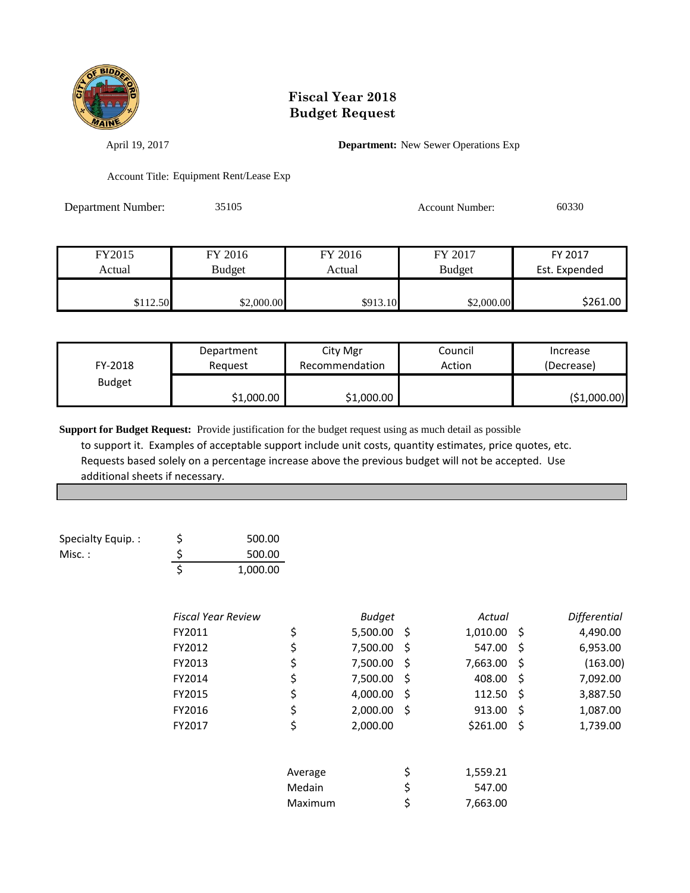# Fiscal Year 2018
# Budget Request

April 19, 2017 **Department:** New Sewer Operations Exp

Account Title: Equipment Rent/Lease Exp

Department Number: 35105 Account Number: 60330

| FY2015 Actual | FY 2016 Budget | FY 2016 Actual | FY 2017 Budget | FY 2017 Est. Expended |
|---|---|---|---|---|
| $112.50 | $2,000.00 | $913.10 | $2,000.00 | $261.00 |

| FY-2018 Budget | Department Request | City Mgr Recommendation | Council Action | Increase (Decrease) |
|---|---|---|---|---|
| | $1,000.00 | $1,000.00 | | ($1,000.00) |

**Support for Budget Request:** Provide justification for the budget request using as much detail as possible to support it. Examples of acceptable support include unit costs, quantity estimates, price quotes, etc. Requests based solely on a percentage increase above the previous budget will not be accepted. Use additional sheets if necessary.

| | | |
|---|---|---|
| Specialty Equip. : | $ | 500.00 |
| Misc. : | $ | 500.00 |
| | $ | 1,000.00 |

| *Fiscal Year Review* | *Budget* | *Actual* | *Differential* |
|---|---|---|---|
| FY2011 | $ 5,500.00 | $ 1,010.00 | $ 4,490.00 |
| FY2012 | $ 7,500.00 | $ 547.00 | $ 6,953.00 |
| FY2013 | $ 7,500.00 | $ 7,663.00 | $ (163.00) |
| FY2014 | $ 7,500.00 | $ 408.00 | $ 7,092.00 |
| FY2015 | $ 4,000.00 | $ 112.50 | $ 3,887.50 |
| FY2016 | $ 2,000.00 | $ 913.00 | $ 1,087.00 |
| FY2017 | $ 2,000.00 | $261.00 | $ 1,739.00 |

| | |
|---|---|
| Average | $ 1,559.21 |
| Medain | $ 547.00 |
| Maximum | $ 7,663.00 |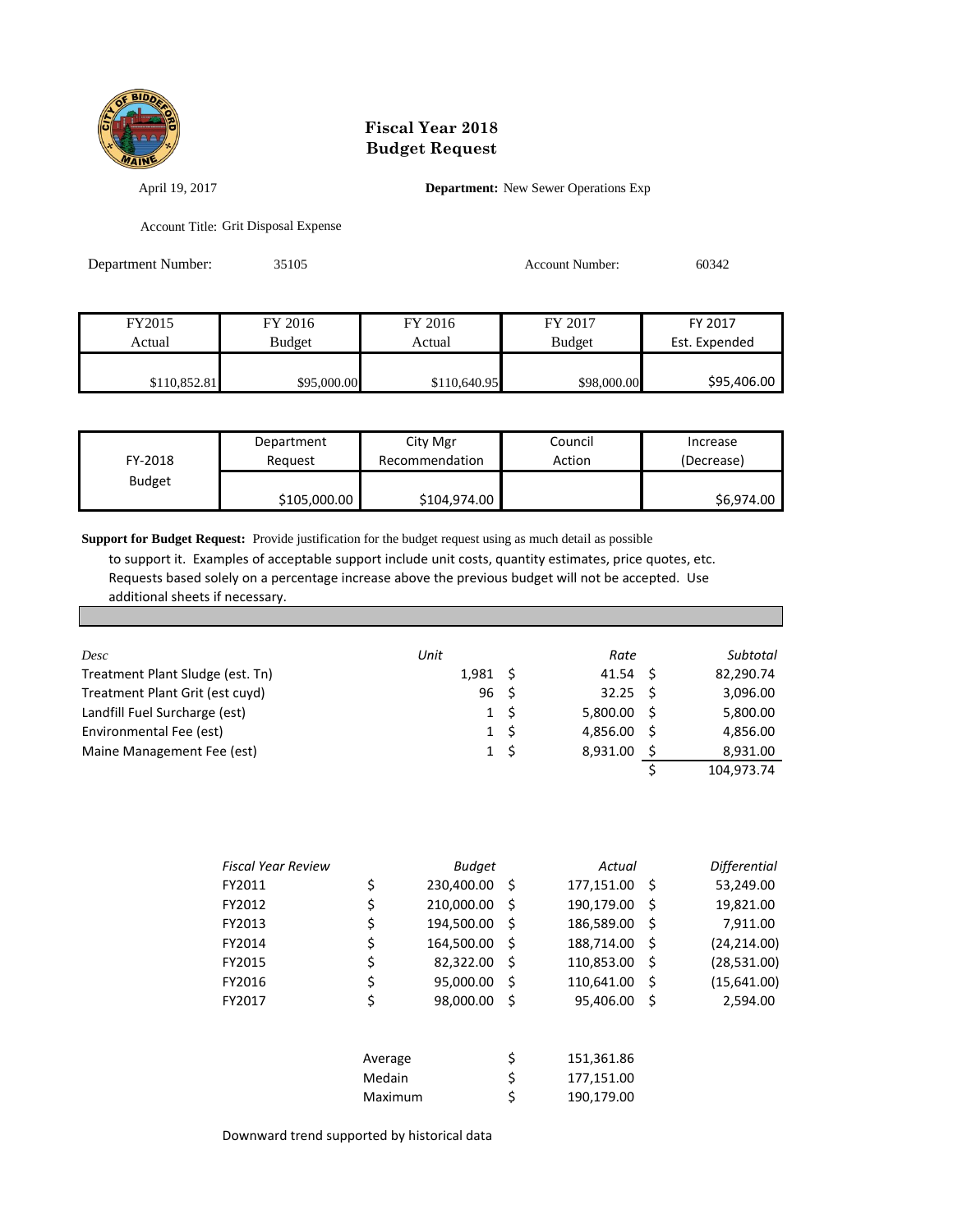# Fiscal Year 2018
# Budget Request

April 19, 2017

**Department:** New Sewer Operations Exp

Account Title: Grit Disposal Expense

Department Number: 35105

Account Number: 60342

| FY2015 Actual | FY 2016 Budget | FY 2016 Actual | FY 2017 Budget | FY 2017 Est. Expended |
|---|---|---|---|---|
| $110,852.81 | $95,000.00 | $110,640.95 | $98,000.00 | $95,406.00 |

| FY-2018 Budget | Department Request | City Mgr Recommendation | Council Action | Increase (Decrease) |
|---|---|---|---|---|
| | $105,000.00 | $104,974.00 | | $6,974.00 |

**Support for Budget Request:** Provide justification for the budget request using as much detail as possible to support it. Examples of acceptable support include unit costs, quantity estimates, price quotes, etc. Requests based solely on a percentage increase above the previous budget will not be accepted. Use additional sheets if necessary.

| *Desc* | *Unit* | *Rate* | *Subtotal* |
|---|---|---|---|
| Treatment Plant Sludge (est. Tn) | 1,981 | $ 41.54 | $ 82,290.74 |
| Treatment Plant Grit (est cuyd) | 96 | $ 32.25 | $ 3,096.00 |
| Landfill Fuel Surcharge (est) | 1 | $ 5,800.00 | $ 5,800.00 |
| Environmental Fee (est) | 1 | $ 4,856.00 | $ 4,856.00 |
| Maine Management Fee (est) | 1 | $ 8,931.00 | $ 8,931.00 |
| | | | $ 104,973.74 |

| *Fiscal Year Review* | *Budget* | *Actual* | *Differential* |
|---|---|---|---|
| FY2011 | $ 230,400.00 | $ 177,151.00 | $ 53,249.00 |
| FY2012 | $ 210,000.00 | $ 190,179.00 | $ 19,821.00 |
| FY2013 | $ 194,500.00 | $ 186,589.00 | $ 7,911.00 |
| FY2014 | $ 164,500.00 | $ 188,714.00 | $ (24,214.00) |
| FY2015 | $ 82,322.00 | $ 110,853.00 | $ (28,531.00) |
| FY2016 | $ 95,000.00 | $ 110,641.00 | $ (15,641.00) |
| FY2017 | $ 98,000.00 | $ 95,406.00 | $ 2,594.00 |

| | |
|---|---|
| Average | $ 151,361.86 |
| Medain | $ 177,151.00 |
| Maximum | $ 190,179.00 |

Downward trend supported by historical data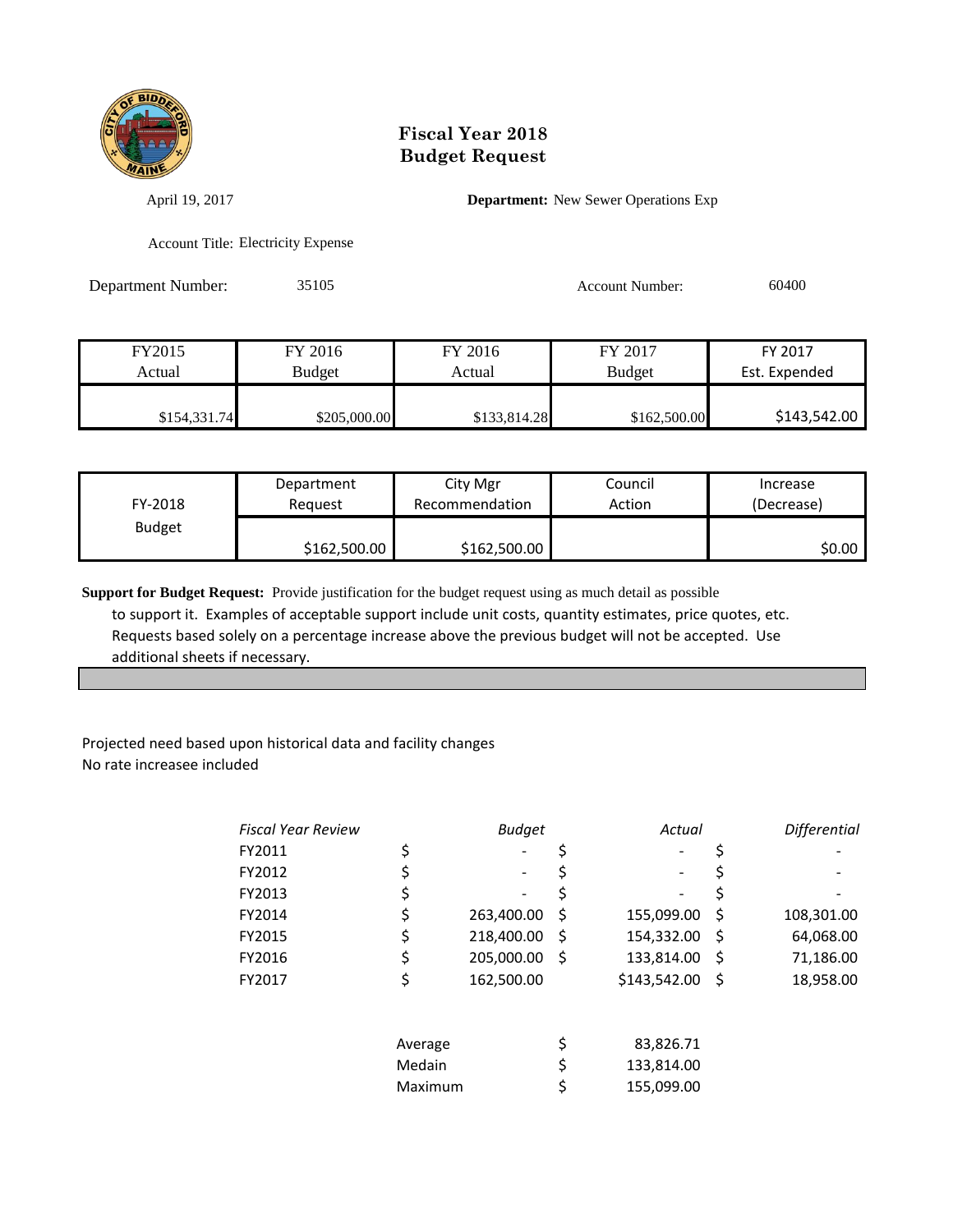# Fiscal Year 2018
# Budget Request

April 19, 2017

**Department:** New Sewer Operations Exp

Account Title: Electricity Expense

Department Number: 35105

Account Number: 60400

| FY2015 Actual | FY 2016 Budget | FY 2016 Actual | FY 2017 Budget | FY 2017 Est. Expended |
|---|---|---|---|---|
| $154,331.74 | $205,000.00 | $133,814.28 | $162,500.00 | $143,542.00 |

| FY-2018 Budget | Department Request | City Mgr Recommendation | Council Action | Increase (Decrease) |
|---|---|---|---|---|
| | $162,500.00 | $162,500.00 | | $0.00 |

**Support for Budget Request:** Provide justification for the budget request using as much detail as possible to support it. Examples of acceptable support include unit costs, quantity estimates, price quotes, etc. Requests based solely on a percentage increase above the previous budget will not be accepted. Use additional sheets if necessary.

Projected need based upon historical data and facility changes
No rate increasee included

| *Fiscal Year Review* | *Budget* | *Actual* | *Differential* |
|---|---|---|---|
| FY2011 | $ - | $ - | $ - |
| FY2012 | $ - | $ - | $ - |
| FY2013 | $ - | $ - | $ - |
| FY2014 | $ 263,400.00 | $ 155,099.00 | $ 108,301.00 |
| FY2015 | $ 218,400.00 | $ 154,332.00 | $ 64,068.00 |
| FY2016 | $ 205,000.00 | $ 133,814.00 | $ 71,186.00 |
| FY2017 | $ 162,500.00 | $143,542.00 | $ 18,958.00 |

| | |
|---|---|
| Average | $ 83,826.71 |
| Medain | $ 133,814.00 |
| Maximum | $ 155,099.00 |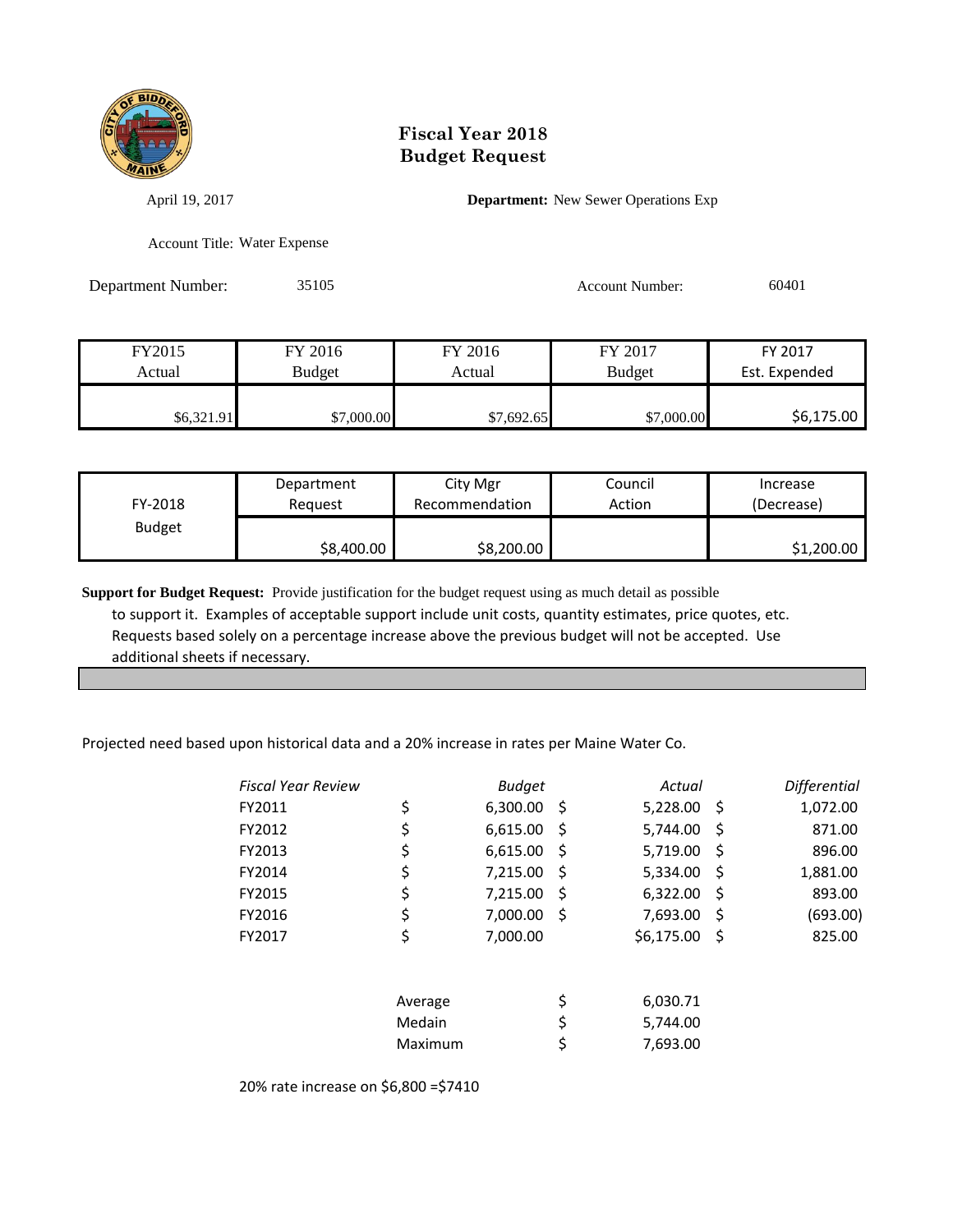# Fiscal Year 2018
# Budget Request

April 19, 2017

**Department:** New Sewer Operations Exp

Account Title: Water Expense

Department Number: 35105

Account Number: 60401

| FY2015 Actual | FY 2016 Budget | FY 2016 Actual | FY 2017 Budget | FY 2017 Est. Expended |
|---|---|---|---|---|
| $6,321.91 | $7,000.00 | $7,692.65 | $7,000.00 | $6,175.00 |

| FY-2018 Budget | Department Request | City Mgr Recommendation | Council Action | Increase (Decrease) |
|---|---|---|---|---|
| | $8,400.00 | $8,200.00 | | $1,200.00 |

**Support for Budget Request:** Provide justification for the budget request using as much detail as possible to support it. Examples of acceptable support include unit costs, quantity estimates, price quotes, etc. Requests based solely on a percentage increase above the previous budget will not be accepted. Use additional sheets if necessary.

Projected need based upon historical data and a 20% increase in rates per Maine Water Co.

| *Fiscal Year Review* | *Budget* | *Actual* | *Differential* |
|---|---|---|---|
| FY2011 | $ 6,300.00 | $ 5,228.00 | $ 1,072.00 |
| FY2012 | $ 6,615.00 | $ 5,744.00 | $ 871.00 |
| FY2013 | $ 6,615.00 | $ 5,719.00 | $ 896.00 |
| FY2014 | $ 7,215.00 | $ 5,334.00 | $ 1,881.00 |
| FY2015 | $ 7,215.00 | $ 6,322.00 | $ 893.00 |
| FY2016 | $ 7,000.00 | $ 7,693.00 | $ (693.00) |
| FY2017 | $ 7,000.00 | $6,175.00 | $ 825.00 |

| | |
|---|---|
| Average | $ 6,030.71 |
| Medain | $ 5,744.00 |
| Maximum | $ 7,693.00 |

20% rate increase on $6,800 =$7410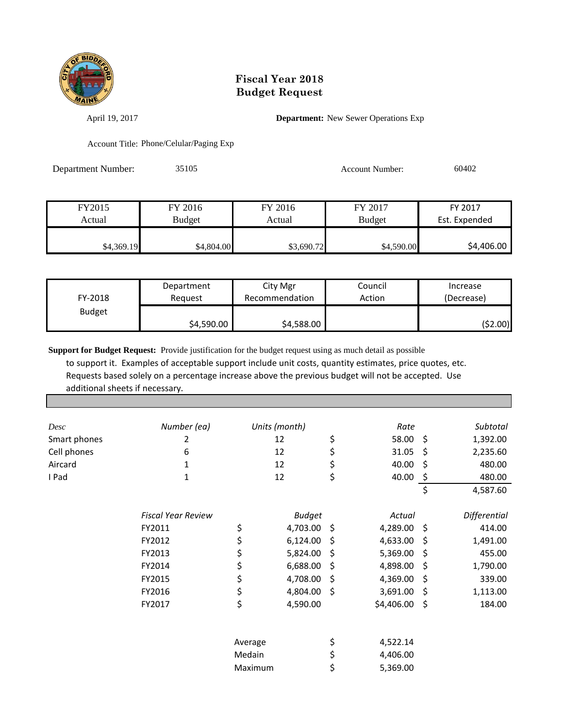# Fiscal Year 2018
# Budget Request

April 19, 2017

**Department:** New Sewer Operations Exp

Account Title: Phone/Celular/Paging Exp

Department Number: 35105

Account Number: 60402

| FY2015 Actual | FY 2016 Budget | FY 2016 Actual | FY 2017 Budget | FY 2017 Est. Expended |
|---|---|---|---|---|
| $4,369.19 | $4,804.00 | $3,690.72 | $4,590.00 | $4,406.00 |

| FY-2018 Budget | Department Request | City Mgr Recommendation | Council Action | Increase (Decrease) |
|---|---|---|---|---|
| | $4,590.00 | $4,588.00 | | ($2.00) |

**Support for Budget Request:** Provide justification for the budget request using as much detail as possible to support it. Examples of acceptable support include unit costs, quantity estimates, price quotes, etc. Requests based solely on a percentage increase above the previous budget will not be accepted. Use additional sheets if necessary.

| *Desc* | *Number (ea)* | *Units (month)* | *Rate* | *Subtotal* |
|---|---|---|---|---|
| Smart phones | 2 | 12 | $ 58.00 | $ 1,392.00 |
| Cell phones | 6 | 12 | $ 31.05 | $ 2,235.60 |
| Aircard | 1 | 12 | $ 40.00 | $ 480.00 |
| I Pad | 1 | 12 | $ 40.00 | $ 480.00 |
| | | | | $ 4,587.60 |

| *Fiscal Year Review* | *Budget* | *Actual* | *Differential* |
|---|---|---|---|
| FY2011 | $ 4,703.00 | $ 4,289.00 | $ 414.00 |
| FY2012 | $ 6,124.00 | $ 4,633.00 | $ 1,491.00 |
| FY2013 | $ 5,824.00 | $ 5,369.00 | $ 455.00 |
| FY2014 | $ 6,688.00 | $ 4,898.00 | $ 1,790.00 |
| FY2015 | $ 4,708.00 | $ 4,369.00 | $ 339.00 |
| FY2016 | $ 4,804.00 | $ 3,691.00 | $ 1,113.00 |
| FY2017 | $ 4,590.00 | $4,406.00 | $ 184.00 |

| | |
|---|---|
| Average | $ 4,522.14 |
| Medain | $ 4,406.00 |
| Maximum | $ 5,369.00 |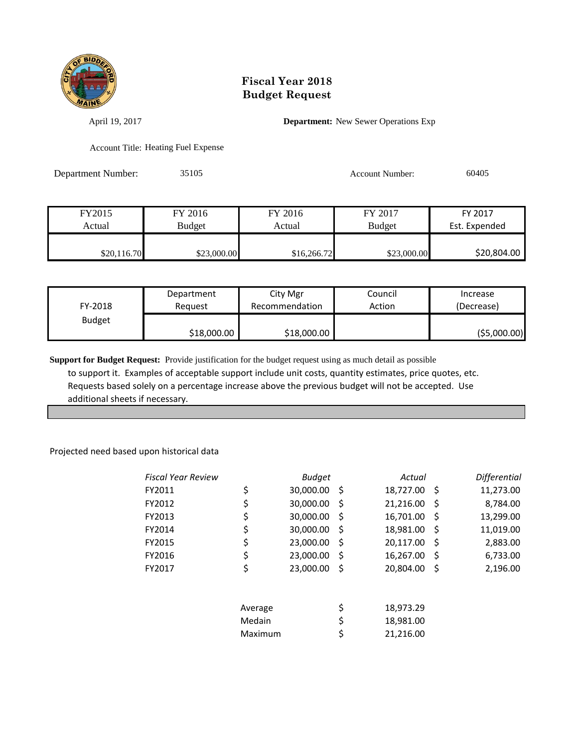# Fiscal Year 2018
# Budget Request

April 19, 2017

**Department:** New Sewer Operations Exp

Account Title: Heating Fuel Expense

Department Number: 35105

Account Number: 60405

| FY2015 Actual | FY 2016 Budget | FY 2016 Actual | FY 2017 Budget | FY 2017 Est. Expended |
|---|---|---|---|---|
| $20,116.70 | $23,000.00 | $16,266.72 | $23,000.00 | $20,804.00 |

| FY-2018 Budget | Department Request | City Mgr Recommendation | Council Action | Increase (Decrease) |
|---|---|---|---|---|
| | $18,000.00 | $18,000.00 | | ($5,000.00) |

**Support for Budget Request:** Provide justification for the budget request using as much detail as possible to support it. Examples of acceptable support include unit costs, quantity estimates, price quotes, etc. Requests based solely on a percentage increase above the previous budget will not be accepted. Use additional sheets if necessary.

Projected need based upon historical data

| *Fiscal Year Review* | *Budget* | *Actual* | *Differential* |
|---|---|---|---|
| FY2011 | $ 30,000.00 | $ 18,727.00 | $ 11,273.00 |
| FY2012 | $ 30,000.00 | $ 21,216.00 | $ 8,784.00 |
| FY2013 | $ 30,000.00 | $ 16,701.00 | $ 13,299.00 |
| FY2014 | $ 30,000.00 | $ 18,981.00 | $ 11,019.00 |
| FY2015 | $ 23,000.00 | $ 20,117.00 | $ 2,883.00 |
| FY2016 | $ 23,000.00 | $ 16,267.00 | $ 6,733.00 |
| FY2017 | $ 23,000.00 | $ 20,804.00 | $ 2,196.00 |

| | |
|---|---|
| Average | $ 18,973.29 |
| Medain | $ 18,981.00 |
| Maximum | $ 21,216.00 |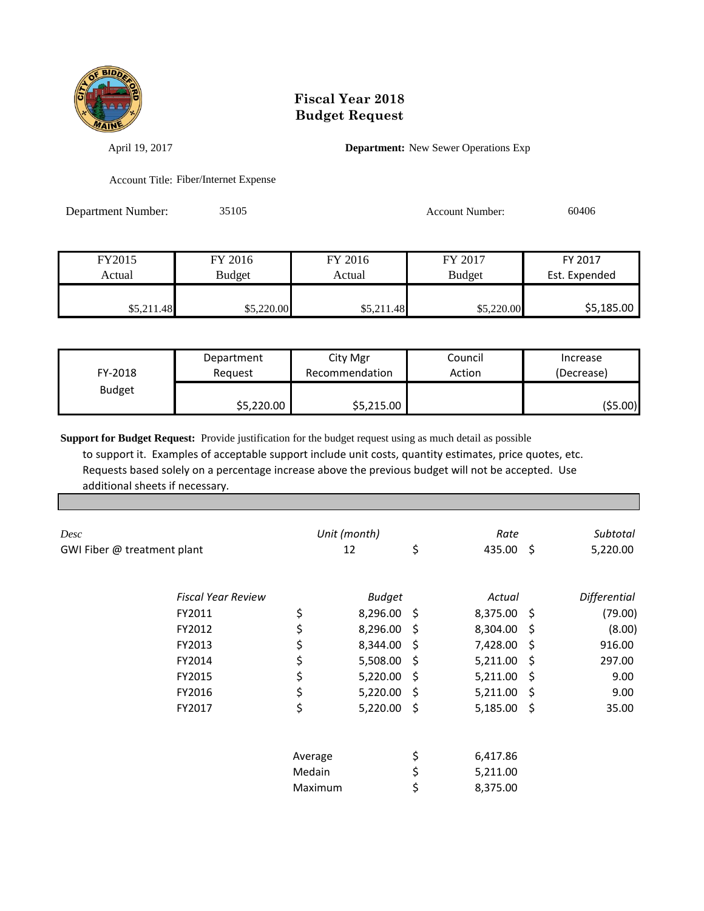# Fiscal Year 2018
# Budget Request

April 19, 2017

**Department:** New Sewer Operations Exp

Account Title: Fiber/Internet Expense

Department Number: 35105

Account Number: 60406

| FY2015 Actual | FY 2016 Budget | FY 2016 Actual | FY 2017 Budget | FY 2017 Est. Expended |
|---|---|---|---|---|
| $5,211.48 | $5,220.00 | $5,211.48 | $5,220.00 | $5,185.00 |

| FY-2018 Budget | Department Request | City Mgr Recommendation | Council Action | Increase (Decrease) |
|---|---|---|---|---|
| | $5,220.00 | $5,215.00 | | ($5.00) |

**Support for Budget Request:** Provide justification for the budget request using as much detail as possible to support it. Examples of acceptable support include unit costs, quantity estimates, price quotes, etc. Requests based solely on a percentage increase above the previous budget will not be accepted. Use additional sheets if necessary.

| *Desc* | *Unit (month)* | *Rate* | *Subtotal* |
|---|---|---|---|
| GWI Fiber @ treatment plant | 12 | $ 435.00 | $ 5,220.00 |

| *Fiscal Year Review* | *Budget* | *Actual* | *Differential* |
|---|---|---|---|
| FY2011 | $ 8,296.00 | $ 8,375.00 | $ (79.00) |
| FY2012 | $ 8,296.00 | $ 8,304.00 | $ (8.00) |
| FY2013 | $ 8,344.00 | $ 7,428.00 | $ 916.00 |
| FY2014 | $ 5,508.00 | $ 5,211.00 | $ 297.00 |
| FY2015 | $ 5,220.00 | $ 5,211.00 | $ 9.00 |
| FY2016 | $ 5,220.00 | $ 5,211.00 | $ 9.00 |
| FY2017 | $ 5,220.00 | $ 5,185.00 | $ 35.00 |

| | |
|---|---|
| Average | $ 6,417.86 |
| Medain | $ 5,211.00 |
| Maximum | $ 8,375.00 |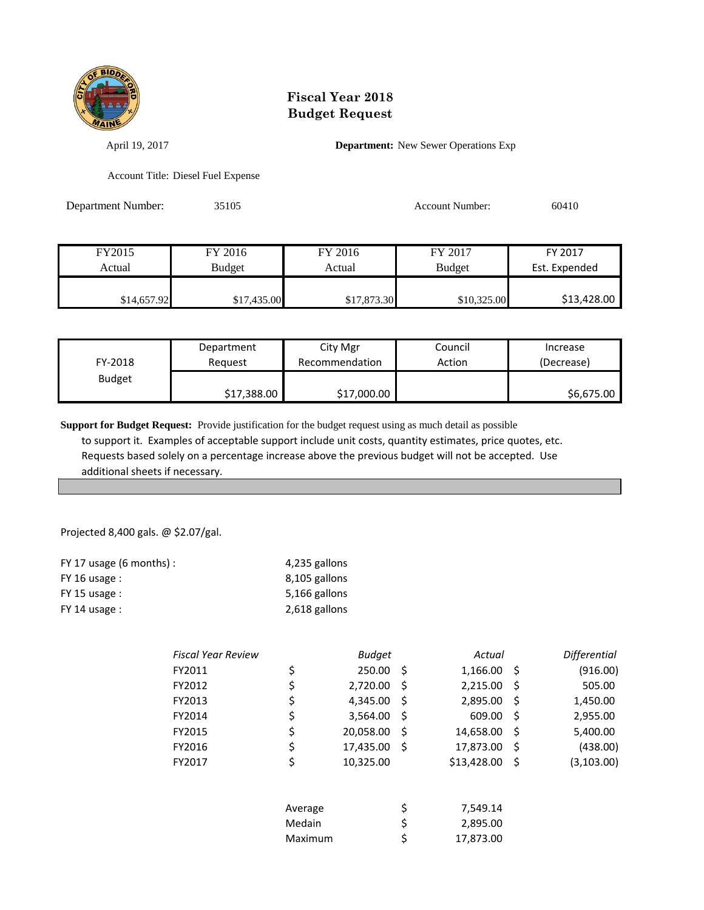# Fiscal Year 2018
# Budget Request

April 19, 2017

**Department:** New Sewer Operations Exp

Account Title: Diesel Fuel Expense

Department Number: 35105

Account Number: 60410

| FY2015 Actual | FY 2016 Budget | FY 2016 Actual | FY 2017 Budget | FY 2017 Est. Expended |
|---|---|---|---|---|
| $14,657.92 | $17,435.00 | $17,873.30 | $10,325.00 | $13,428.00 |

| FY-2018 Budget | Department Request | City Mgr Recommendation | Council Action | Increase (Decrease) |
|---|---|---|---|---|
| | $17,388.00 | $17,000.00 | | $6,675.00 |

**Support for Budget Request:** Provide justification for the budget request using as much detail as possible to support it. Examples of acceptable support include unit costs, quantity estimates, price quotes, etc. Requests based solely on a percentage increase above the previous budget will not be accepted. Use additional sheets if necessary.

Projected 8,400 gals. @ $2.07/gal.

| | |
|---|---|
| FY 17 usage (6 months) : | 4,235 gallons |
| FY 16 usage : | 8,105 gallons |
| FY 15 usage : | 5,166 gallons |
| FY 14 usage : | 2,618 gallons |

| *Fiscal Year Review* | *Budget* | *Actual* | *Differential* |
|---|---|---|---|
| FY2011 | $ 250.00 | $ 1,166.00 | $ (916.00) |
| FY2012 | $ 2,720.00 | $ 2,215.00 | $ 505.00 |
| FY2013 | $ 4,345.00 | $ 2,895.00 | $ 1,450.00 |
| FY2014 | $ 3,564.00 | $ 609.00 | $ 2,955.00 |
| FY2015 | $ 20,058.00 | $ 14,658.00 | $ 5,400.00 |
| FY2016 | $ 17,435.00 | $ 17,873.00 | $ (438.00) |
| FY2017 | $ 10,325.00 | $13,428.00 | $ (3,103.00) |

| | |
|---|---|
| Average | $ 7,549.14 |
| Medain | $ 2,895.00 |
| Maximum | $ 17,873.00 |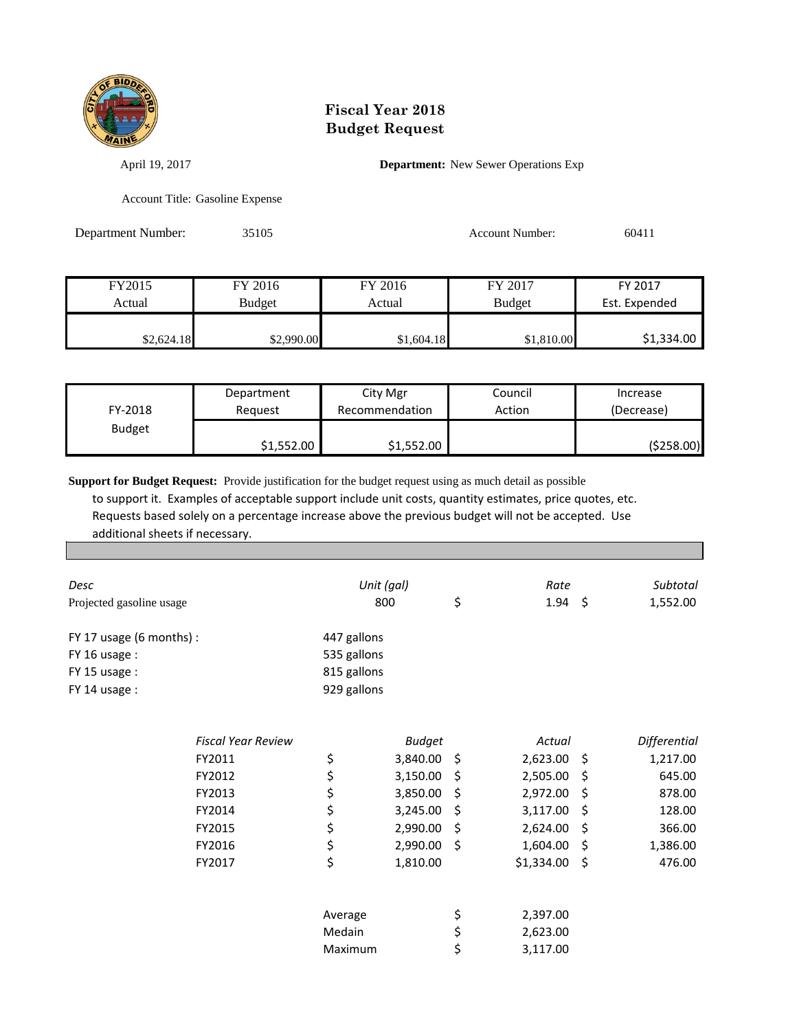# Fiscal Year 2018
# Budget Request

April 19, 2017 **Department:** New Sewer Operations Exp

Account Title: Gasoline Expense

Department Number: 35105 Account Number: 60411

| FY2015 Actual | FY 2016 Budget | FY 2016 Actual | FY 2017 Budget | FY 2017 Est. Expended |
|---|---|---|---|---|
| $2,624.18 | $2,990.00 | $1,604.18 | $1,810.00 | $1,334.00 |

| FY-2018 Budget | Department Request | City Mgr Recommendation | Council Action | Increase (Decrease) |
|---|---|---|---|---|
| | $1,552.00 | $1,552.00 | | ($258.00) |

**Support for Budget Request:** Provide justification for the budget request using as much detail as possible to support it. Examples of acceptable support include unit costs, quantity estimates, price quotes, etc. Requests based solely on a percentage increase above the previous budget will not be accepted. Use additional sheets if necessary.

| *Desc* | *Unit (gal)* | *Rate* | *Subtotal* |
|---|---|---|---|
| Projected gasoline usage | 800 | $ 1.94 | $ 1,552.00 |

FY 17 usage (6 months) : 447 gallons
FY 16 usage : 535 gallons
FY 15 usage : 815 gallons
FY 14 usage : 929 gallons

| *Fiscal Year Review* | *Budget* | *Actual* | *Differential* |
|---|---|---|---|
| FY2011 | $ 3,840.00 | $ 2,623.00 | $ 1,217.00 |
| FY2012 | $ 3,150.00 | $ 2,505.00 | $ 645.00 |
| FY2013 | $ 3,850.00 | $ 2,972.00 | $ 878.00 |
| FY2014 | $ 3,245.00 | $ 3,117.00 | $ 128.00 |
| FY2015 | $ 2,990.00 | $ 2,624.00 | $ 366.00 |
| FY2016 | $ 2,990.00 | $ 1,604.00 | $ 1,386.00 |
| FY2017 | $ 1,810.00 | $1,334.00 | $ 476.00 |

| | |
|---|---|
| Average | $ 2,397.00 |
| Medain | $ 2,623.00 |
| Maximum | $ 3,117.00 |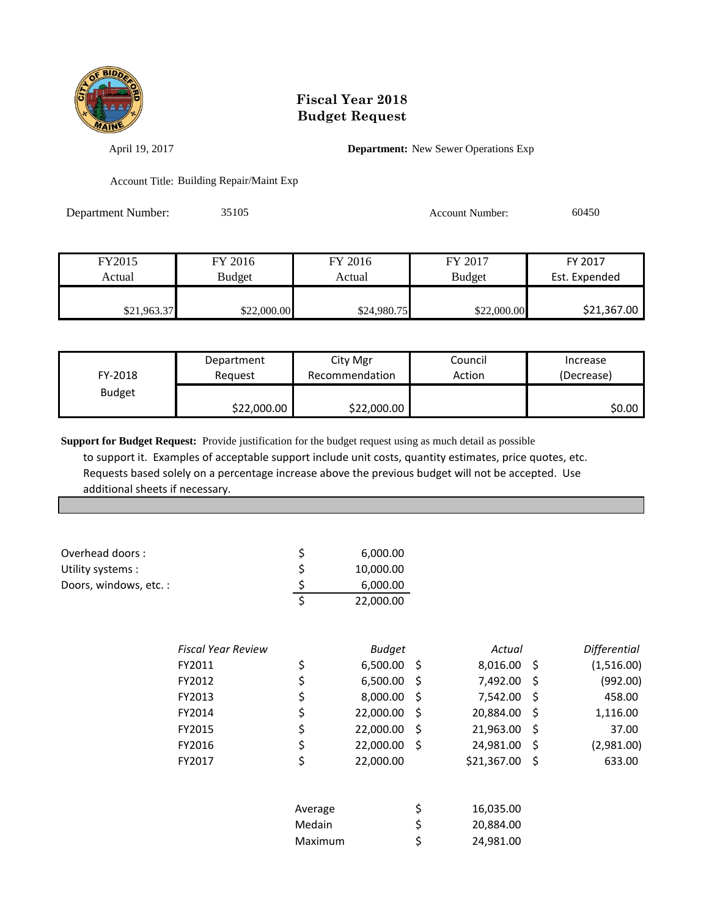# Fiscal Year 2018
# Budget Request

April 19, 2017

**Department:** New Sewer Operations Exp

Account Title: Building Repair/Maint Exp

Department Number: 35105

Account Number: 60450

| FY2015 Actual | FY 2016 Budget | FY 2016 Actual | FY 2017 Budget | FY 2017 Est. Expended |
|---|---|---|---|---|
| $21,963.37 | $22,000.00 | $24,980.75 | $22,000.00 | $21,367.00 |

| FY-2018 Budget | Department Request | City Mgr Recommendation | Council Action | Increase (Decrease) |
|---|---|---|---|---|
| | $22,000.00 | $22,000.00 | | $0.00 |

**Support for Budget Request:** Provide justification for the budget request using as much detail as possible to support it. Examples of acceptable support include unit costs, quantity estimates, price quotes, etc. Requests based solely on a percentage increase above the previous budget will not be accepted. Use additional sheets if necessary.

| | | |
|---|---|---|
| Overhead doors : | $ | 6,000.00 |
| Utility systems : | $ | 10,000.00 |
| Doors, windows, etc. : | $ | 6,000.00 |
| | $ | 22,000.00 |

| *Fiscal Year Review* | *Budget* | *Actual* | *Differential* |
|---|---|---|---|
| FY2011 | $ 6,500.00 | $ 8,016.00 | $ (1,516.00) |
| FY2012 | $ 6,500.00 | $ 7,492.00 | $ (992.00) |
| FY2013 | $ 8,000.00 | $ 7,542.00 | $ 458.00 |
| FY2014 | $ 22,000.00 | $ 20,884.00 | $ 1,116.00 |
| FY2015 | $ 22,000.00 | $ 21,963.00 | $ 37.00 |
| FY2016 | $ 22,000.00 | $ 24,981.00 | $ (2,981.00) |
| FY2017 | $ 22,000.00 | $21,367.00 | $ 633.00 |

| | |
|---|---|
| Average | $ 16,035.00 |
| Medain | $ 20,884.00 |
| Maximum | $ 24,981.00 |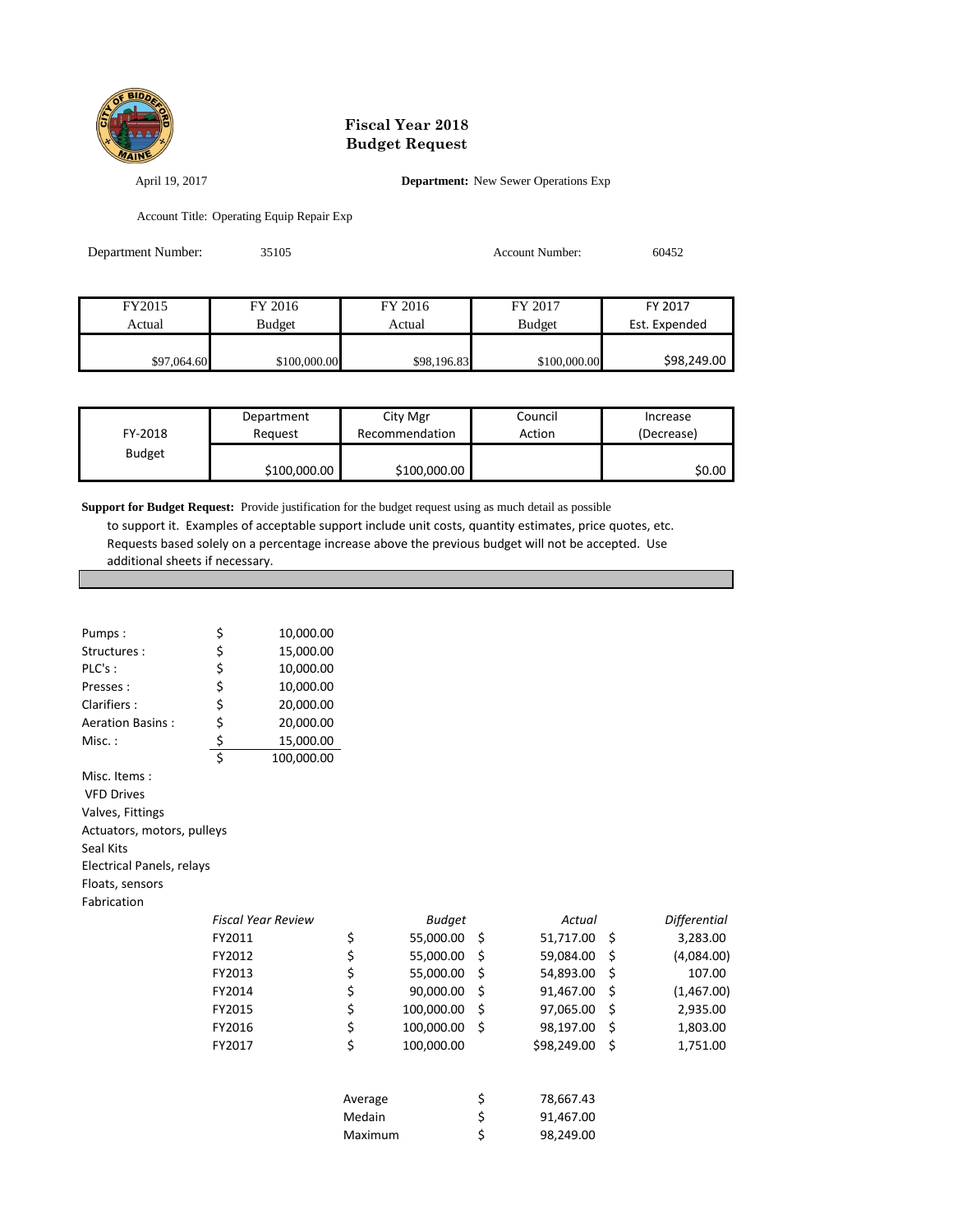# Fiscal Year 2018
# Budget Request

April 19, 2017

**Department:** New Sewer Operations Exp

Account Title: Operating Equip Repair Exp

Department Number: 35105

Account Number: 60452

| FY2015 Actual | FY 2016 Budget | FY 2016 Actual | FY 2017 Budget | FY 2017 Est. Expended |
|---|---|---|---|---|
| $97,064.60 | $100,000.00 | $98,196.83 | $100,000.00 | $98,249.00 |

| FY-2018 Budget | Department Request | City Mgr Recommendation | Council Action | Increase (Decrease) |
|---|---|---|---|---|
| | $100,000.00 | $100,000.00 | | $0.00 |

**Support for Budget Request:** Provide justification for the budget request using as much detail as possible to support it. Examples of acceptable support include unit costs, quantity estimates, price quotes, etc. Requests based solely on a percentage increase above the previous budget will not be accepted. Use additional sheets if necessary.

| Item | | Amount |
|---|---|---|
| Pumps : | $ | 10,000.00 |
| Structures : | $ | 15,000.00 |
| PLC's : | $ | 10,000.00 |
| Presses : | $ | 10,000.00 |
| Clarifiers : | $ | 20,000.00 |
| Aeration Basins : | $ | 20,000.00 |
| Misc. : | $ | 15,000.00 |
| | $ | 100,000.00 |

Misc. Items :
- VFD Drives
- Valves, Fittings
- Actuators, motors, pulleys
- Seal Kits
- Electrical Panels, relays
- Floats, sensors
- Fabrication

| *Fiscal Year Review* | *Budget* | *Actual* | *Differential* |
|---|---|---|---|
| FY2011 | $ 55,000.00 | $ 51,717.00 | $ 3,283.00 |
| FY2012 | $ 55,000.00 | $ 59,084.00 | $ (4,084.00) |
| FY2013 | $ 55,000.00 | $ 54,893.00 | $ 107.00 |
| FY2014 | $ 90,000.00 | $ 91,467.00 | $ (1,467.00) |
| FY2015 | $ 100,000.00 | $ 97,065.00 | $ 2,935.00 |
| FY2016 | $ 100,000.00 | $ 98,197.00 | $ 1,803.00 |
| FY2017 | $ 100,000.00 | $98,249.00 | $ 1,751.00 |

| | |
|---|---|
| Average | $ 78,667.43 |
| Medain | $ 91,467.00 |
| Maximum | $ 98,249.00 |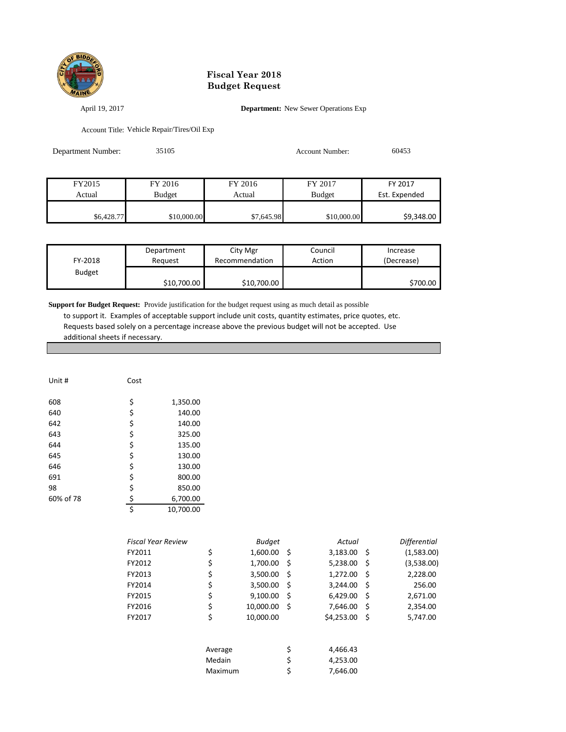# Fiscal Year 2018
# Budget Request

April 19, 2017

**Department:** New Sewer Operations Exp

Account Title: Vehicle Repair/Tires/Oil Exp

Department Number: 35105

Account Number: 60453

| FY2015 Actual | FY 2016 Budget | FY 2016 Actual | FY 2017 Budget | FY 2017 Est. Expended |
|---|---|---|---|---|
| $6,428.77 | $10,000.00 | $7,645.98 | $10,000.00 | $9,348.00 |

| FY-2018 Budget | Department Request | City Mgr Recommendation | Council Action | Increase (Decrease) |
|---|---|---|---|---|
| | $10,700.00 | $10,700.00 | | $700.00 |

**Support for Budget Request:** Provide justification for the budget request using as much detail as possible to support it. Examples of acceptable support include unit costs, quantity estimates, price quotes, etc. Requests based solely on a percentage increase above the previous budget will not be accepted. Use additional sheets if necessary.

| Unit # | Cost |
|---|---|
| 608 | $ 1,350.00 |
| 640 | $ 140.00 |
| 642 | $ 140.00 |
| 643 | $ 325.00 |
| 644 | $ 135.00 |
| 645 | $ 130.00 |
| 646 | $ 130.00 |
| 691 | $ 800.00 |
| 98 | $ 850.00 |
| 60% of 78 | $ 6,700.00 |
| | $ 10,700.00 |

| *Fiscal Year Review* | *Budget* | *Actual* | *Differential* |
|---|---|---|---|
| FY2011 | $ 1,600.00 | $ 3,183.00 | $ (1,583.00) |
| FY2012 | $ 1,700.00 | $ 5,238.00 | $ (3,538.00) |
| FY2013 | $ 3,500.00 | $ 1,272.00 | $ 2,228.00 |
| FY2014 | $ 3,500.00 | $ 3,244.00 | $ 256.00 |
| FY2015 | $ 9,100.00 | $ 6,429.00 | $ 2,671.00 |
| FY2016 | $ 10,000.00 | $ 7,646.00 | $ 2,354.00 |
| FY2017 | $ 10,000.00 | $4,253.00 | $ 5,747.00 |

| | |
|---|---|
| Average | $ 4,466.43 |
| Medain | $ 4,253.00 |
| Maximum | $ 7,646.00 |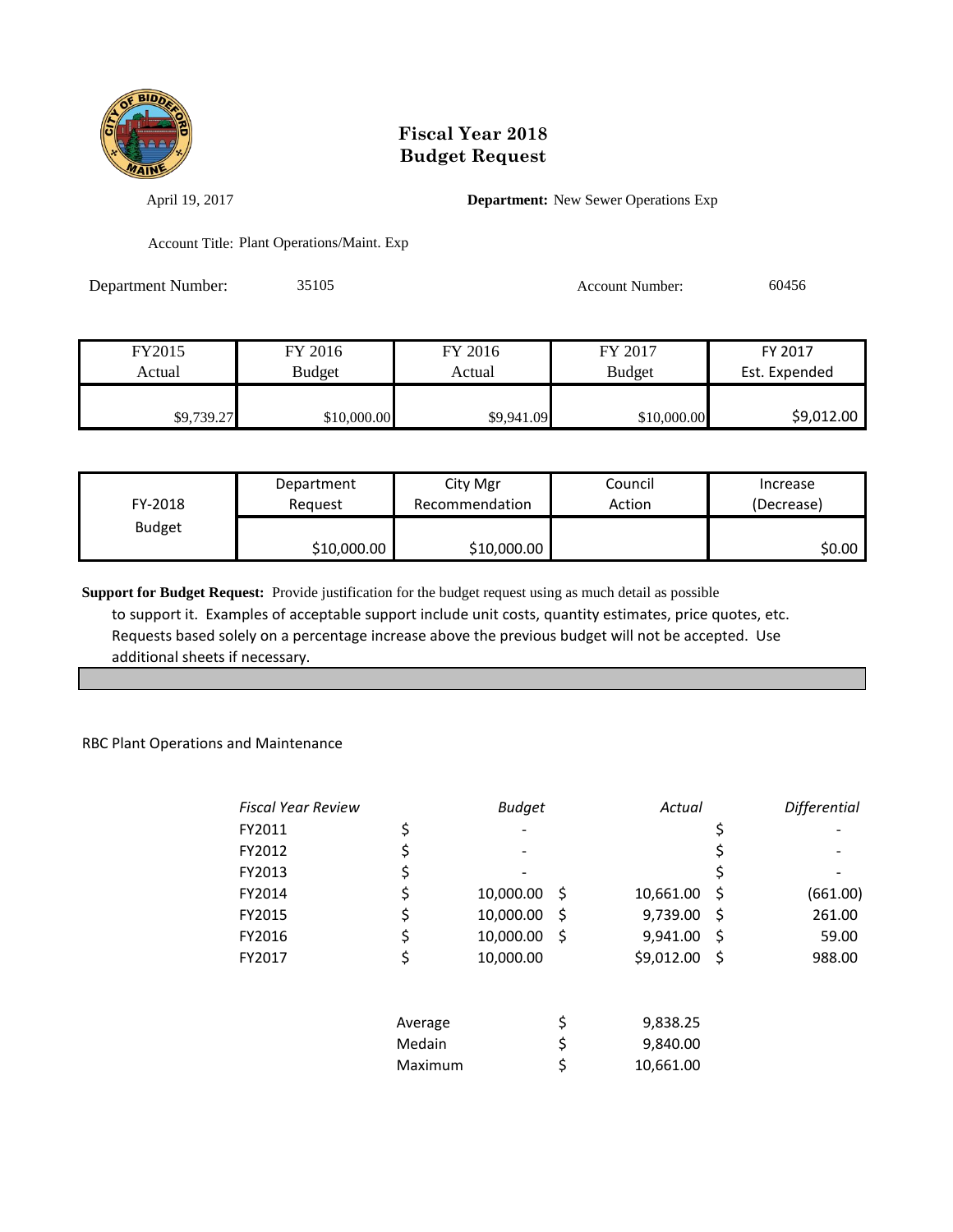# Fiscal Year 2018
# Budget Request

April 19, 2017

**Department:** New Sewer Operations Exp

Account Title: Plant Operations/Maint. Exp

Department Number: 35105

Account Number: 60456

| FY2015 Actual | FY 2016 Budget | FY 2016 Actual | FY 2017 Budget | FY 2017 Est. Expended |
|---|---|---|---|---|
| $9,739.27 | $10,000.00 | $9,941.09 | $10,000.00 | $9,012.00 |

| FY-2018 Budget | Department Request | City Mgr Recommendation | Council Action | Increase (Decrease) |
|---|---|---|---|---|
| | $10,000.00 | $10,000.00 | | $0.00 |

**Support for Budget Request:** Provide justification for the budget request using as much detail as possible to support it. Examples of acceptable support include unit costs, quantity estimates, price quotes, etc. Requests based solely on a percentage increase above the previous budget will not be accepted. Use additional sheets if necessary.

RBC Plant Operations and Maintenance

| *Fiscal Year Review* | *Budget* | *Actual* | *Differential* |
|---|---|---|---|
| FY2011 | $ - | | $ - |
| FY2012 | $ - | | $ - |
| FY2013 | $ - | | $ - |
| FY2014 | $ 10,000.00 | $ 10,661.00 | $ (661.00) |
| FY2015 | $ 10,000.00 | $ 9,739.00 | $ 261.00 |
| FY2016 | $ 10,000.00 | $ 9,941.00 | $ 59.00 |
| FY2017 | $ 10,000.00 | $9,012.00 | $ 988.00 |

| | |
|---|---|
| Average | $ 9,838.25 |
| Medain | $ 9,840.00 |
| Maximum | $ 10,661.00 |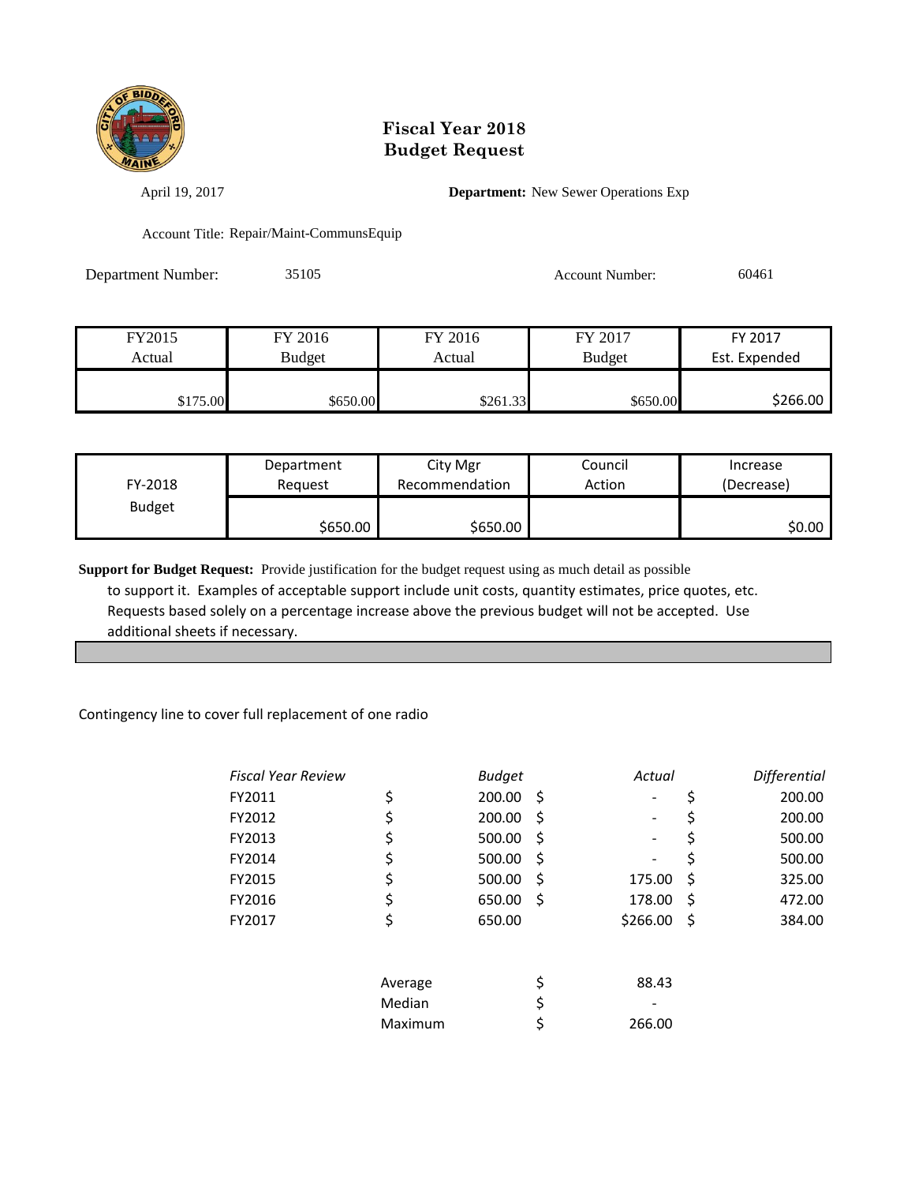# Fiscal Year 2018
# Budget Request

April 19, 2017

**Department:** New Sewer Operations Exp

Account Title: Repair/Maint-CommunsEquip

Department Number: 35105

Account Number: 60461

| FY2015 Actual | FY 2016 Budget | FY 2016 Actual | FY 2017 Budget | FY 2017 Est. Expended |
|---|---|---|---|---|
| $175.00 | $650.00 | $261.33 | $650.00 | $266.00 |

| FY-2018 Budget | Department Request | City Mgr Recommendation | Council Action | Increase (Decrease) |
|---|---|---|---|---|
| | $650.00 | $650.00 | | $0.00 |

**Support for Budget Request:** Provide justification for the budget request using as much detail as possible to support it. Examples of acceptable support include unit costs, quantity estimates, price quotes, etc. Requests based solely on a percentage increase above the previous budget will not be accepted. Use additional sheets if necessary.

Contingency line to cover full replacement of one radio

| *Fiscal Year Review* | *Budget* | *Actual* | *Differential* |
|---|---|---|---|
| FY2011 | $ 200.00 | $ - | $ 200.00 |
| FY2012 | $ 200.00 | $ - | $ 200.00 |
| FY2013 | $ 500.00 | $ - | $ 500.00 |
| FY2014 | $ 500.00 | $ - | $ 500.00 |
| FY2015 | $ 500.00 | $ 175.00 | $ 325.00 |
| FY2016 | $ 650.00 | $ 178.00 | $ 472.00 |
| FY2017 | $ 650.00 | $266.00 | $ 384.00 |

| | |
|---|---|
| Average | $ 88.43 |
| Median | $ - |
| Maximum | $ 266.00 |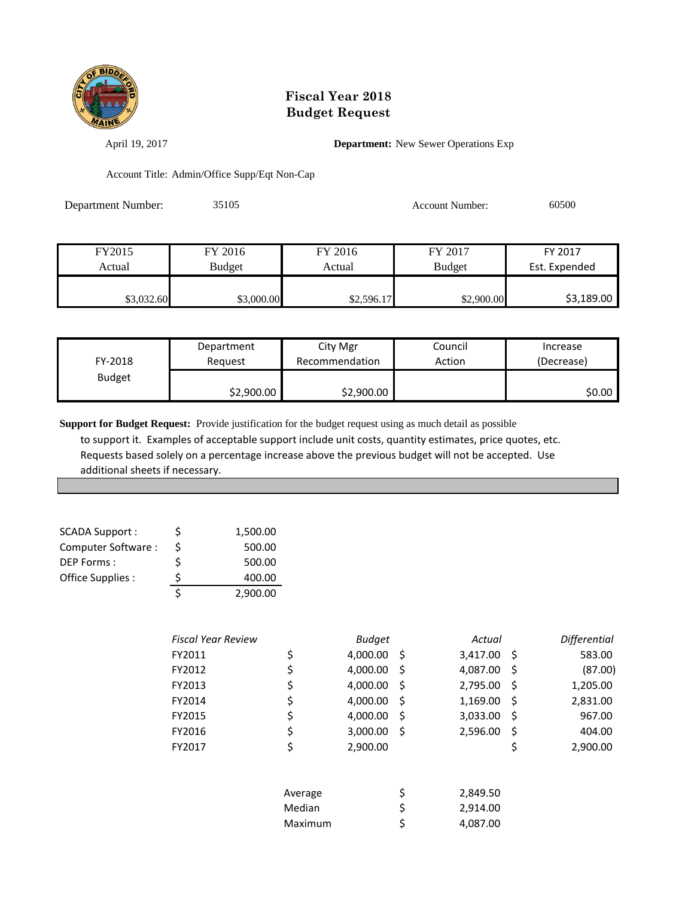# Fiscal Year 2018
# Budget Request

April 19, 2017

**Department:** New Sewer Operations Exp

Account Title: Admin/Office Supp/Eqt Non-Cap

Department Number: 35105

Account Number: 60500

| FY2015 Actual | FY 2016 Budget | FY 2016 Actual | FY 2017 Budget | FY 2017 Est. Expended |
|---|---|---|---|---|
| $3,032.60 | $3,000.00 | $2,596.17 | $2,900.00 | $3,189.00 |

| FY-2018 Budget | Department Request | City Mgr Recommendation | Council Action | Increase (Decrease) |
|---|---|---|---|---|
| | $2,900.00 | $2,900.00 | | $0.00 |

**Support for Budget Request:** Provide justification for the budget request using as much detail as possible to support it. Examples of acceptable support include unit costs, quantity estimates, price quotes, etc. Requests based solely on a percentage increase above the previous budget will not be accepted. Use additional sheets if necessary.

| | | |
|---|---|---|
| SCADA Support : | $ | 1,500.00 |
| Computer Software : | $ | 500.00 |
| DEP Forms : | $ | 500.00 |
| Office Supplies : | $ | 400.00 |
| | $ | 2,900.00 |

| *Fiscal Year Review* | *Budget* | *Actual* | *Differential* |
|---|---|---|---|
| FY2011 | $ 4,000.00 | $ 3,417.00 | $ 583.00 |
| FY2012 | $ 4,000.00 | $ 4,087.00 | $ (87.00) |
| FY2013 | $ 4,000.00 | $ 2,795.00 | $ 1,205.00 |
| FY2014 | $ 4,000.00 | $ 1,169.00 | $ 2,831.00 |
| FY2015 | $ 4,000.00 | $ 3,033.00 | $ 967.00 |
| FY2016 | $ 3,000.00 | $ 2,596.00 | $ 404.00 |
| FY2017 | $ 2,900.00 | | $ 2,900.00 |

| | |
|---|---|
| Average | $ 2,849.50 |
| Median | $ 2,914.00 |
| Maximum | $ 4,087.00 |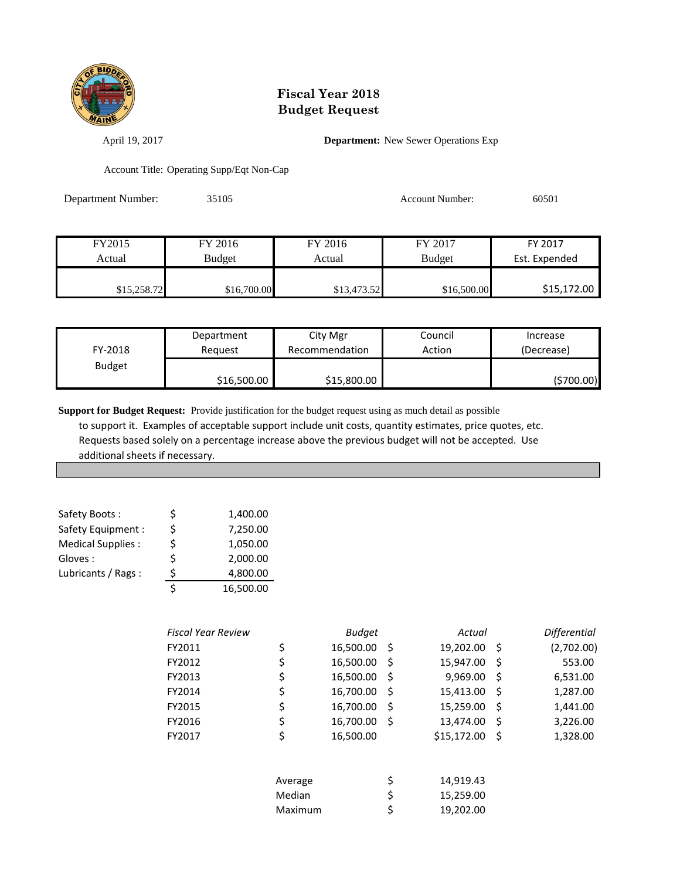# Fiscal Year 2018
# Budget Request

April 19, 2017

**Department:** New Sewer Operations Exp

Account Title: Operating Supp/Eqt Non-Cap

Department Number: 35105

Account Number: 60501

| FY2015 Actual | FY 2016 Budget | FY 2016 Actual | FY 2017 Budget | FY 2017 Est. Expended |
|---|---|---|---|---|
| $15,258.72 | $16,700.00 | $13,473.52 | $16,500.00 | $15,172.00 |

| FY-2018 Budget | Department Request | City Mgr Recommendation | Council Action | Increase (Decrease) |
|---|---|---|---|---|
| | $16,500.00 | $15,800.00 | | ($700.00) |

**Support for Budget Request:** Provide justification for the budget request using as much detail as possible to support it. Examples of acceptable support include unit costs, quantity estimates, price quotes, etc. Requests based solely on a percentage increase above the previous budget will not be accepted. Use additional sheets if necessary.

| | | |
|---|---|---|
| Safety Boots : | $ | 1,400.00 |
| Safety Equipment : | $ | 7,250.00 |
| Medical Supplies : | $ | 1,050.00 |
| Gloves : | $ | 2,000.00 |
| Lubricants / Rags : | $ | 4,800.00 |
| | $ | 16,500.00 |

| *Fiscal Year Review* | *Budget* | *Actual* | *Differential* |
|---|---|---|---|
| FY2011 | $ 16,500.00 | $ 19,202.00 | $ (2,702.00) |
| FY2012 | $ 16,500.00 | $ 15,947.00 | $ 553.00 |
| FY2013 | $ 16,500.00 | $ 9,969.00 | $ 6,531.00 |
| FY2014 | $ 16,700.00 | $ 15,413.00 | $ 1,287.00 |
| FY2015 | $ 16,700.00 | $ 15,259.00 | $ 1,441.00 |
| FY2016 | $ 16,700.00 | $ 13,474.00 | $ 3,226.00 |
| FY2017 | $ 16,500.00 | $15,172.00 | $ 1,328.00 |

| | | |
|---|---|---|
| Average | $ | 14,919.43 |
| Median | $ | 15,259.00 |
| Maximum | $ | 19,202.00 |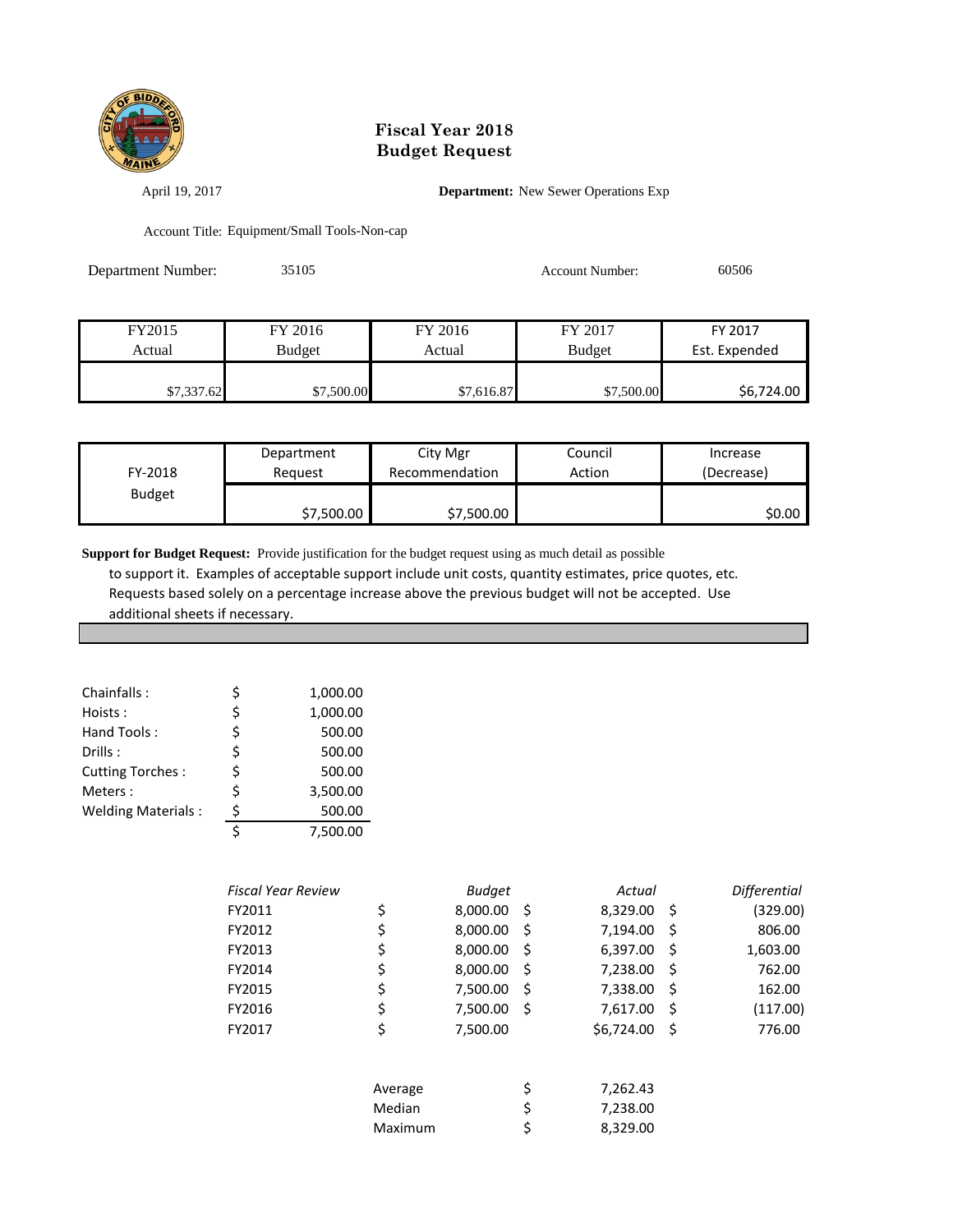# Fiscal Year 2018
# Budget Request

April 19, 2017

**Department:** New Sewer Operations Exp

Account Title: Equipment/Small Tools-Non-cap

Department Number: 35105

Account Number: 60506

| FY2015 Actual | FY 2016 Budget | FY 2016 Actual | FY 2017 Budget | FY 2017 Est. Expended |
|---|---|---|---|---|
| $7,337.62 | $7,500.00 | $7,616.87 | $7,500.00 | $6,724.00 |

| FY-2018 Budget | Department Request | City Mgr Recommendation | Council Action | Increase (Decrease) |
|---|---|---|---|---|
| | $7,500.00 | $7,500.00 | | $0.00 |

**Support for Budget Request:** Provide justification for the budget request using as much detail as possible to support it. Examples of acceptable support include unit costs, quantity estimates, price quotes, etc. Requests based solely on a percentage increase above the previous budget will not be accepted. Use additional sheets if necessary.

| | | |
|---|---|---|
| Chainfalls : | $ | 1,000.00 |
| Hoists : | $ | 1,000.00 |
| Hand Tools : | $ | 500.00 |
| Drills : | $ | 500.00 |
| Cutting Torches : | $ | 500.00 |
| Meters : | $ | 3,500.00 |
| Welding Materials : | $ | 500.00 |
| | $ | 7,500.00 |

| *Fiscal Year Review* | *Budget* | *Actual* | *Differential* |
|---|---|---|---|
| FY2011 | $ 8,000.00 | $ 8,329.00 | $ (329.00) |
| FY2012 | $ 8,000.00 | $ 7,194.00 | $ 806.00 |
| FY2013 | $ 8,000.00 | $ 6,397.00 | $ 1,603.00 |
| FY2014 | $ 8,000.00 | $ 7,238.00 | $ 762.00 |
| FY2015 | $ 7,500.00 | $ 7,338.00 | $ 162.00 |
| FY2016 | $ 7,500.00 | $ 7,617.00 | $ (117.00) |
| FY2017 | $ 7,500.00 | $6,724.00 | $ 776.00 |

| | |
|---|---|
| Average | $ 7,262.43 |
| Median | $ 7,238.00 |
| Maximum | $ 8,329.00 |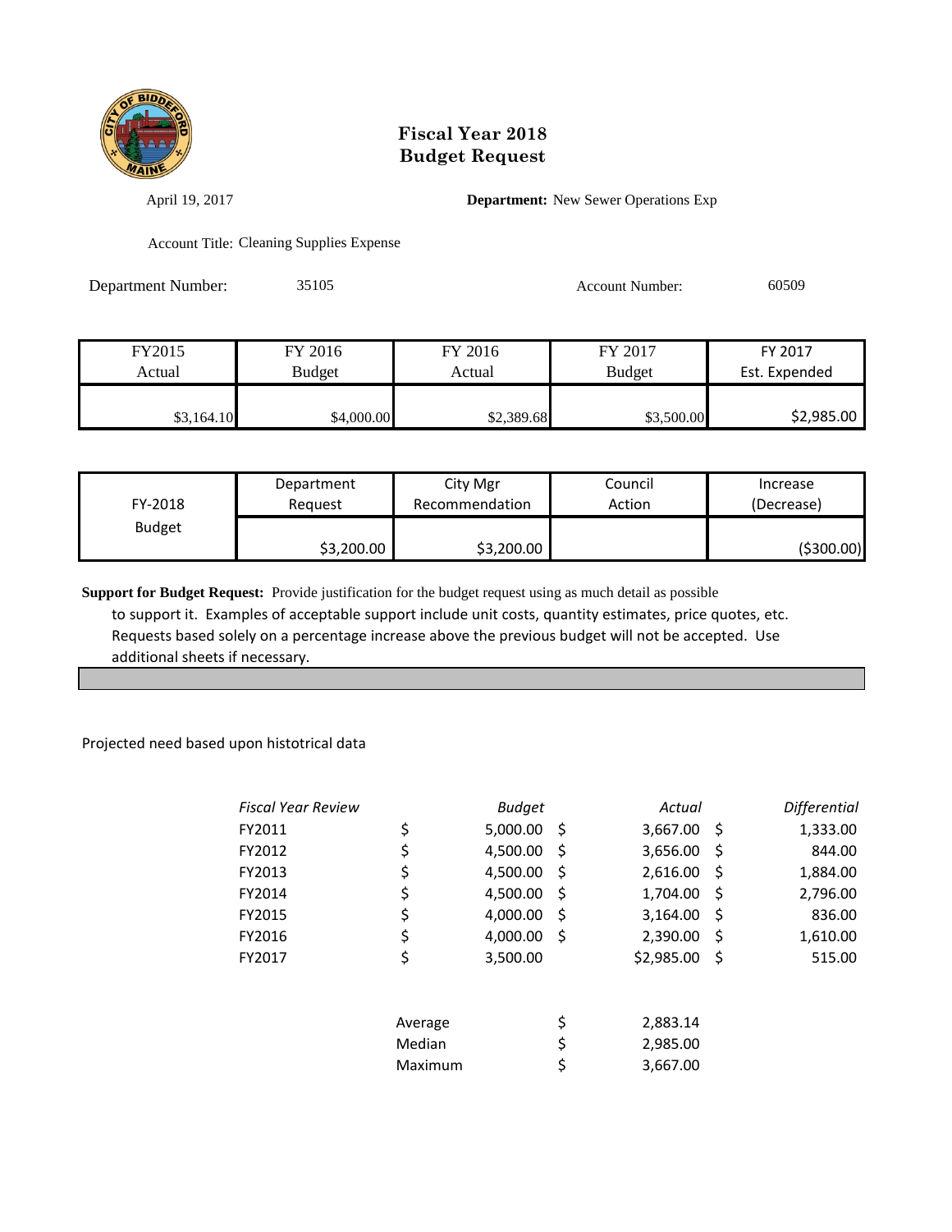# Fiscal Year 2018
# Budget Request

April 19, 2017

**Department:** New Sewer Operations Exp

Account Title: Cleaning Supplies Expense

Department Number: 35105

Account Number: 60509

| FY2015 Actual | FY 2016 Budget | FY 2016 Actual | FY 2017 Budget | FY 2017 Est. Expended |
|---|---|---|---|---|
| $3,164.10 | $4,000.00 | $2,389.68 | $3,500.00 | $2,985.00 |

| FY-2018 Budget | Department Request | City Mgr Recommendation | Council Action | Increase (Decrease) |
|---|---|---|---|---|
| | $3,200.00 | $3,200.00 | | ($300.00) |

**Support for Budget Request:** Provide justification for the budget request using as much detail as possible to support it. Examples of acceptable support include unit costs, quantity estimates, price quotes, etc. Requests based solely on a percentage increase above the previous budget will not be accepted. Use additional sheets if necessary.

Projected need based upon histotrical data

| *Fiscal Year Review* | *Budget* | *Actual* | *Differential* |
|---|---|---|---|
| FY2011 | $ 5,000.00 | $ 3,667.00 | $ 1,333.00 |
| FY2012 | $ 4,500.00 | $ 3,656.00 | $ 844.00 |
| FY2013 | $ 4,500.00 | $ 2,616.00 | $ 1,884.00 |
| FY2014 | $ 4,500.00 | $ 1,704.00 | $ 2,796.00 |
| FY2015 | $ 4,000.00 | $ 3,164.00 | $ 836.00 |
| FY2016 | $ 4,000.00 | $ 2,390.00 | $ 1,610.00 |
| FY2017 | $ 3,500.00 | $2,985.00 | $ 515.00 |

| | |
|---|---|
| Average | $ 2,883.14 |
| Median | $ 2,985.00 |
| Maximum | $ 3,667.00 |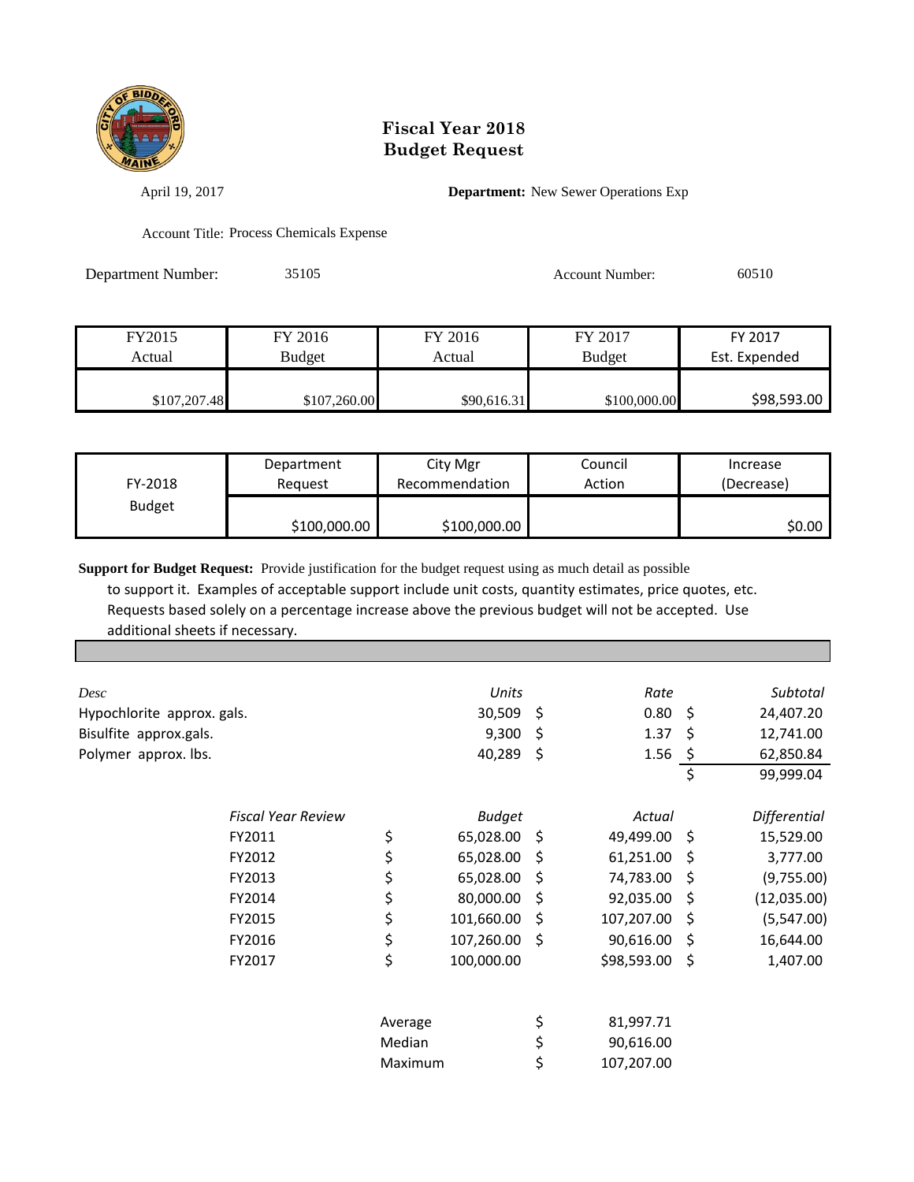# Fiscal Year 2018
# Budget Request

April 19, 2017

**Department:** New Sewer Operations Exp

Account Title: Process Chemicals Expense

Department Number: 35105

Account Number: 60510

| FY2015 Actual | FY 2016 Budget | FY 2016 Actual | FY 2017 Budget | FY 2017 Est. Expended |
|---|---|---|---|---|
| $107,207.48 | $107,260.00 | $90,616.31 | $100,000.00 | $98,593.00 |

| FY-2018 Budget | Department Request | City Mgr Recommendation | Council Action | Increase (Decrease) |
|---|---|---|---|---|
| | $100,000.00 | $100,000.00 | | $0.00 |

**Support for Budget Request:** Provide justification for the budget request using as much detail as possible to support it. Examples of acceptable support include unit costs, quantity estimates, price quotes, etc. Requests based solely on a percentage increase above the previous budget will not be accepted. Use additional sheets if necessary.

| *Desc* | *Units* | *Rate* | *Subtotal* |
|---|---|---|---|
| Hypochlorite approx. gals. | 30,509 | $ 0.80 | $ 24,407.20 |
| Bisulfite approx.gals. | 9,300 | $ 1.37 | $ 12,741.00 |
| Polymer approx. lbs. | 40,289 | $ 1.56 | $ 62,850.84 |
| | | | $ 99,999.04 |

| *Fiscal Year Review* | *Budget* | *Actual* | *Differential* |
|---|---|---|---|
| FY2011 | $ 65,028.00 | $ 49,499.00 | $ 15,529.00 |
| FY2012 | $ 65,028.00 | $ 61,251.00 | $ 3,777.00 |
| FY2013 | $ 65,028.00 | $ 74,783.00 | $ (9,755.00) |
| FY2014 | $ 80,000.00 | $ 92,035.00 | $ (12,035.00) |
| FY2015 | $ 101,660.00 | $ 107,207.00 | $ (5,547.00) |
| FY2016 | $ 107,260.00 | $ 90,616.00 | $ 16,644.00 |
| FY2017 | $ 100,000.00 | $98,593.00 | $ 1,407.00 |

| | |
|---|---|
| Average | $ 81,997.71 |
| Median | $ 90,616.00 |
| Maximum | $ 107,207.00 |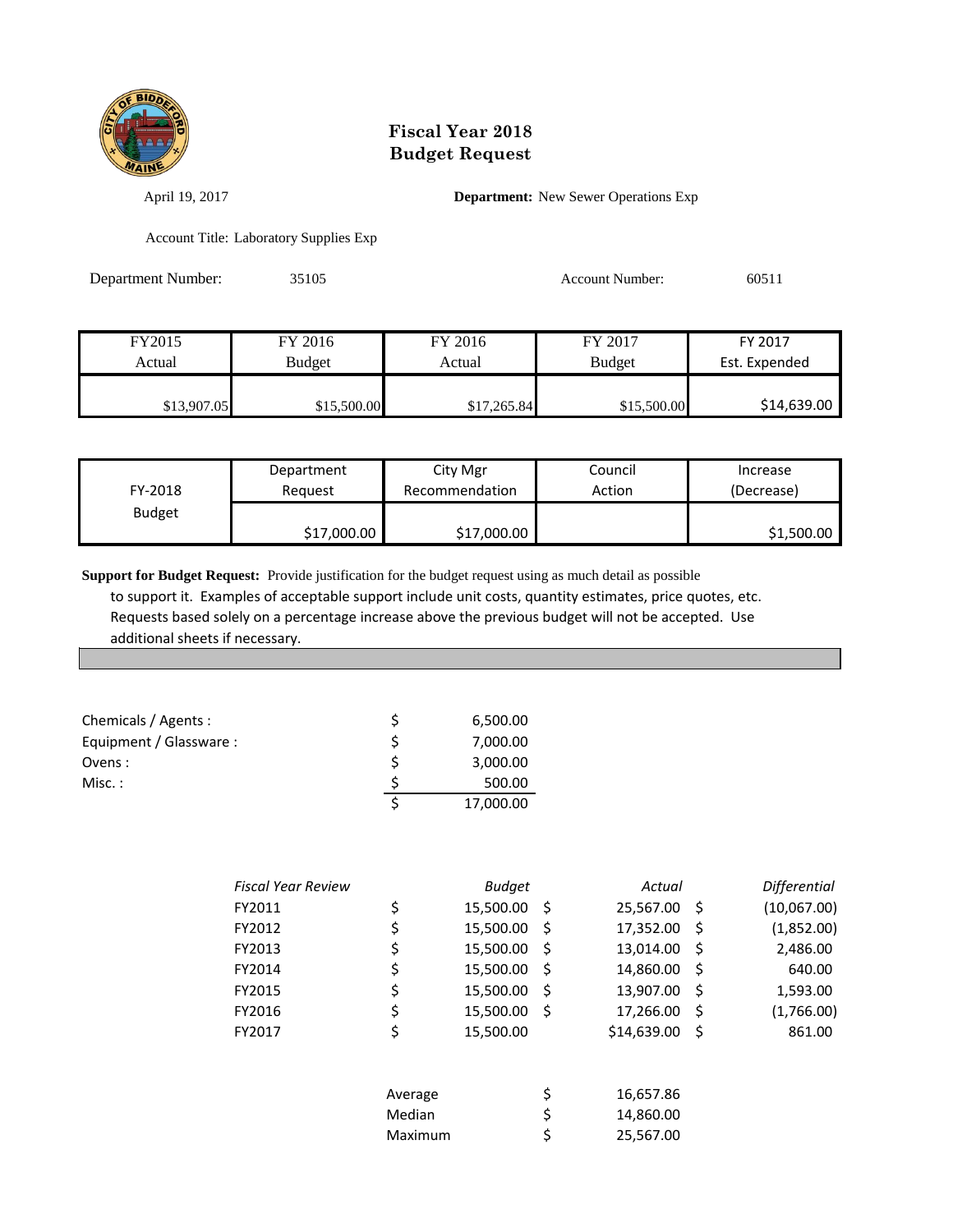# Fiscal Year 2018 Budget Request

April 19, 2017 **Department:** New Sewer Operations Exp

Account Title: Laboratory Supplies Exp

Department Number: 35105 Account Number: 60511

| FY2015 Actual | FY 2016 Budget | FY 2016 Actual | FY 2017 Budget | FY 2017 Est. Expended |
|---|---|---|---|---|
| $13,907.05 | $15,500.00 | $17,265.84 | $15,500.00 | $14,639.00 |

| FY-2018 Budget | Department Request | City Mgr Recommendation | Council Action | Increase (Decrease) |
|---|---|---|---|---|
| | $17,000.00 | $17,000.00 | | $1,500.00 |

**Support for Budget Request:** Provide justification for the budget request using as much detail as possible to support it. Examples of acceptable support include unit costs, quantity estimates, price quotes, etc. Requests based solely on a percentage increase above the previous budget will not be accepted. Use additional sheets if necessary.

| | | |
|---|---|---|
| Chemicals / Agents : | $ | 6,500.00 |
| Equipment / Glassware : | $ | 7,000.00 |
| Ovens : | $ | 3,000.00 |
| Misc. : | $ | 500.00 |
| | $ | 17,000.00 |

| *Fiscal Year Review* | *Budget* | *Actual* | *Differential* |
|---|---|---|---|
| FY2011 | $ 15,500.00 | $ 25,567.00 | $ (10,067.00) |
| FY2012 | $ 15,500.00 | $ 17,352.00 | $ (1,852.00) |
| FY2013 | $ 15,500.00 | $ 13,014.00 | $ 2,486.00 |
| FY2014 | $ 15,500.00 | $ 14,860.00 | $ 640.00 |
| FY2015 | $ 15,500.00 | $ 13,907.00 | $ 1,593.00 |
| FY2016 | $ 15,500.00 | $ 17,266.00 | $ (1,766.00) |
| FY2017 | $ 15,500.00 | $14,639.00 | $ 861.00 |

| | |
|---|---|
| Average | $ 16,657.86 |
| Median | $ 14,860.00 |
| Maximum | $ 25,567.00 |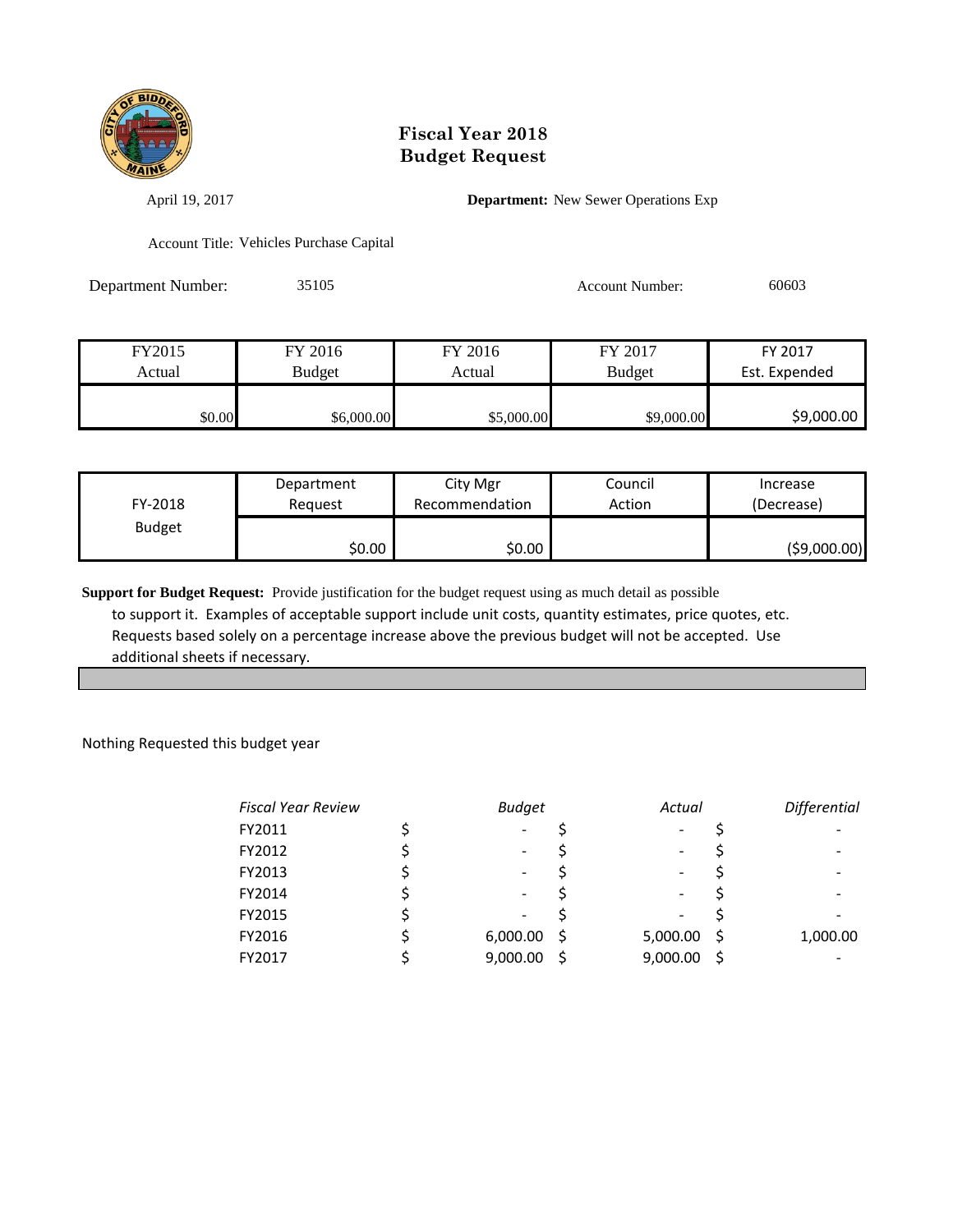# Fiscal Year 2018
# Budget Request

April 19, 2017

**Department:** New Sewer Operations Exp

Account Title: Vehicles Purchase Capital

Department Number: 35105

Account Number: 60603

| FY2015 Actual | FY 2016 Budget | FY 2016 Actual | FY 2017 Budget | FY 2017 Est. Expended |
|---|---|---|---|---|
| $0.00 | $6,000.00 | $5,000.00 | $9,000.00 | $9,000.00 |

| FY-2018 Budget | Department Request | City Mgr Recommendation | Council Action | Increase (Decrease) |
|---|---|---|---|---|
| | $0.00 | $0.00 | | ($9,000.00) |

**Support for Budget Request:** Provide justification for the budget request using as much detail as possible to support it. Examples of acceptable support include unit costs, quantity estimates, price quotes, etc. Requests based solely on a percentage increase above the previous budget will not be accepted. Use additional sheets if necessary.

Nothing Requested this budget year

| *Fiscal Year Review* | *Budget* | *Actual* | *Differential* |
|---|---|---|---|
| FY2011 | $ - | $ - | $ - |
| FY2012 | $ - | $ - | $ - |
| FY2013 | $ - | $ - | $ - |
| FY2014 | $ - | $ - | $ - |
| FY2015 | $ - | $ - | $ - |
| FY2016 | $ 6,000.00 | $ 5,000.00 | $ 1,000.00 |
| FY2017 | $ 9,000.00 | $ 9,000.00 | $ - |